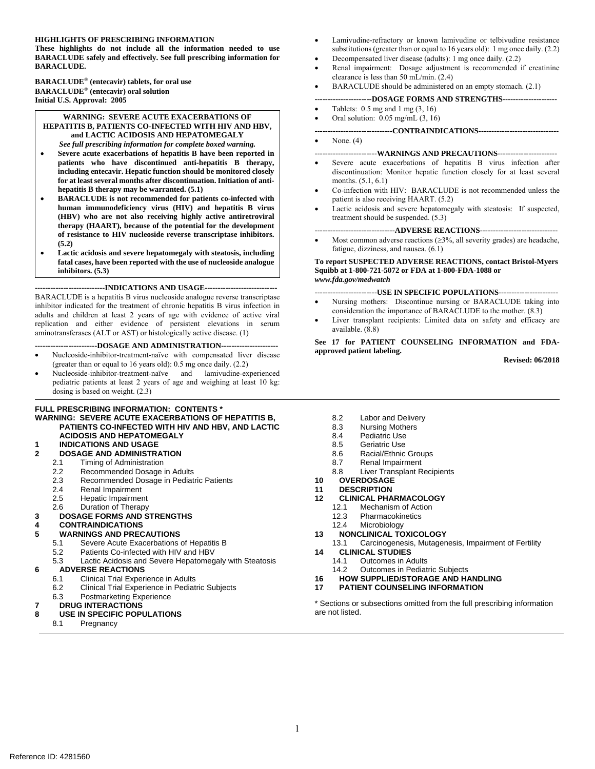**HIGHLIGHTS OF PRESCRIBING INFORMATION**

**These highlights do not include all the information needed to use BARACLUDE safely and effectively. See full prescribing information for BARACLUDE.**

**BARACLUDE® (entecavir) tablets, for oral use**
**BARACLUDE® (entecavir) oral solution**
**Initial U.S. Approval: 2005**

**WARNING: SEVERE ACUTE EXACERBATIONS OF HEPATITIS B, PATIENTS CO-INFECTED WITH HIV AND HBV, and LACTIC ACIDOSIS AND HEPATOMEGALY**

***See full prescribing information for complete boxed warning.***

- **Severe acute exacerbations of hepatitis B have been reported in patients who have discontinued anti-hepatitis B therapy, including entecavir. Hepatic function should be monitored closely for at least several months after discontinuation. Initiation of anti-hepatitis B therapy may be warranted. (5.1)**
- **BARACLUDE is not recommended for patients co-infected with human immunodeficiency virus (HIV) and hepatitis B virus (HBV) who are not also receiving highly active antiretroviral therapy (HAART), because of the potential for the development of resistance to HIV nucleoside reverse transcriptase inhibitors. (5.2)**
- **Lactic acidosis and severe hepatomegaly with steatosis, including fatal cases, have been reported with the use of nucleoside analogue inhibitors. (5.3)**

**---INDICATIONS AND USAGE---**

BARACLUDE is a hepatitis B virus nucleoside analogue reverse transcriptase inhibitor indicated for the treatment of chronic hepatitis B virus infection in adults and children at least 2 years of age with evidence of active viral replication and either evidence of persistent elevations in serum aminotransferases (ALT or AST) or histologically active disease. (1)

**---DOSAGE AND ADMINISTRATION---**

- Nucleoside-inhibitor-treatment-naïve with compensated liver disease (greater than or equal to 16 years old): 0.5 mg once daily. (2.2)
- Nucleoside-inhibitor-treatment-naïve and lamivudine-experienced pediatric patients at least 2 years of age and weighing at least 10 kg: dosing is based on weight. (2.3)
- Lamivudine-refractory or known lamivudine or telbivudine resistance substitutions (greater than or equal to 16 years old): 1 mg once daily. (2.2)
- Decompensated liver disease (adults): 1 mg once daily. (2.2)
- Renal impairment: Dosage adjustment is recommended if creatinine clearance is less than 50 mL/min. (2.4)
- BARACLUDE should be administered on an empty stomach. (2.1)

**---DOSAGE FORMS AND STRENGTHS---**

- Tablets: 0.5 mg and 1 mg (3, 16)
- Oral solution: 0.05 mg/mL (3, 16)

**---CONTRAINDICATIONS---**

- None. (4)

**---WARNINGS AND PRECAUTIONS---**

- Severe acute exacerbations of hepatitis B virus infection after discontinuation: Monitor hepatic function closely for at least several months. (5.1, 6.1)
- Co-infection with HIV: BARACLUDE is not recommended unless the patient is also receiving HAART. (5.2)
- Lactic acidosis and severe hepatomegaly with steatosis: If suspected, treatment should be suspended. (5.3)

**---ADVERSE REACTIONS---**

- Most common adverse reactions (≥3%, all severity grades) are headache, fatigue, dizziness, and nausea. (6.1)

**To report SUSPECTED ADVERSE REACTIONS, contact Bristol-Myers Squibb at 1-800-721-5072 or FDA at 1-800-FDA-1088 or *www.fda.gov/medwatch***

**---USE IN SPECIFIC POPULATIONS---**

- Nursing mothers: Discontinue nursing or BARACLUDE taking into consideration the importance of BARACLUDE to the mother. (8.3)
- Liver transplant recipients: Limited data on safety and efficacy are available. (8.8)

**See 17 for PATIENT COUNSELING INFORMATION and FDA-approved patient labeling.**

**Revised: 06/2018**

---

**FULL PRESCRIBING INFORMATION: CONTENTS \***

**WARNING: SEVERE ACUTE EXACERBATIONS OF HEPATITIS B, PATIENTS CO-INFECTED WITH HIV AND HBV, AND LACTIC ACIDOSIS AND HEPATOMEGALY**

**1 INDICATIONS AND USAGE**

**2 DOSAGE AND ADMINISTRATION**
- 2.1 Timing of Administration
- 2.2 Recommended Dosage in Adults
- 2.3 Recommended Dosage in Pediatric Patients
- 2.4 Renal Impairment
- 2.5 Hepatic Impairment
- 2.6 Duration of Therapy

**3 DOSAGE FORMS AND STRENGTHS**

**4 CONTRAINDICATIONS**

**5 WARNINGS AND PRECAUTIONS**
- 5.1 Severe Acute Exacerbations of Hepatitis B
- 5.2 Patients Co-infected with HIV and HBV
- 5.3 Lactic Acidosis and Severe Hepatomegaly with Steatosis

**6 ADVERSE REACTIONS**
- 6.1 Clinical Trial Experience in Adults
- 6.2 Clinical Trial Experience in Pediatric Subjects
- 6.3 Postmarketing Experience

**7 DRUG INTERACTIONS**

**8 USE IN SPECIFIC POPULATIONS**
- 8.1 Pregnancy
- 8.2 Labor and Delivery
- 8.3 Nursing Mothers
- 8.4 Pediatric Use
- 8.5 Geriatric Use
- 8.6 Racial/Ethnic Groups
- 8.7 Renal Impairment
- 8.8 Liver Transplant Recipients

**10 OVERDOSAGE**

**11 DESCRIPTION**

**12 CLINICAL PHARMACOLOGY**
- 12.1 Mechanism of Action
- 12.3 Pharmacokinetics
- 12.4 Microbiology

**13 NONCLINICAL TOXICOLOGY**
- 13.1 Carcinogenesis, Mutagenesis, Impairment of Fertility

**14 CLINICAL STUDIES**
- 14.1 Outcomes in Adults
- 14.2 Outcomes in Pediatric Subjects

**16 HOW SUPPLIED/STORAGE AND HANDLING**

**17 PATIENT COUNSELING INFORMATION**

\* Sections or subsections omitted from the full prescribing information are not listed.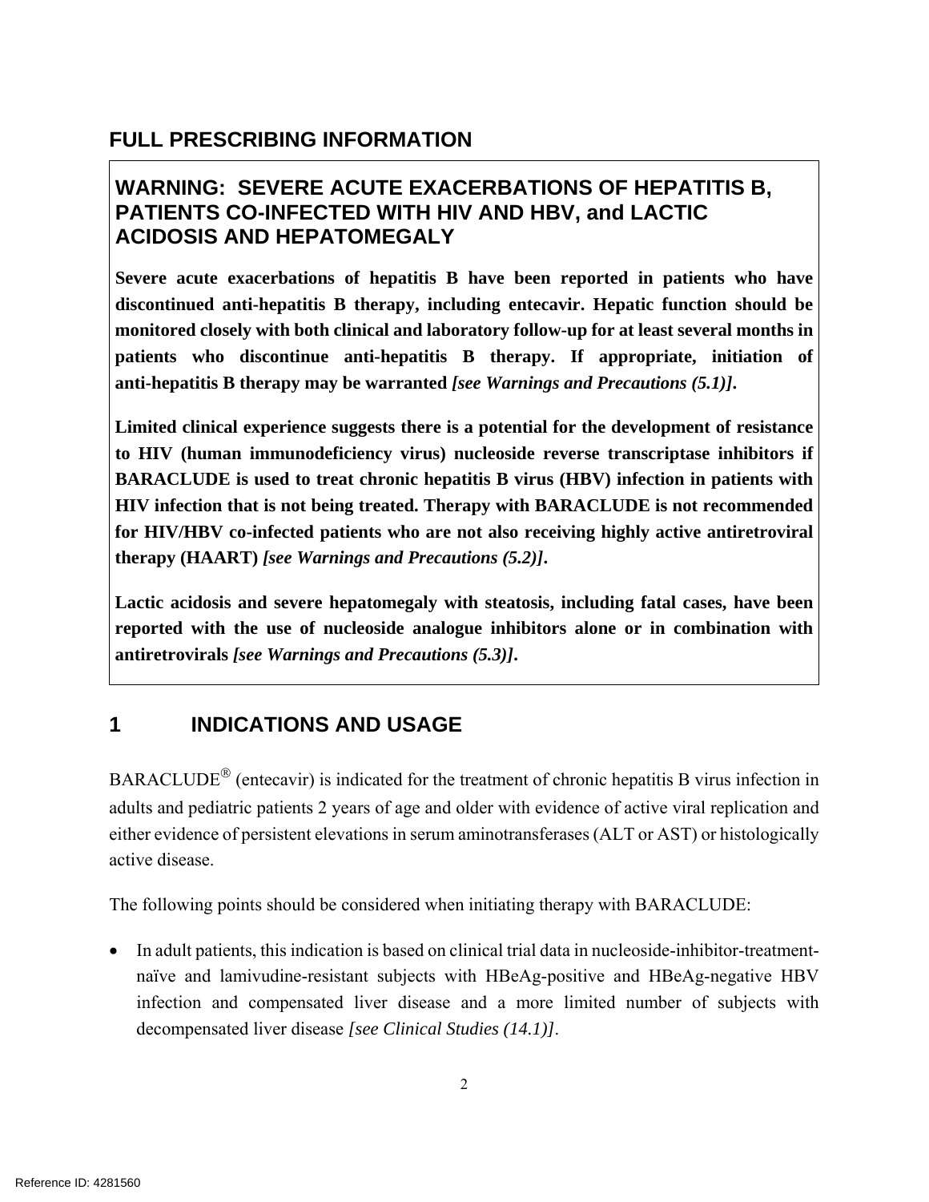# FULL PRESCRIBING INFORMATION

## WARNING: SEVERE ACUTE EXACERBATIONS OF HEPATITIS B, PATIENTS CO-INFECTED WITH HIV AND HBV, and LACTIC ACIDOSIS AND HEPATOMEGALY

**Severe acute exacerbations of hepatitis B have been reported in patients who have discontinued anti-hepatitis B therapy, including entecavir. Hepatic function should be monitored closely with both clinical and laboratory follow-up for at least several months in patients who discontinue anti-hepatitis B therapy. If appropriate, initiation of anti-hepatitis B therapy may be warranted** ***[see Warnings and Precautions (5.1)]*****.**

**Limited clinical experience suggests there is a potential for the development of resistance to HIV (human immunodeficiency virus) nucleoside reverse transcriptase inhibitors if BARACLUDE is used to treat chronic hepatitis B virus (HBV) infection in patients with HIV infection that is not being treated. Therapy with BARACLUDE is not recommended for HIV/HBV co-infected patients who are not also receiving highly active antiretroviral therapy (HAART)** ***[see Warnings and Precautions (5.2)]*****.**

**Lactic acidosis and severe hepatomegaly with steatosis, including fatal cases, have been reported with the use of nucleoside analogue inhibitors alone or in combination with antiretrovirals** ***[see Warnings and Precautions (5.3)]*****.**

## 1 INDICATIONS AND USAGE

BARACLUDE® (entecavir) is indicated for the treatment of chronic hepatitis B virus infection in adults and pediatric patients 2 years of age and older with evidence of active viral replication and either evidence of persistent elevations in serum aminotransferases (ALT or AST) or histologically active disease.

The following points should be considered when initiating therapy with BARACLUDE:

- In adult patients, this indication is based on clinical trial data in nucleoside-inhibitor-treatment-naïve and lamivudine-resistant subjects with HBeAg-positive and HBeAg-negative HBV infection and compensated liver disease and a more limited number of subjects with decompensated liver disease *[see Clinical Studies (14.1)]*.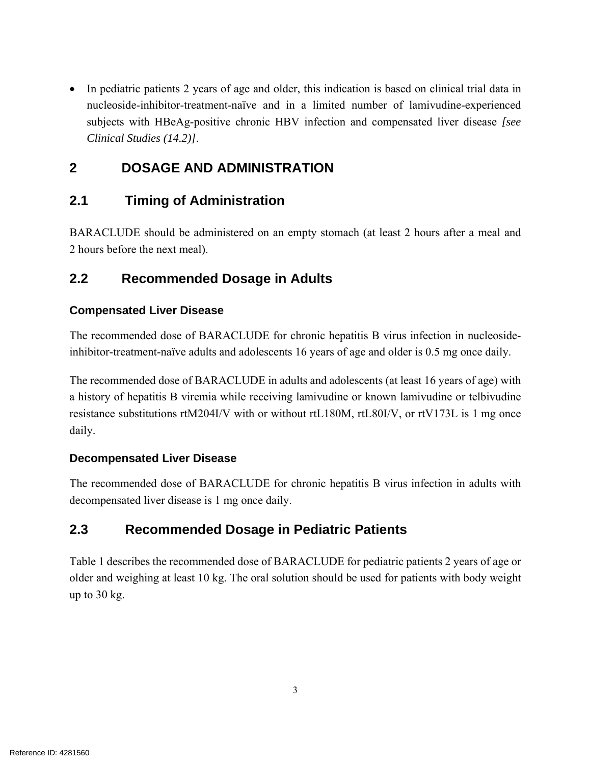- In pediatric patients 2 years of age and older, this indication is based on clinical trial data in nucleoside-inhibitor-treatment-naïve and in a limited number of lamivudine-experienced subjects with HBeAg-positive chronic HBV infection and compensated liver disease *[see Clinical Studies (14.2)]*.

# 2 DOSAGE AND ADMINISTRATION

## 2.1 Timing of Administration

BARACLUDE should be administered on an empty stomach (at least 2 hours after a meal and 2 hours before the next meal).

## 2.2 Recommended Dosage in Adults

### Compensated Liver Disease

The recommended dose of BARACLUDE for chronic hepatitis B virus infection in nucleoside-inhibitor-treatment-naïve adults and adolescents 16 years of age and older is 0.5 mg once daily.

The recommended dose of BARACLUDE in adults and adolescents (at least 16 years of age) with a history of hepatitis B viremia while receiving lamivudine or known lamivudine or telbivudine resistance substitutions rtM204I/V with or without rtL180M, rtL80I/V, or rtV173L is 1 mg once daily.

### Decompensated Liver Disease

The recommended dose of BARACLUDE for chronic hepatitis B virus infection in adults with decompensated liver disease is 1 mg once daily.

## 2.3 Recommended Dosage in Pediatric Patients

Table 1 describes the recommended dose of BARACLUDE for pediatric patients 2 years of age or older and weighing at least 10 kg. The oral solution should be used for patients with body weight up to 30 kg.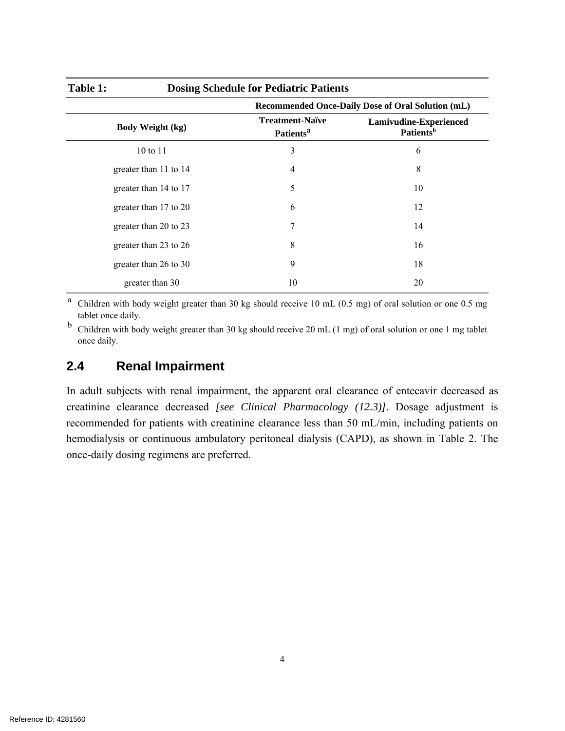**Table 1: Dosing Schedule for Pediatric Patients**

| Body Weight (kg) | Recommended Once-Daily Dose of Oral Solution (mL) | |
|---|---|---|
| | Treatment-Naïve Patients[a] | Lamivudine-Experienced Patients[b] |
| 10 to 11 | 3 | 6 |
| greater than 11 to 14 | 4 | 8 |
| greater than 14 to 17 | 5 | 10 |
| greater than 17 to 20 | 6 | 12 |
| greater than 20 to 23 | 7 | 14 |
| greater than 23 to 26 | 8 | 16 |
| greater than 26 to 30 | 9 | 18 |
| greater than 30 | 10 | 20 |

[a] Children with body weight greater than 30 kg should receive 10 mL (0.5 mg) of oral solution or one 0.5 mg tablet once daily.

[b] Children with body weight greater than 30 kg should receive 20 mL (1 mg) of oral solution or one 1 mg tablet once daily.

## 2.4 Renal Impairment

In adult subjects with renal impairment, the apparent oral clearance of entecavir decreased as creatinine clearance decreased *[see Clinical Pharmacology (12.3)]*. Dosage adjustment is recommended for patients with creatinine clearance less than 50 mL/min, including patients on hemodialysis or continuous ambulatory peritoneal dialysis (CAPD), as shown in Table 2. The once-daily dosing regimens are preferred.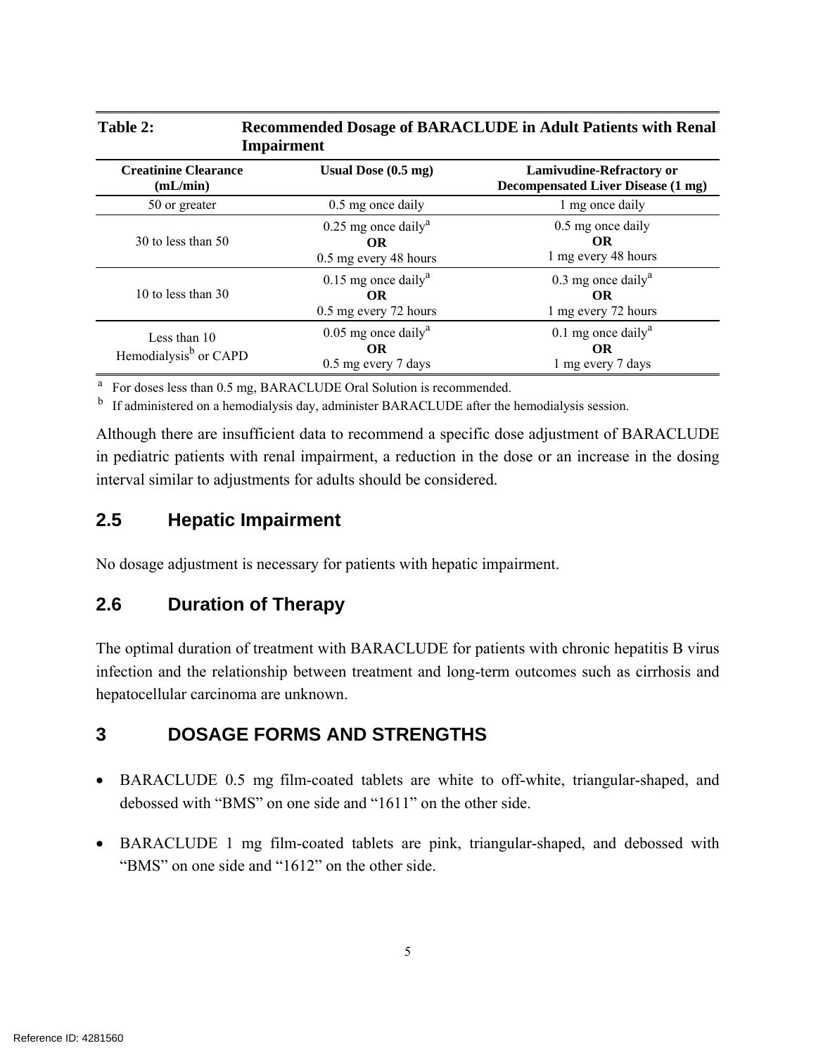**Table 2: Recommended Dosage of BARACLUDE in Adult Patients with Renal Impairment**

| Creatinine Clearance (mL/min) | Usual Dose (0.5 mg) | Lamivudine-Refractory or Decompensated Liver Disease (1 mg) |
|---|---|---|
| 50 or greater | 0.5 mg once daily | 1 mg once daily |
| 30 to less than 50 | 0.25 mg once daily[a] **OR** 0.5 mg every 48 hours | 0.5 mg once daily **OR** 1 mg every 48 hours |
| 10 to less than 30 | 0.15 mg once daily[a] **OR** 0.5 mg every 72 hours | 0.3 mg once daily[a] **OR** 1 mg every 72 hours |
| Less than 10 Hemodialysis[b] or CAPD | 0.05 mg once daily[a] **OR** 0.5 mg every 7 days | 0.1 mg once daily[a] **OR** 1 mg every 7 days |

[a] For doses less than 0.5 mg, BARACLUDE Oral Solution is recommended.

[b] If administered on a hemodialysis day, administer BARACLUDE after the hemodialysis session.

Although there are insufficient data to recommend a specific dose adjustment of BARACLUDE in pediatric patients with renal impairment, a reduction in the dose or an increase in the dosing interval similar to adjustments for adults should be considered.

## 2.5 Hepatic Impairment

No dosage adjustment is necessary for patients with hepatic impairment.

## 2.6 Duration of Therapy

The optimal duration of treatment with BARACLUDE for patients with chronic hepatitis B virus infection and the relationship between treatment and long-term outcomes such as cirrhosis and hepatocellular carcinoma are unknown.

# 3 DOSAGE FORMS AND STRENGTHS

- BARACLUDE 0.5 mg film-coated tablets are white to off-white, triangular-shaped, and debossed with “BMS” on one side and “1611” on the other side.
- BARACLUDE 1 mg film-coated tablets are pink, triangular-shaped, and debossed with “BMS” on one side and “1612” on the other side.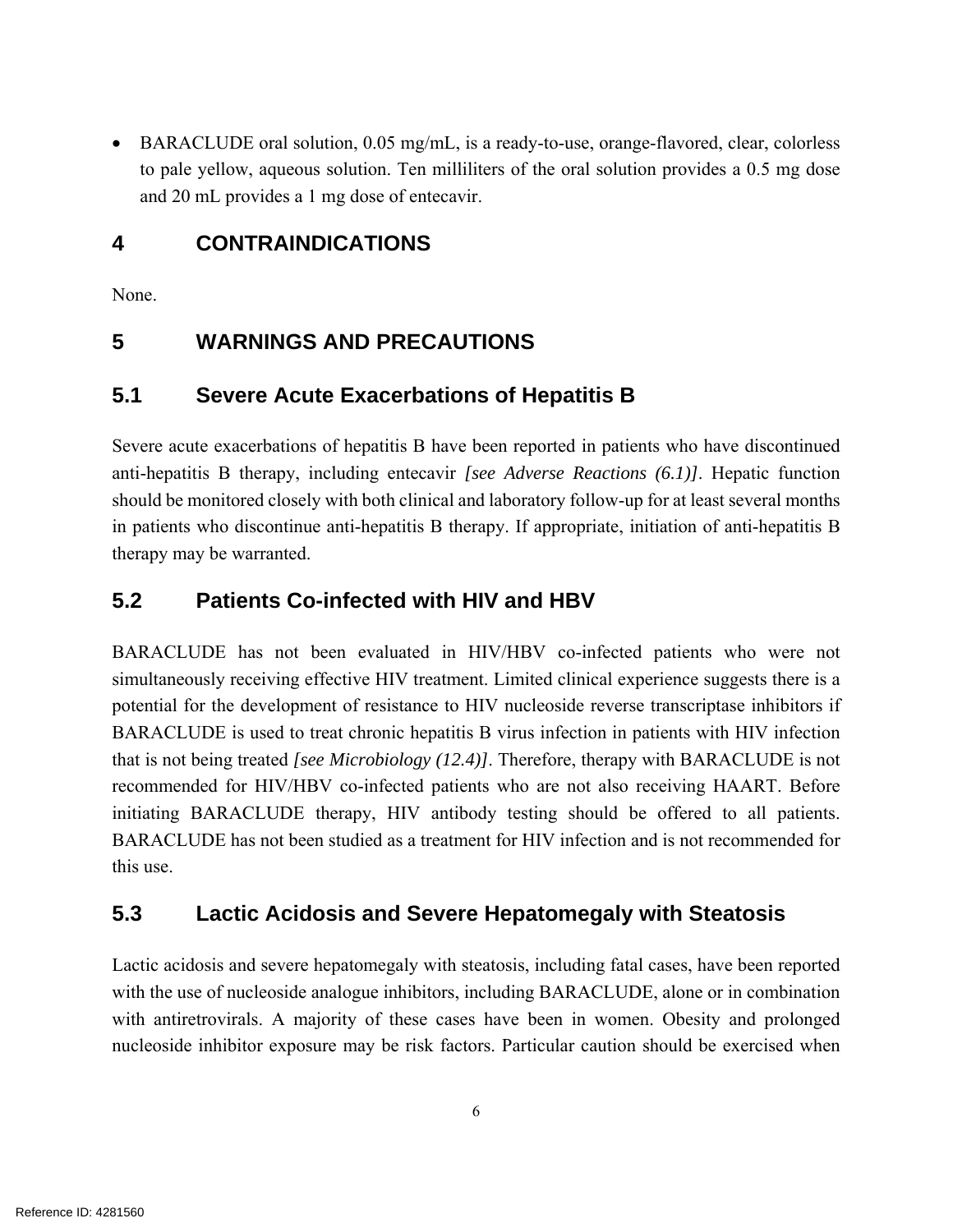- BARACLUDE oral solution, 0.05 mg/mL, is a ready-to-use, orange-flavored, clear, colorless to pale yellow, aqueous solution. Ten milliliters of the oral solution provides a 0.5 mg dose and 20 mL provides a 1 mg dose of entecavir.

# 4 CONTRAINDICATIONS

None.

# 5 WARNINGS AND PRECAUTIONS

## 5.1 Severe Acute Exacerbations of Hepatitis B

Severe acute exacerbations of hepatitis B have been reported in patients who have discontinued anti-hepatitis B therapy, including entecavir *[see Adverse Reactions (6.1)]*. Hepatic function should be monitored closely with both clinical and laboratory follow-up for at least several months in patients who discontinue anti-hepatitis B therapy. If appropriate, initiation of anti-hepatitis B therapy may be warranted.

## 5.2 Patients Co-infected with HIV and HBV

BARACLUDE has not been evaluated in HIV/HBV co-infected patients who were not simultaneously receiving effective HIV treatment. Limited clinical experience suggests there is a potential for the development of resistance to HIV nucleoside reverse transcriptase inhibitors if BARACLUDE is used to treat chronic hepatitis B virus infection in patients with HIV infection that is not being treated *[see Microbiology (12.4)]*. Therefore, therapy with BARACLUDE is not recommended for HIV/HBV co-infected patients who are not also receiving HAART. Before initiating BARACLUDE therapy, HIV antibody testing should be offered to all patients. BARACLUDE has not been studied as a treatment for HIV infection and is not recommended for this use.

## 5.3 Lactic Acidosis and Severe Hepatomegaly with Steatosis

Lactic acidosis and severe hepatomegaly with steatosis, including fatal cases, have been reported with the use of nucleoside analogue inhibitors, including BARACLUDE, alone or in combination with antiretrovirals. A majority of these cases have been in women. Obesity and prolonged nucleoside inhibitor exposure may be risk factors. Particular caution should be exercised when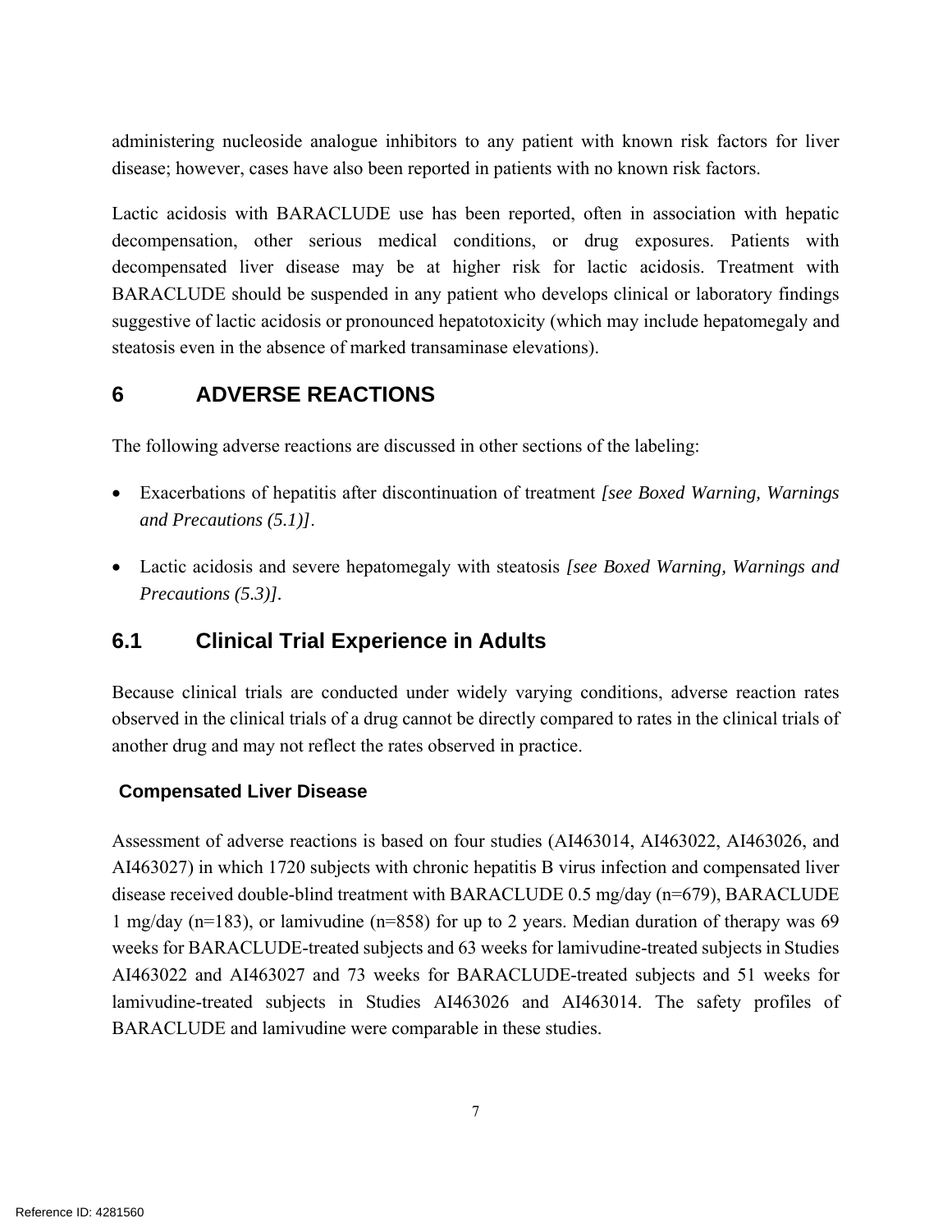administering nucleoside analogue inhibitors to any patient with known risk factors for liver disease; however, cases have also been reported in patients with no known risk factors.

Lactic acidosis with BARACLUDE use has been reported, often in association with hepatic decompensation, other serious medical conditions, or drug exposures. Patients with decompensated liver disease may be at higher risk for lactic acidosis. Treatment with BARACLUDE should be suspended in any patient who develops clinical or laboratory findings suggestive of lactic acidosis or pronounced hepatotoxicity (which may include hepatomegaly and steatosis even in the absence of marked transaminase elevations).

# 6 ADVERSE REACTIONS

The following adverse reactions are discussed in other sections of the labeling:

- Exacerbations of hepatitis after discontinuation of treatment *[see Boxed Warning, Warnings and Precautions (5.1)]*.
- Lactic acidosis and severe hepatomegaly with steatosis *[see Boxed Warning, Warnings and Precautions (5.3)]*.

## 6.1 Clinical Trial Experience in Adults

Because clinical trials are conducted under widely varying conditions, adverse reaction rates observed in the clinical trials of a drug cannot be directly compared to rates in the clinical trials of another drug and may not reflect the rates observed in practice.

### Compensated Liver Disease

Assessment of adverse reactions is based on four studies (AI463014, AI463022, AI463026, and AI463027) in which 1720 subjects with chronic hepatitis B virus infection and compensated liver disease received double-blind treatment with BARACLUDE 0.5 mg/day (n=679), BARACLUDE 1 mg/day (n=183), or lamivudine (n=858) for up to 2 years. Median duration of therapy was 69 weeks for BARACLUDE-treated subjects and 63 weeks for lamivudine-treated subjects in Studies AI463022 and AI463027 and 73 weeks for BARACLUDE-treated subjects and 51 weeks for lamivudine-treated subjects in Studies AI463026 and AI463014. The safety profiles of BARACLUDE and lamivudine were comparable in these studies.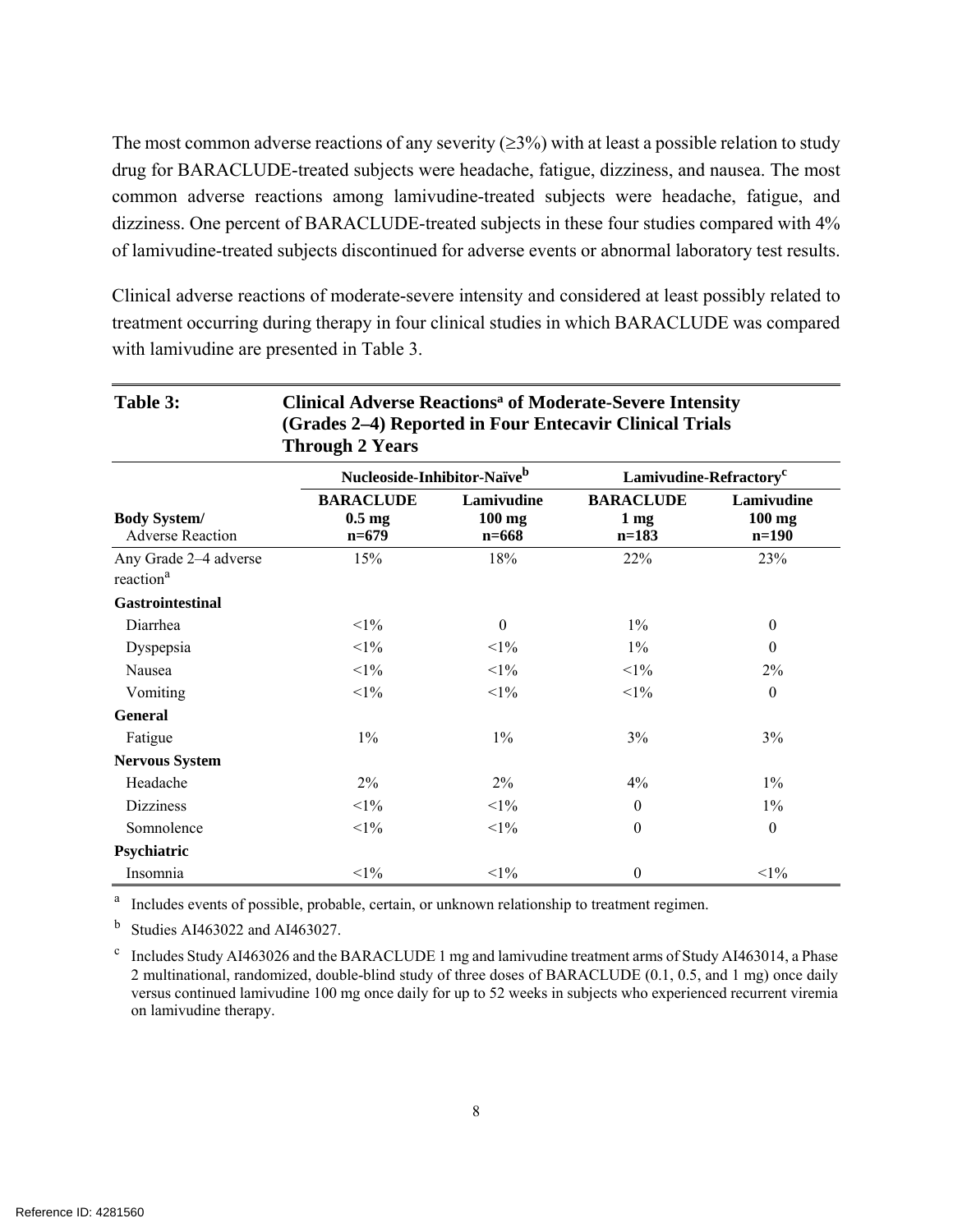The most common adverse reactions of any severity (≥3%) with at least a possible relation to study drug for BARACLUDE-treated subjects were headache, fatigue, dizziness, and nausea. The most common adverse reactions among lamivudine-treated subjects were headache, fatigue, and dizziness. One percent of BARACLUDE-treated subjects in these four studies compared with 4% of lamivudine-treated subjects discontinued for adverse events or abnormal laboratory test results.

Clinical adverse reactions of moderate-severe intensity and considered at least possibly related to treatment occurring during therapy in four clinical studies in which BARACLUDE was compared with lamivudine are presented in Table 3.

**Table 3: Clinical Adverse Reactions[a] of Moderate-Severe Intensity (Grades 2–4) Reported in Four Entecavir Clinical Trials Through 2 Years**

| | Nucleoside-Inhibitor-Naïve[b] | | Lamivudine-Refractory[c] | |
|---|---|---|---|---|
| **Body System/** Adverse Reaction | **BARACLUDE 0.5 mg n=679** | **Lamivudine 100 mg n=668** | **BARACLUDE 1 mg n=183** | **Lamivudine 100 mg n=190** |
| Any Grade 2–4 adverse reaction[a] | 15% | 18% | 22% | 23% |
| **Gastrointestinal** | | | | |
| Diarrhea | <1% | 0 | 1% | 0 |
| Dyspepsia | <1% | <1% | 1% | 0 |
| Nausea | <1% | <1% | <1% | 2% |
| Vomiting | <1% | <1% | <1% | 0 |
| **General** | | | | |
| Fatigue | 1% | 1% | 3% | 3% |
| **Nervous System** | | | | |
| Headache | 2% | 2% | 4% | 1% |
| Dizziness | <1% | <1% | 0 | 1% |
| Somnolence | <1% | <1% | 0 | 0 |
| **Psychiatric** | | | | |
| Insomnia | <1% | <1% | 0 | <1% |

[a] Includes events of possible, probable, certain, or unknown relationship to treatment regimen.

[b] Studies AI463022 and AI463027.

[c] Includes Study AI463026 and the BARACLUDE 1 mg and lamivudine treatment arms of Study AI463014, a Phase 2 multinational, randomized, double-blind study of three doses of BARACLUDE (0.1, 0.5, and 1 mg) once daily versus continued lamivudine 100 mg once daily for up to 52 weeks in subjects who experienced recurrent viremia on lamivudine therapy.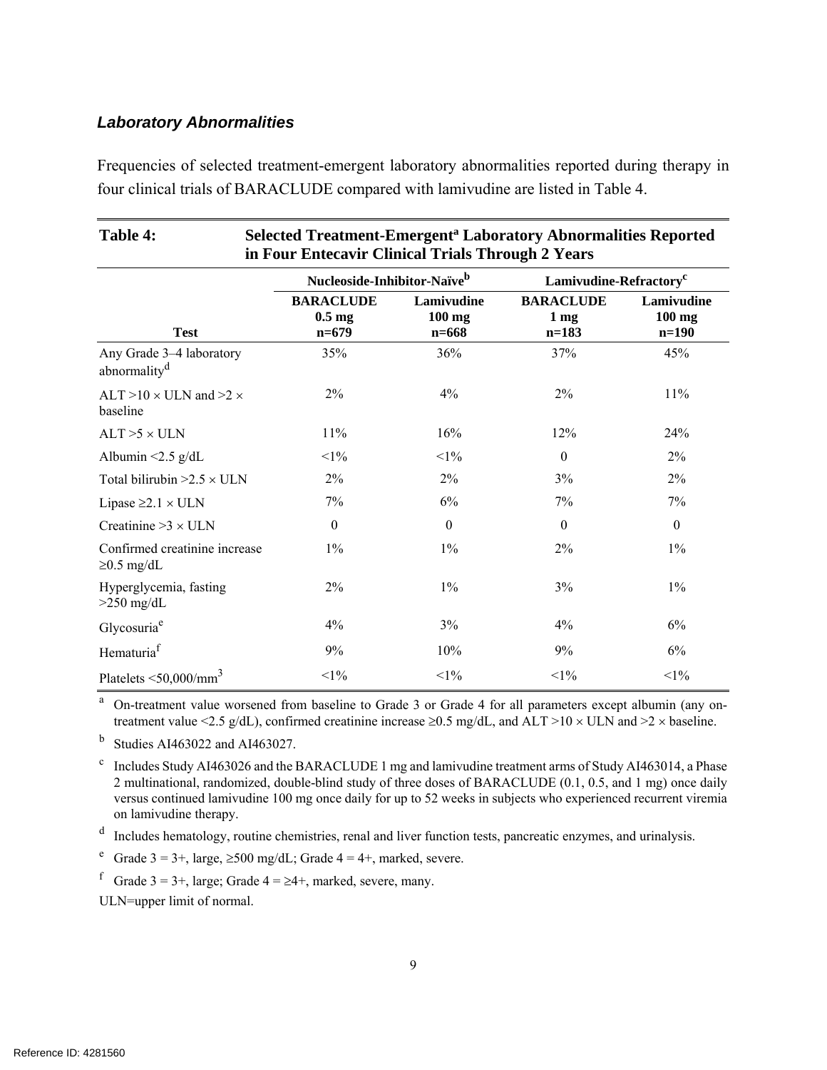### *Laboratory Abnormalities*

Frequencies of selected treatment-emergent laboratory abnormalities reported during therapy in four clinical trials of BARACLUDE compared with lamivudine are listed in Table 4.

**Table 4: Selected Treatment-Emergent[a] Laboratory Abnormalities Reported in Four Entecavir Clinical Trials Through 2 Years**

| | Nucleoside-Inhibitor-Naïve[b] | | Lamivudine-Refractory[c] | |
|---|---|---|---|---|
| **Test** | **BARACLUDE 0.5 mg n=679** | **Lamivudine 100 mg n=668** | **BARACLUDE 1 mg n=183** | **Lamivudine 100 mg n=190** |
| Any Grade 3–4 laboratory abnormality[d] | 35% | 36% | 37% | 45% |
| ALT >10 × ULN and >2 × baseline | 2% | 4% | 2% | 11% |
| ALT >5 × ULN | 11% | 16% | 12% | 24% |
| Albumin <2.5 g/dL | <1% | <1% | 0 | 2% |
| Total bilirubin >2.5 × ULN | 2% | 2% | 3% | 2% |
| Lipase ≥2.1 × ULN | 7% | 6% | 7% | 7% |
| Creatinine >3 × ULN | 0 | 0 | 0 | 0 |
| Confirmed creatinine increase ≥0.5 mg/dL | 1% | 1% | 2% | 1% |
| Hyperglycemia, fasting >250 mg/dL | 2% | 1% | 3% | 1% |
| Glycosuria[e] | 4% | 3% | 4% | 6% |
| Hematuria[f] | 9% | 10% | 9% | 6% |
| Platelets <50,000/mm$^3$ | <1% | <1% | <1% | <1% |

[a] On-treatment value worsened from baseline to Grade 3 or Grade 4 for all parameters except albumin (any on-treatment value <2.5 g/dL), confirmed creatinine increase ≥0.5 mg/dL, and ALT >10 × ULN and >2 × baseline.

[b] Studies AI463022 and AI463027.

[c] Includes Study AI463026 and the BARACLUDE 1 mg and lamivudine treatment arms of Study AI463014, a Phase 2 multinational, randomized, double-blind study of three doses of BARACLUDE (0.1, 0.5, and 1 mg) once daily versus continued lamivudine 100 mg once daily for up to 52 weeks in subjects who experienced recurrent viremia on lamivudine therapy.

[d] Includes hematology, routine chemistries, renal and liver function tests, pancreatic enzymes, and urinalysis.

[e] Grade 3 = 3+, large, ≥500 mg/dL; Grade 4 = 4+, marked, severe.

[f] Grade 3 = 3+, large; Grade 4 = ≥4+, marked, severe, many.

ULN=upper limit of normal.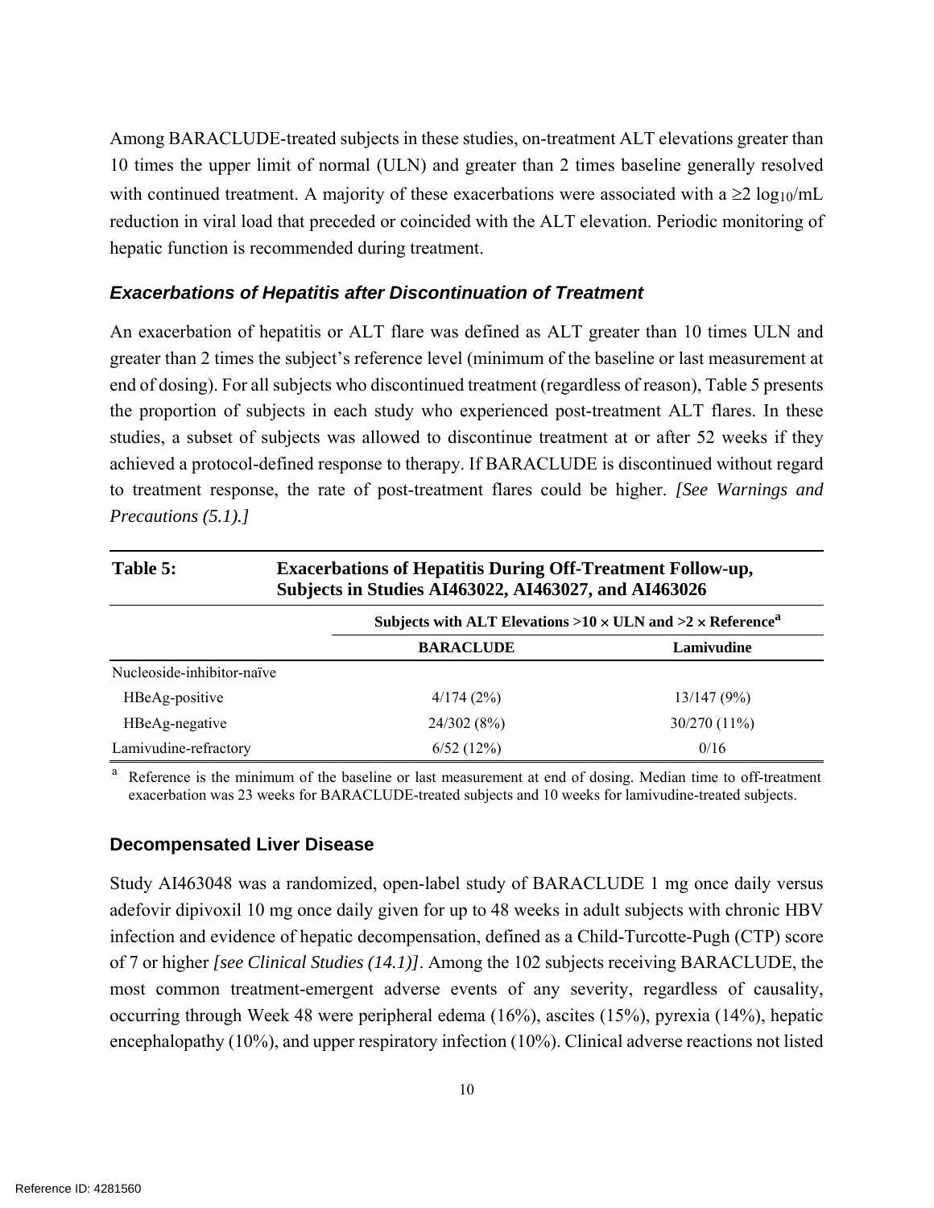Among BARACLUDE-treated subjects in these studies, on-treatment ALT elevations greater than 10 times the upper limit of normal (ULN) and greater than 2 times baseline generally resolved with continued treatment. A majority of these exacerbations were associated with a ≥2 $\log_{10}$/mL reduction in viral load that preceded or coincided with the ALT elevation. Periodic monitoring of hepatic function is recommended during treatment.

### *Exacerbations of Hepatitis after Discontinuation of Treatment*

An exacerbation of hepatitis or ALT flare was defined as ALT greater than 10 times ULN and greater than 2 times the subject's reference level (minimum of the baseline or last measurement at end of dosing). For all subjects who discontinued treatment (regardless of reason), Table 5 presents the proportion of subjects in each study who experienced post-treatment ALT flares. In these studies, a subset of subjects was allowed to discontinue treatment at or after 52 weeks if they achieved a protocol-defined response to therapy. If BARACLUDE is discontinued without regard to treatment response, the rate of post-treatment flares could be higher. *[See Warnings and Precautions (5.1).]*

**Table 5: Exacerbations of Hepatitis During Off-Treatment Follow-up, Subjects in Studies AI463022, AI463027, and AI463026**

| | Subjects with ALT Elevations >10 × ULN and >2 × Reference[a] | |
|---|---|---|
| | **BARACLUDE** | **Lamivudine** |
| Nucleoside-inhibitor-naïve | | |
| HBeAg-positive | 4/174 (2%) | 13/147 (9%) |
| HBeAg-negative | 24/302 (8%) | 30/270 (11%) |
| Lamivudine-refractory | 6/52 (12%) | 0/16 |

[a] Reference is the minimum of the baseline or last measurement at end of dosing. Median time to off-treatment exacerbation was 23 weeks for BARACLUDE-treated subjects and 10 weeks for lamivudine-treated subjects.

### Decompensated Liver Disease

Study AI463048 was a randomized, open-label study of BARACLUDE 1 mg once daily versus adefovir dipivoxil 10 mg once daily given for up to 48 weeks in adult subjects with chronic HBV infection and evidence of hepatic decompensation, defined as a Child-Turcotte-Pugh (CTP) score of 7 or higher *[see Clinical Studies (14.1)]*. Among the 102 subjects receiving BARACLUDE, the most common treatment-emergent adverse events of any severity, regardless of causality, occurring through Week 48 were peripheral edema (16%), ascites (15%), pyrexia (14%), hepatic encephalopathy (10%), and upper respiratory infection (10%). Clinical adverse reactions not listed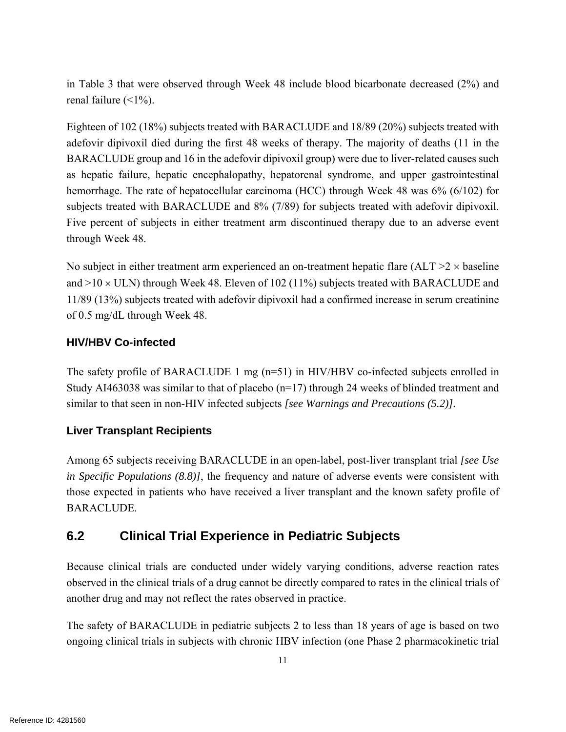in Table 3 that were observed through Week 48 include blood bicarbonate decreased (2%) and renal failure (<1%).

Eighteen of 102 (18%) subjects treated with BARACLUDE and 18/89 (20%) subjects treated with adefovir dipivoxil died during the first 48 weeks of therapy. The majority of deaths (11 in the BARACLUDE group and 16 in the adefovir dipivoxil group) were due to liver-related causes such as hepatic failure, hepatic encephalopathy, hepatorenal syndrome, and upper gastrointestinal hemorrhage. The rate of hepatocellular carcinoma (HCC) through Week 48 was 6% (6/102) for subjects treated with BARACLUDE and 8% (7/89) for subjects treated with adefovir dipivoxil. Five percent of subjects in either treatment arm discontinued therapy due to an adverse event through Week 48.

No subject in either treatment arm experienced an on-treatment hepatic flare (ALT >2 × baseline and >10 × ULN) through Week 48. Eleven of 102 (11%) subjects treated with BARACLUDE and 11/89 (13%) subjects treated with adefovir dipivoxil had a confirmed increase in serum creatinine of 0.5 mg/dL through Week 48.

### HIV/HBV Co-infected

The safety profile of BARACLUDE 1 mg (n=51) in HIV/HBV co-infected subjects enrolled in Study AI463038 was similar to that of placebo (n=17) through 24 weeks of blinded treatment and similar to that seen in non-HIV infected subjects *[see Warnings and Precautions (5.2)]*.

### Liver Transplant Recipients

Among 65 subjects receiving BARACLUDE in an open-label, post-liver transplant trial *[see Use in Specific Populations (8.8)]*, the frequency and nature of adverse events were consistent with those expected in patients who have received a liver transplant and the known safety profile of BARACLUDE.

## 6.2 Clinical Trial Experience in Pediatric Subjects

Because clinical trials are conducted under widely varying conditions, adverse reaction rates observed in the clinical trials of a drug cannot be directly compared to rates in the clinical trials of another drug and may not reflect the rates observed in practice.

The safety of BARACLUDE in pediatric subjects 2 to less than 18 years of age is based on two ongoing clinical trials in subjects with chronic HBV infection (one Phase 2 pharmacokinetic trial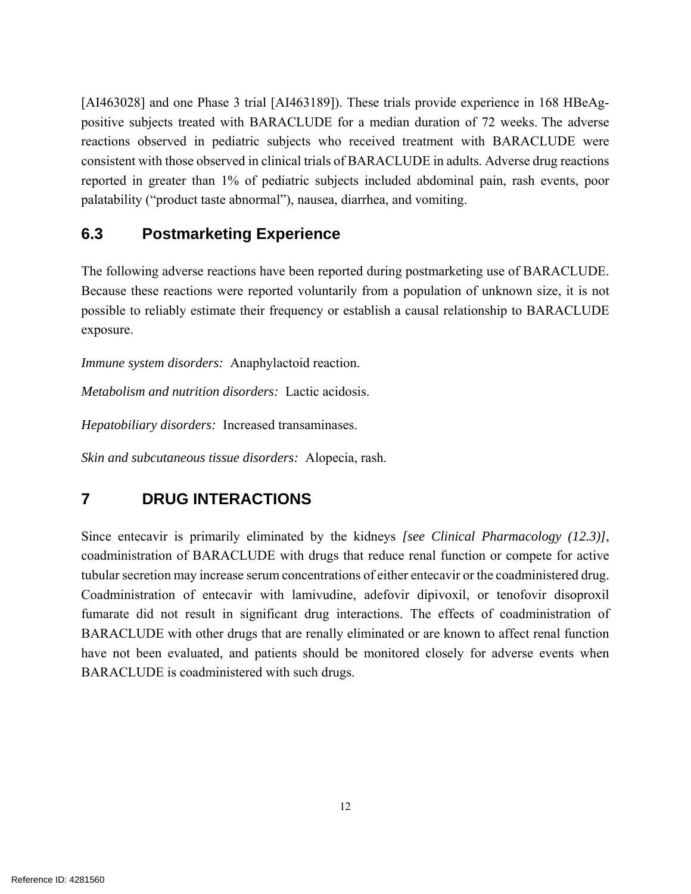[AI463028] and one Phase 3 trial [AI463189]). These trials provide experience in 168 HBeAg-positive subjects treated with BARACLUDE for a median duration of 72 weeks. The adverse reactions observed in pediatric subjects who received treatment with BARACLUDE were consistent with those observed in clinical trials of BARACLUDE in adults. Adverse drug reactions reported in greater than 1% of pediatric subjects included abdominal pain, rash events, poor palatability ("product taste abnormal"), nausea, diarrhea, and vomiting.

## 6.3 Postmarketing Experience

The following adverse reactions have been reported during postmarketing use of BARACLUDE. Because these reactions were reported voluntarily from a population of unknown size, it is not possible to reliably estimate their frequency or establish a causal relationship to BARACLUDE exposure.

*Immune system disorders:* Anaphylactoid reaction.

*Metabolism and nutrition disorders:* Lactic acidosis.

*Hepatobiliary disorders:* Increased transaminases.

*Skin and subcutaneous tissue disorders:* Alopecia, rash.

# 7 DRUG INTERACTIONS

Since entecavir is primarily eliminated by the kidneys *[see Clinical Pharmacology (12.3)]*, coadministration of BARACLUDE with drugs that reduce renal function or compete for active tubular secretion may increase serum concentrations of either entecavir or the coadministered drug. Coadministration of entecavir with lamivudine, adefovir dipivoxil, or tenofovir disoproxil fumarate did not result in significant drug interactions. The effects of coadministration of BARACLUDE with other drugs that are renally eliminated or are known to affect renal function have not been evaluated, and patients should be monitored closely for adverse events when BARACLUDE is coadministered with such drugs.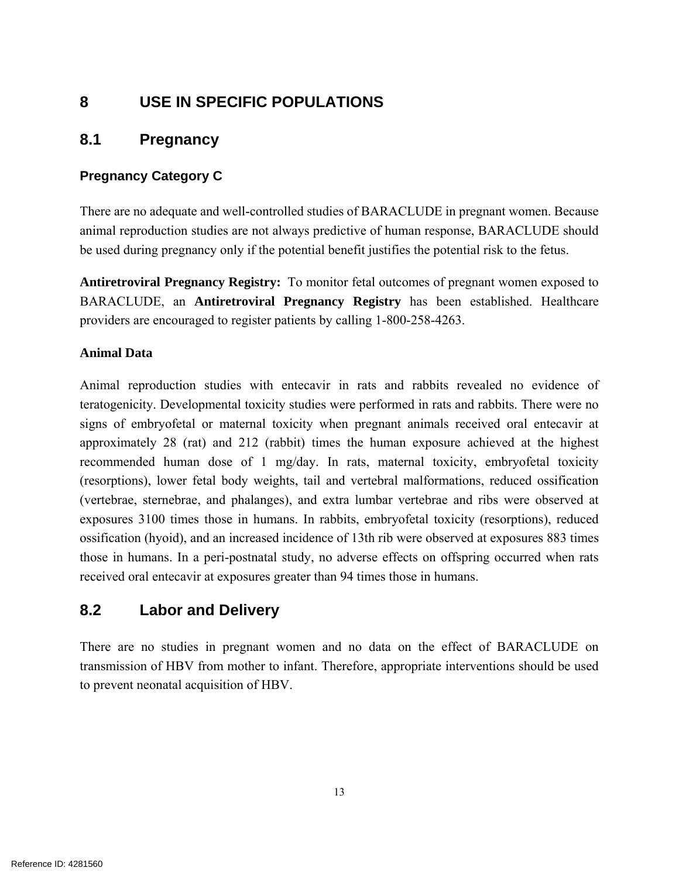# 8 USE IN SPECIFIC POPULATIONS

## 8.1 Pregnancy

### Pregnancy Category C

There are no adequate and well-controlled studies of BARACLUDE in pregnant women. Because animal reproduction studies are not always predictive of human response, BARACLUDE should be used during pregnancy only if the potential benefit justifies the potential risk to the fetus.

**Antiretroviral Pregnancy Registry:** To monitor fetal outcomes of pregnant women exposed to BARACLUDE, an **Antiretroviral Pregnancy Registry** has been established. Healthcare providers are encouraged to register patients by calling 1-800-258-4263.

**Animal Data**

Animal reproduction studies with entecavir in rats and rabbits revealed no evidence of teratogenicity. Developmental toxicity studies were performed in rats and rabbits. There were no signs of embryofetal or maternal toxicity when pregnant animals received oral entecavir at approximately 28 (rat) and 212 (rabbit) times the human exposure achieved at the highest recommended human dose of 1 mg/day. In rats, maternal toxicity, embryofetal toxicity (resorptions), lower fetal body weights, tail and vertebral malformations, reduced ossification (vertebrae, sternebrae, and phalanges), and extra lumbar vertebrae and ribs were observed at exposures 3100 times those in humans. In rabbits, embryofetal toxicity (resorptions), reduced ossification (hyoid), and an increased incidence of 13th rib were observed at exposures 883 times those in humans. In a peri-postnatal study, no adverse effects on offspring occurred when rats received oral entecavir at exposures greater than 94 times those in humans.

## 8.2 Labor and Delivery

There are no studies in pregnant women and no data on the effect of BARACLUDE on transmission of HBV from mother to infant. Therefore, appropriate interventions should be used to prevent neonatal acquisition of HBV.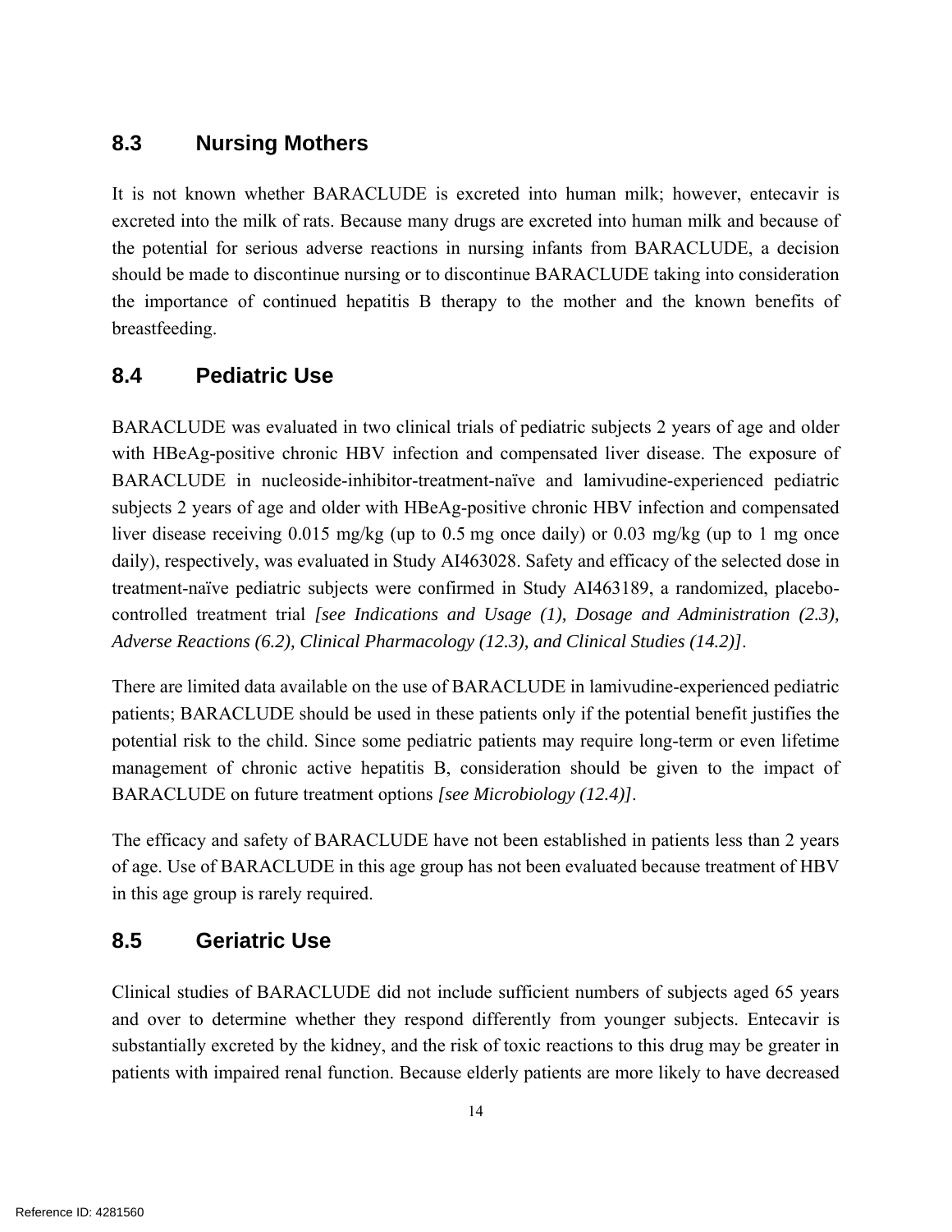## 8.3 Nursing Mothers

It is not known whether BARACLUDE is excreted into human milk; however, entecavir is excreted into the milk of rats. Because many drugs are excreted into human milk and because of the potential for serious adverse reactions in nursing infants from BARACLUDE, a decision should be made to discontinue nursing or to discontinue BARACLUDE taking into consideration the importance of continued hepatitis B therapy to the mother and the known benefits of breastfeeding.

## 8.4 Pediatric Use

BARACLUDE was evaluated in two clinical trials of pediatric subjects 2 years of age and older with HBeAg-positive chronic HBV infection and compensated liver disease. The exposure of BARACLUDE in nucleoside-inhibitor-treatment-naïve and lamivudine-experienced pediatric subjects 2 years of age and older with HBeAg-positive chronic HBV infection and compensated liver disease receiving 0.015 mg/kg (up to 0.5 mg once daily) or 0.03 mg/kg (up to 1 mg once daily), respectively, was evaluated in Study AI463028. Safety and efficacy of the selected dose in treatment-naïve pediatric subjects were confirmed in Study AI463189, a randomized, placebo-controlled treatment trial *[see Indications and Usage (1), Dosage and Administration (2.3), Adverse Reactions (6.2), Clinical Pharmacology (12.3), and Clinical Studies (14.2)]*.

There are limited data available on the use of BARACLUDE in lamivudine-experienced pediatric patients; BARACLUDE should be used in these patients only if the potential benefit justifies the potential risk to the child. Since some pediatric patients may require long-term or even lifetime management of chronic active hepatitis B, consideration should be given to the impact of BARACLUDE on future treatment options *[see Microbiology (12.4)]*.

The efficacy and safety of BARACLUDE have not been established in patients less than 2 years of age. Use of BARACLUDE in this age group has not been evaluated because treatment of HBV in this age group is rarely required.

## 8.5 Geriatric Use

Clinical studies of BARACLUDE did not include sufficient numbers of subjects aged 65 years and over to determine whether they respond differently from younger subjects. Entecavir is substantially excreted by the kidney, and the risk of toxic reactions to this drug may be greater in patients with impaired renal function. Because elderly patients are more likely to have decreased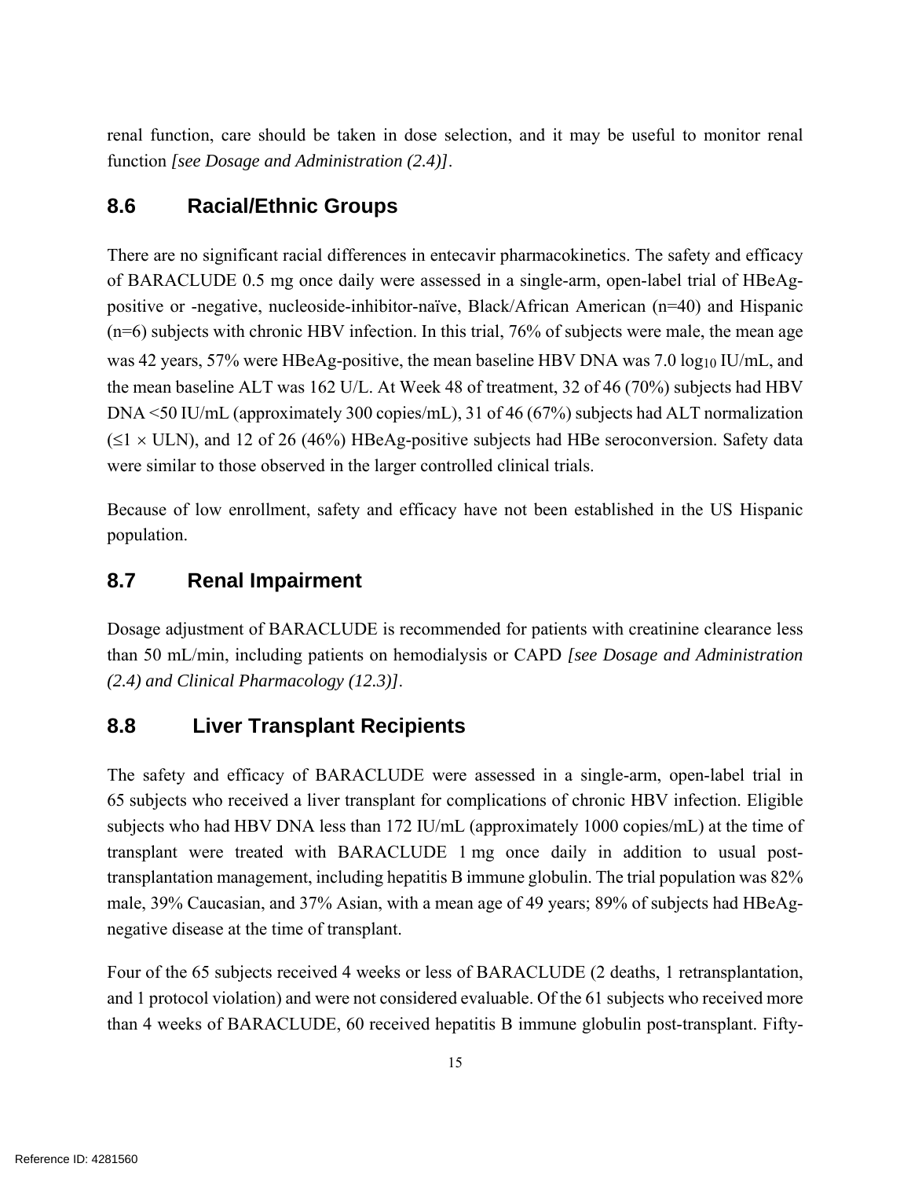renal function, care should be taken in dose selection, and it may be useful to monitor renal function *[see Dosage and Administration (2.4)]*.

## 8.6 Racial/Ethnic Groups

There are no significant racial differences in entecavir pharmacokinetics. The safety and efficacy of BARACLUDE 0.5 mg once daily were assessed in a single-arm, open-label trial of HBeAg-positive or -negative, nucleoside-inhibitor-naïve, Black/African American (n=40) and Hispanic (n=6) subjects with chronic HBV infection. In this trial, 76% of subjects were male, the mean age was 42 years, 57% were HBeAg-positive, the mean baseline HBV DNA was 7.0 $\log_{10}$ IU/mL, and the mean baseline ALT was 162 U/L. At Week 48 of treatment, 32 of 46 (70%) subjects had HBV DNA <50 IU/mL (approximately 300 copies/mL), 31 of 46 (67%) subjects had ALT normalization ($\leq 1 \times$ ULN), and 12 of 26 (46%) HBeAg-positive subjects had HBe seroconversion. Safety data were similar to those observed in the larger controlled clinical trials.

Because of low enrollment, safety and efficacy have not been established in the US Hispanic population.

## 8.7 Renal Impairment

Dosage adjustment of BARACLUDE is recommended for patients with creatinine clearance less than 50 mL/min, including patients on hemodialysis or CAPD *[see Dosage and Administration (2.4) and Clinical Pharmacology (12.3)]*.

## 8.8 Liver Transplant Recipients

The safety and efficacy of BARACLUDE were assessed in a single-arm, open-label trial in 65 subjects who received a liver transplant for complications of chronic HBV infection. Eligible subjects who had HBV DNA less than 172 IU/mL (approximately 1000 copies/mL) at the time of transplant were treated with BARACLUDE 1 mg once daily in addition to usual post-transplantation management, including hepatitis B immune globulin. The trial population was 82% male, 39% Caucasian, and 37% Asian, with a mean age of 49 years; 89% of subjects had HBeAg-negative disease at the time of transplant.

Four of the 65 subjects received 4 weeks or less of BARACLUDE (2 deaths, 1 retransplantation, and 1 protocol violation) and were not considered evaluable. Of the 61 subjects who received more than 4 weeks of BARACLUDE, 60 received hepatitis B immune globulin post-transplant. Fifty-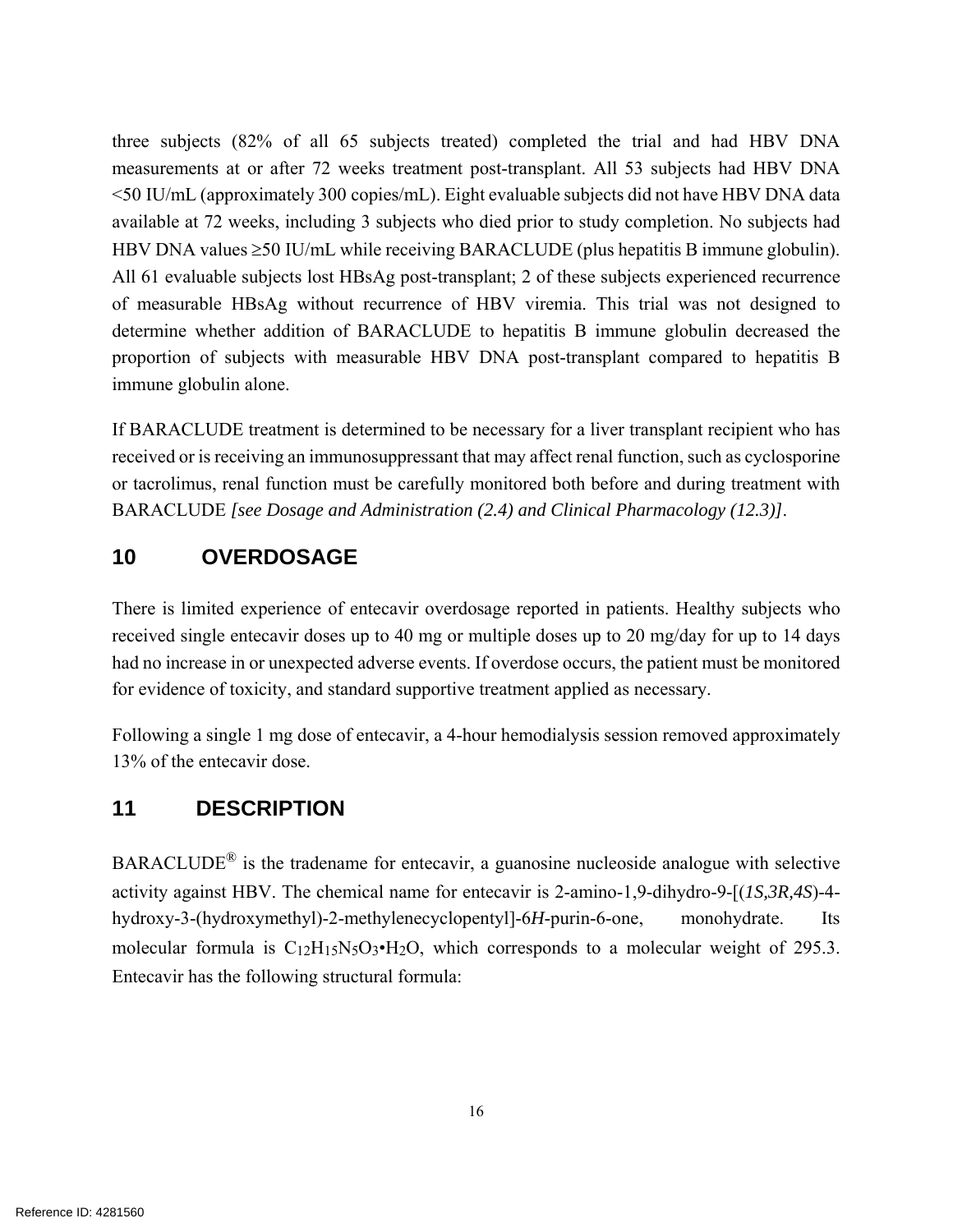three subjects (82% of all 65 subjects treated) completed the trial and had HBV DNA measurements at or after 72 weeks treatment post-transplant. All 53 subjects had HBV DNA <50 IU/mL (approximately 300 copies/mL). Eight evaluable subjects did not have HBV DNA data available at 72 weeks, including 3 subjects who died prior to study completion. No subjects had HBV DNA values ≥50 IU/mL while receiving BARACLUDE (plus hepatitis B immune globulin). All 61 evaluable subjects lost HBsAg post-transplant; 2 of these subjects experienced recurrence of measurable HBsAg without recurrence of HBV viremia. This trial was not designed to determine whether addition of BARACLUDE to hepatitis B immune globulin decreased the proportion of subjects with measurable HBV DNA post-transplant compared to hepatitis B immune globulin alone.

If BARACLUDE treatment is determined to be necessary for a liver transplant recipient who has received or is receiving an immunosuppressant that may affect renal function, such as cyclosporine or tacrolimus, renal function must be carefully monitored both before and during treatment with BARACLUDE *[see Dosage and Administration (2.4) and Clinical Pharmacology (12.3)]*.

## 10 OVERDOSAGE

There is limited experience of entecavir overdosage reported in patients. Healthy subjects who received single entecavir doses up to 40 mg or multiple doses up to 20 mg/day for up to 14 days had no increase in or unexpected adverse events. If overdose occurs, the patient must be monitored for evidence of toxicity, and standard supportive treatment applied as necessary.

Following a single 1 mg dose of entecavir, a 4-hour hemodialysis session removed approximately 13% of the entecavir dose.

## 11 DESCRIPTION

BARACLUDE® is the tradename for entecavir, a guanosine nucleoside analogue with selective activity against HBV. The chemical name for entecavir is 2-amino-1,9-dihydro-9-[(*1S,3R,4S*)-4-hydroxy-3-(hydroxymethyl)-2-methylenecyclopentyl]-6*H*-purin-6-one, monohydrate. Its molecular formula is $C_{12}H_{15}N_5O_3{\bullet}H_2O$, which corresponds to a molecular weight of 295.3. Entecavir has the following structural formula: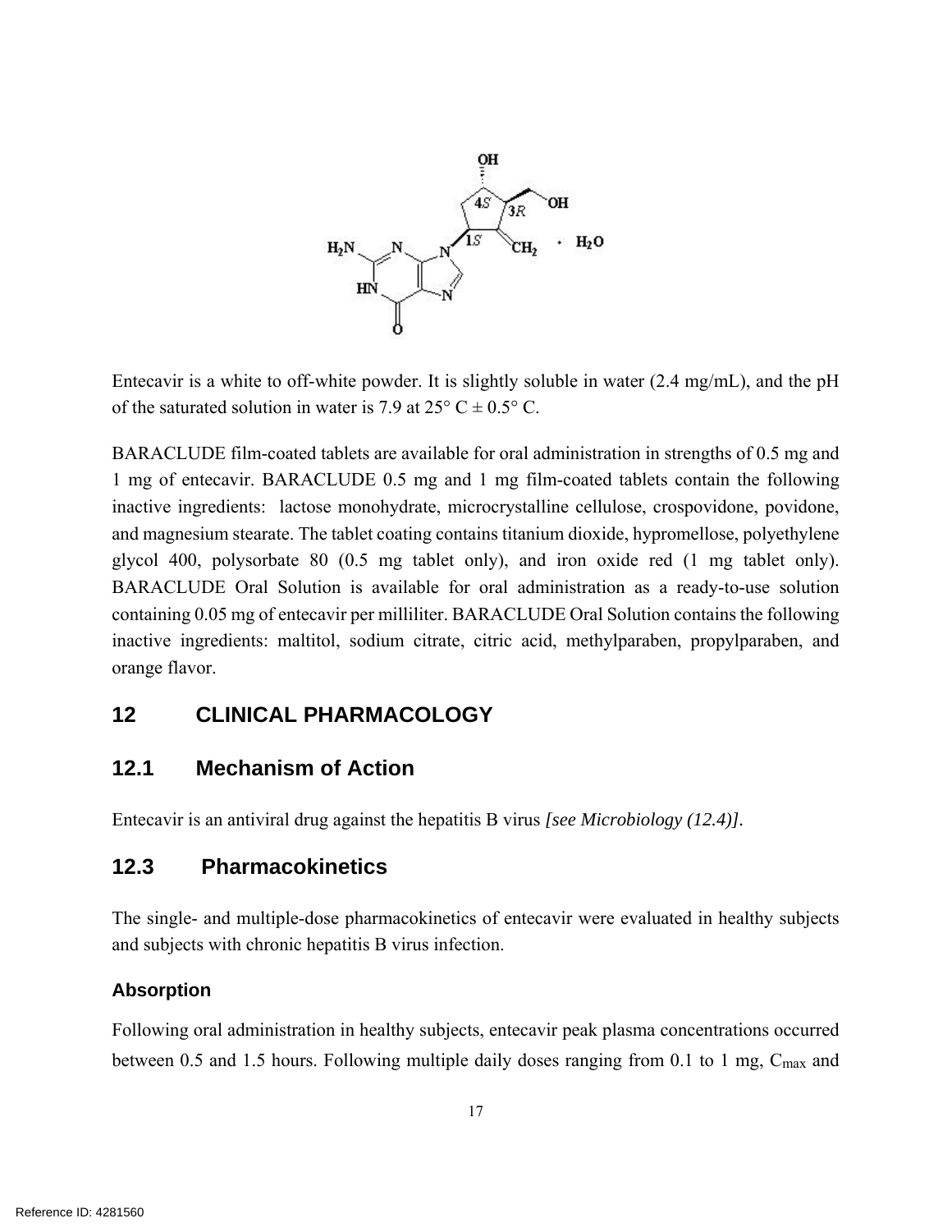Entecavir is a white to off-white powder. It is slightly soluble in water (2.4 mg/mL), and the pH of the saturated solution in water is 7.9 at 25° C ± 0.5° C.

BARACLUDE film-coated tablets are available for oral administration in strengths of 0.5 mg and 1 mg of entecavir. BARACLUDE 0.5 mg and 1 mg film-coated tablets contain the following inactive ingredients: lactose monohydrate, microcrystalline cellulose, crospovidone, povidone, and magnesium stearate. The tablet coating contains titanium dioxide, hypromellose, polyethylene glycol 400, polysorbate 80 (0.5 mg tablet only), and iron oxide red (1 mg tablet only). BARACLUDE Oral Solution is available for oral administration as a ready-to-use solution containing 0.05 mg of entecavir per milliliter. BARACLUDE Oral Solution contains the following inactive ingredients: maltitol, sodium citrate, citric acid, methylparaben, propylparaben, and orange flavor.

## 12 CLINICAL PHARMACOLOGY

### 12.1 Mechanism of Action

Entecavir is an antiviral drug against the hepatitis B virus *[see Microbiology (12.4)]*.

### 12.3 Pharmacokinetics

The single- and multiple-dose pharmacokinetics of entecavir were evaluated in healthy subjects and subjects with chronic hepatitis B virus infection.

#### Absorption

Following oral administration in healthy subjects, entecavir peak plasma concentrations occurred between 0.5 and 1.5 hours. Following multiple daily doses ranging from 0.1 to 1 mg, $C_{max}$ and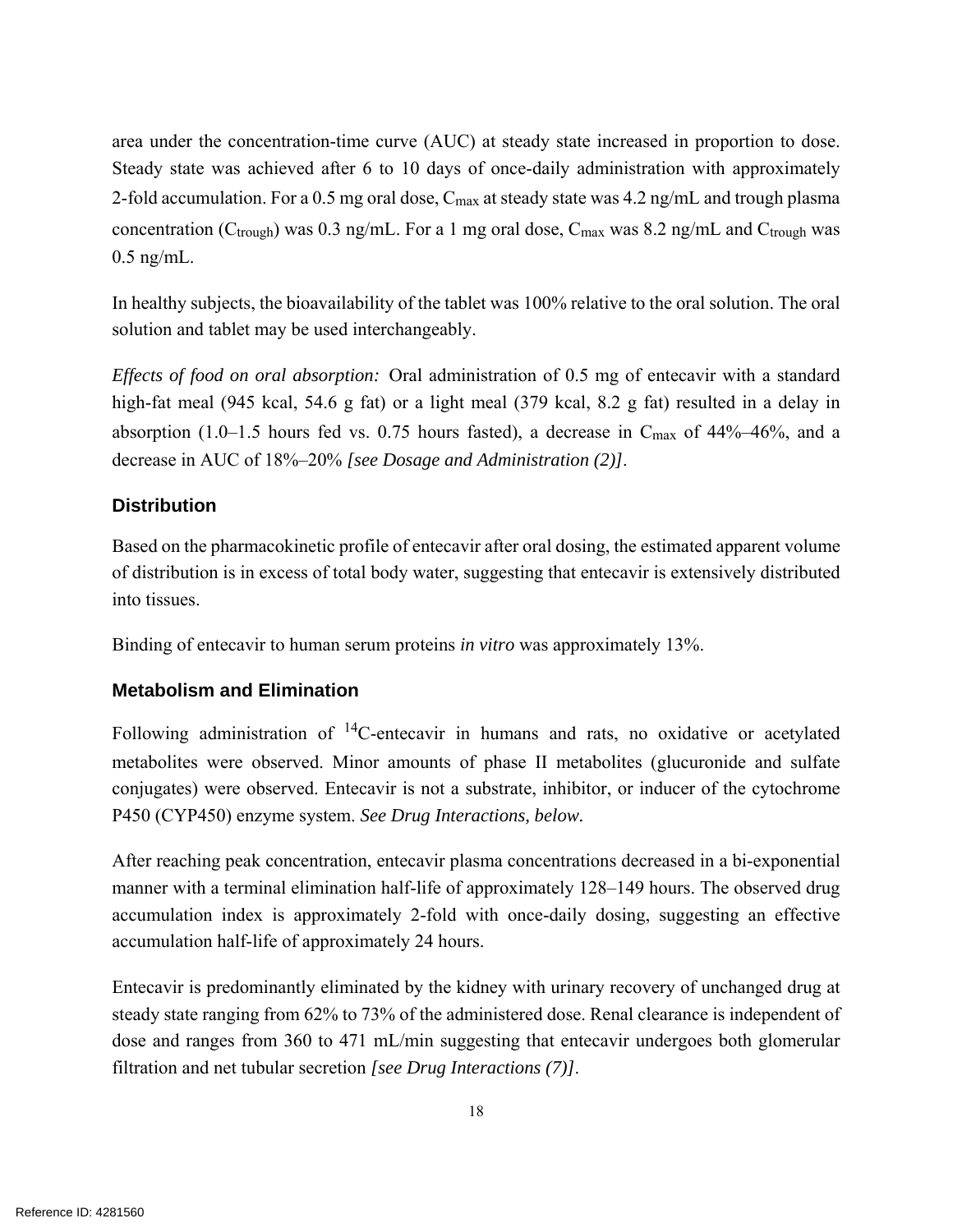area under the concentration-time curve (AUC) at steady state increased in proportion to dose. Steady state was achieved after 6 to 10 days of once-daily administration with approximately 2-fold accumulation. For a 0.5 mg oral dose, $C_{max}$ at steady state was 4.2 ng/mL and trough plasma concentration ($C_{trough}$) was 0.3 ng/mL. For a 1 mg oral dose, $C_{max}$ was 8.2 ng/mL and $C_{trough}$ was 0.5 ng/mL.

In healthy subjects, the bioavailability of the tablet was 100% relative to the oral solution. The oral solution and tablet may be used interchangeably.

*Effects of food on oral absorption:* Oral administration of 0.5 mg of entecavir with a standard high-fat meal (945 kcal, 54.6 g fat) or a light meal (379 kcal, 8.2 g fat) resulted in a delay in absorption (1.0–1.5 hours fed vs. 0.75 hours fasted), a decrease in $C_{max}$ of 44%–46%, and a decrease in AUC of 18%–20% *[see Dosage and Administration (2)]*.

### Distribution

Based on the pharmacokinetic profile of entecavir after oral dosing, the estimated apparent volume of distribution is in excess of total body water, suggesting that entecavir is extensively distributed into tissues.

Binding of entecavir to human serum proteins *in vitro* was approximately 13%.

### Metabolism and Elimination

Following administration of $^{14}$C-entecavir in humans and rats, no oxidative or acetylated metabolites were observed. Minor amounts of phase II metabolites (glucuronide and sulfate conjugates) were observed. Entecavir is not a substrate, inhibitor, or inducer of the cytochrome P450 (CYP450) enzyme system. *See Drug Interactions, below.*

After reaching peak concentration, entecavir plasma concentrations decreased in a bi-exponential manner with a terminal elimination half-life of approximately 128–149 hours. The observed drug accumulation index is approximately 2-fold with once-daily dosing, suggesting an effective accumulation half-life of approximately 24 hours.

Entecavir is predominantly eliminated by the kidney with urinary recovery of unchanged drug at steady state ranging from 62% to 73% of the administered dose. Renal clearance is independent of dose and ranges from 360 to 471 mL/min suggesting that entecavir undergoes both glomerular filtration and net tubular secretion *[see Drug Interactions (7)]*.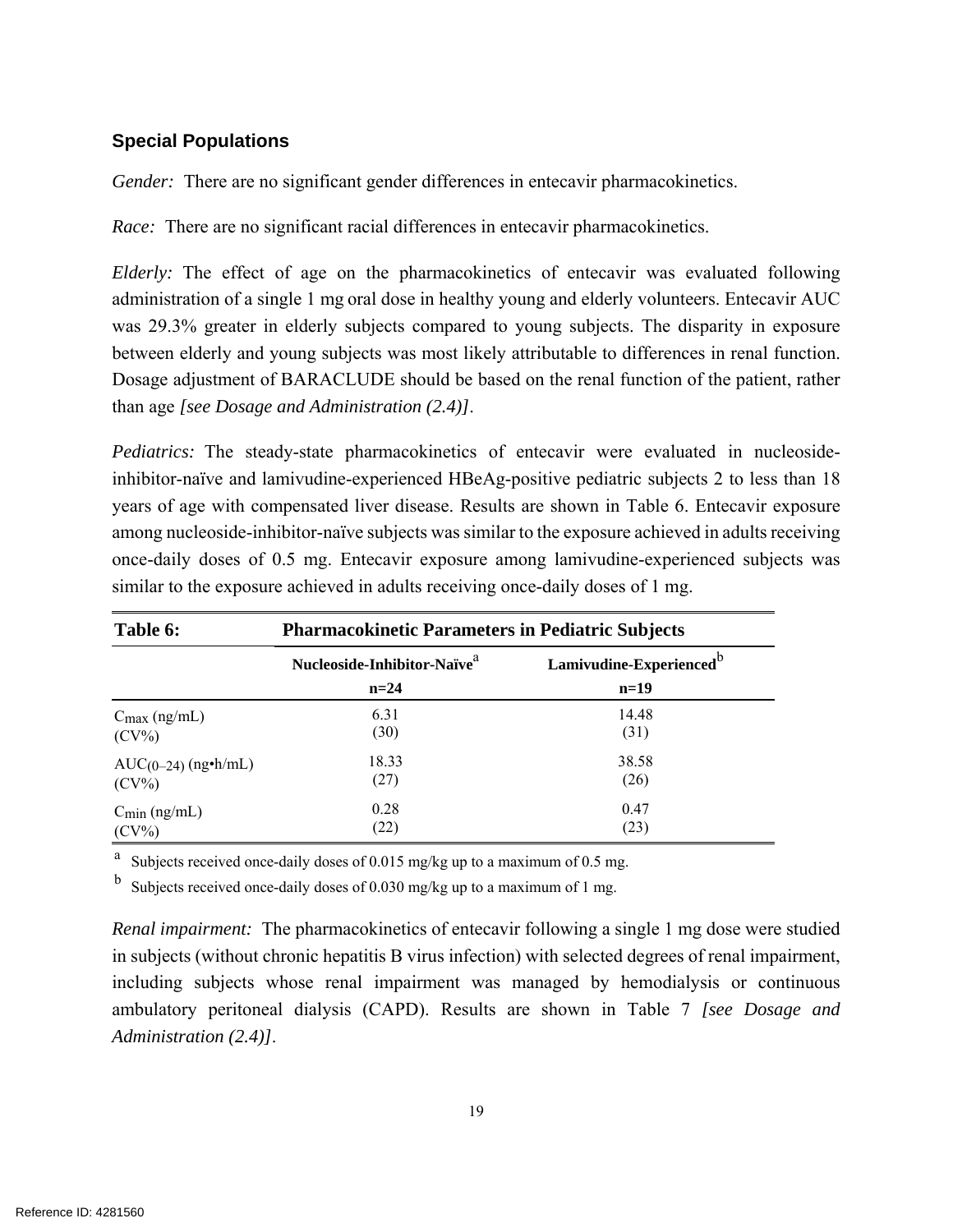### Special Populations

*Gender:* There are no significant gender differences in entecavir pharmacokinetics.

*Race:* There are no significant racial differences in entecavir pharmacokinetics.

*Elderly:* The effect of age on the pharmacokinetics of entecavir was evaluated following administration of a single 1 mg oral dose in healthy young and elderly volunteers. Entecavir AUC was 29.3% greater in elderly subjects compared to young subjects. The disparity in exposure between elderly and young subjects was most likely attributable to differences in renal function. Dosage adjustment of BARACLUDE should be based on the renal function of the patient, rather than age *[see Dosage and Administration (2.4)]*.

*Pediatrics:* The steady-state pharmacokinetics of entecavir were evaluated in nucleoside-inhibitor-naïve and lamivudine-experienced HBeAg-positive pediatric subjects 2 to less than 18 years of age with compensated liver disease. Results are shown in Table 6. Entecavir exposure among nucleoside-inhibitor-naïve subjects was similar to the exposure achieved in adults receiving once-daily doses of 0.5 mg. Entecavir exposure among lamivudine-experienced subjects was similar to the exposure achieved in adults receiving once-daily doses of 1 mg.

| **Table 6:** | **Pharmacokinetic Parameters in Pediatric Subjects** | |
|---|---|---|
| | **Nucleoside-Inhibitor-Naïve**[a] **n=24** | **Lamivudine-Experienced**[b] **n=19** |
| $C_{max}$ (ng/mL) (CV%) | 6.31 (30) | 14.48 (31) |
| $AUC_{(0–24)}$ (ng•h/mL) (CV%) | 18.33 (27) | 38.58 (26) |
| $C_{min}$ (ng/mL) (CV%) | 0.28 (22) | 0.47 (23) |

[a] Subjects received once-daily doses of 0.015 mg/kg up to a maximum of 0.5 mg.

[b] Subjects received once-daily doses of 0.030 mg/kg up to a maximum of 1 mg.

*Renal impairment:* The pharmacokinetics of entecavir following a single 1 mg dose were studied in subjects (without chronic hepatitis B virus infection) with selected degrees of renal impairment, including subjects whose renal impairment was managed by hemodialysis or continuous ambulatory peritoneal dialysis (CAPD). Results are shown in Table 7 *[see Dosage and Administration (2.4)]*.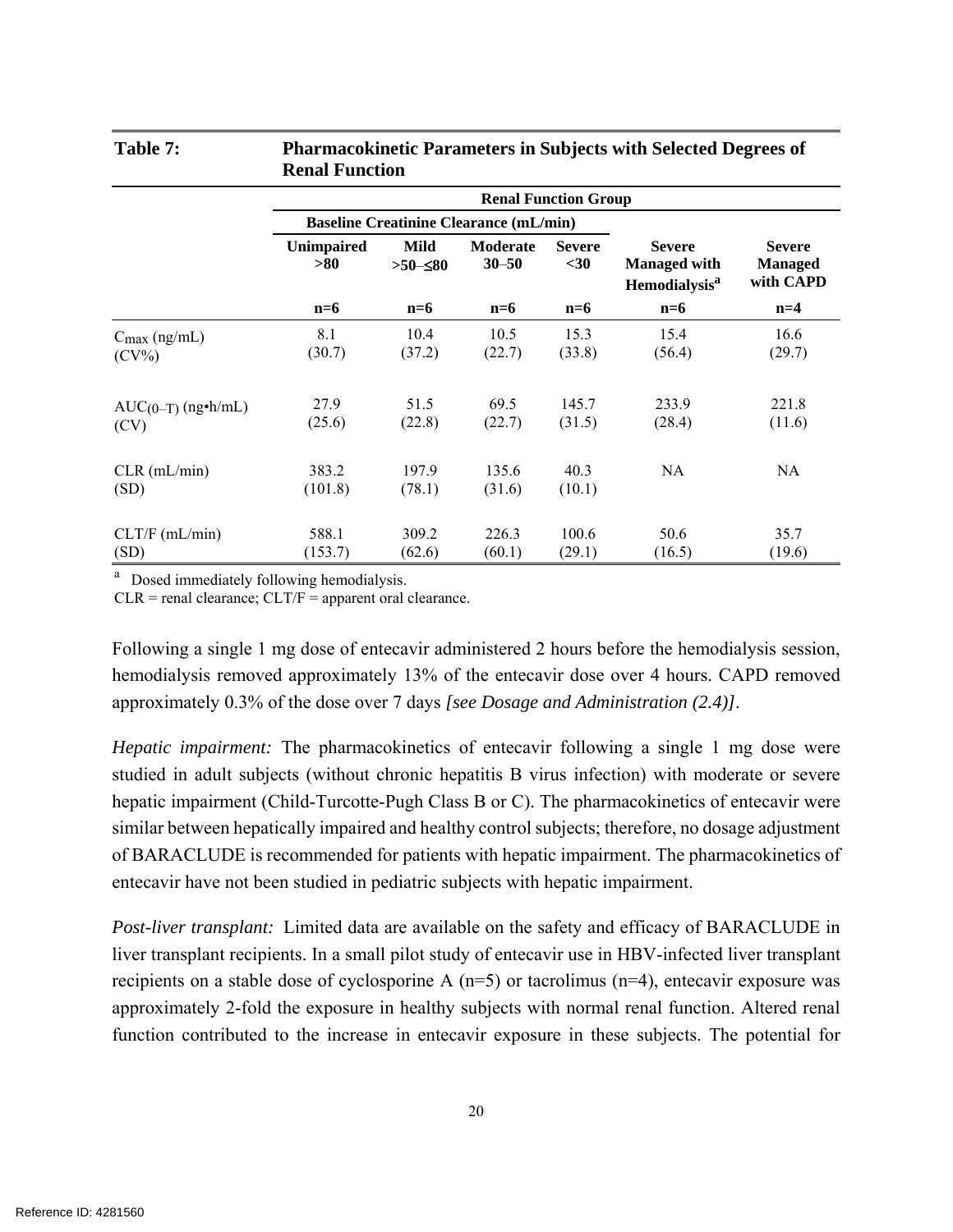**Table 7: Pharmacokinetic Parameters in Subjects with Selected Degrees of Renal Function**

| | Renal Function Group | | | | | |
|---|---|---|---|---|---|---|
| | Baseline Creatinine Clearance (mL/min) | | | | | |
| | Unimpaired >80 | Mild >50–≤80 | Moderate 30–50 | Severe <30 | Severe Managed with Hemodialysis[a] | Severe Managed with CAPD |
| | n=6 | n=6 | n=6 | n=6 | n=6 | n=4 |
| $C_{max}$ (ng/mL) (CV%) | 8.1 (30.7) | 10.4 (37.2) | 10.5 (22.7) | 15.3 (33.8) | 15.4 (56.4) | 16.6 (29.7) |
| $AUC_{(0–T)}$ (ng•h/mL) (CV) | 27.9 (25.6) | 51.5 (22.8) | 69.5 (22.7) | 145.7 (31.5) | 233.9 (28.4) | 221.8 (11.6) |
| CLR (mL/min) (SD) | 383.2 (101.8) | 197.9 (78.1) | 135.6 (31.6) | 40.3 (10.1) | NA | NA |
| CLT/F (mL/min) (SD) | 588.1 (153.7) | 309.2 (62.6) | 226.3 (60.1) | 100.6 (29.1) | 50.6 (16.5) | 35.7 (19.6) |

[a] Dosed immediately following hemodialysis.
CLR = renal clearance; CLT/F = apparent oral clearance.

Following a single 1 mg dose of entecavir administered 2 hours before the hemodialysis session, hemodialysis removed approximately 13% of the entecavir dose over 4 hours. CAPD removed approximately 0.3% of the dose over 7 days *[see Dosage and Administration (2.4)]*.

*Hepatic impairment:* The pharmacokinetics of entecavir following a single 1 mg dose were studied in adult subjects (without chronic hepatitis B virus infection) with moderate or severe hepatic impairment (Child-Turcotte-Pugh Class B or C). The pharmacokinetics of entecavir were similar between hepatically impaired and healthy control subjects; therefore, no dosage adjustment of BARACLUDE is recommended for patients with hepatic impairment. The pharmacokinetics of entecavir have not been studied in pediatric subjects with hepatic impairment.

*Post-liver transplant:* Limited data are available on the safety and efficacy of BARACLUDE in liver transplant recipients. In a small pilot study of entecavir use in HBV-infected liver transplant recipients on a stable dose of cyclosporine A (n=5) or tacrolimus (n=4), entecavir exposure was approximately 2-fold the exposure in healthy subjects with normal renal function. Altered renal function contributed to the increase in entecavir exposure in these subjects. The potential for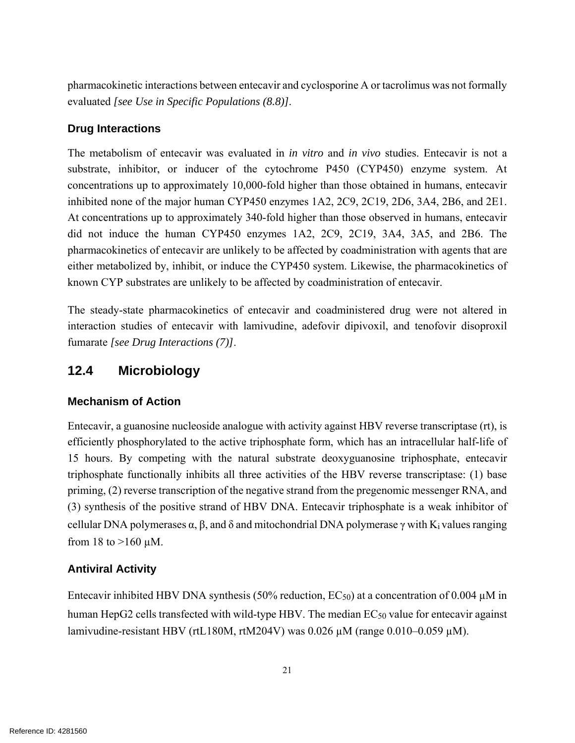pharmacokinetic interactions between entecavir and cyclosporine A or tacrolimus was not formally evaluated *[see Use in Specific Populations (8.8)]*.

### Drug Interactions

The metabolism of entecavir was evaluated in *in vitro* and *in vivo* studies. Entecavir is not a substrate, inhibitor, or inducer of the cytochrome P450 (CYP450) enzyme system. At concentrations up to approximately 10,000-fold higher than those obtained in humans, entecavir inhibited none of the major human CYP450 enzymes 1A2, 2C9, 2C19, 2D6, 3A4, 2B6, and 2E1. At concentrations up to approximately 340-fold higher than those observed in humans, entecavir did not induce the human CYP450 enzymes 1A2, 2C9, 2C19, 3A4, 3A5, and 2B6. The pharmacokinetics of entecavir are unlikely to be affected by coadministration with agents that are either metabolized by, inhibit, or induce the CYP450 system. Likewise, the pharmacokinetics of known CYP substrates are unlikely to be affected by coadministration of entecavir.

The steady-state pharmacokinetics of entecavir and coadministered drug were not altered in interaction studies of entecavir with lamivudine, adefovir dipivoxil, and tenofovir disoproxil fumarate *[see Drug Interactions (7)]*.

## 12.4 Microbiology

### Mechanism of Action

Entecavir, a guanosine nucleoside analogue with activity against HBV reverse transcriptase (rt), is efficiently phosphorylated to the active triphosphate form, which has an intracellular half-life of 15 hours. By competing with the natural substrate deoxyguanosine triphosphate, entecavir triphosphate functionally inhibits all three activities of the HBV reverse transcriptase: (1) base priming, (2) reverse transcription of the negative strand from the pregenomic messenger RNA, and (3) synthesis of the positive strand of HBV DNA. Entecavir triphosphate is a weak inhibitor of cellular DNA polymerases α, β, and δ and mitochondrial DNA polymerase γ with $K_i$ values ranging from 18 to >160 μM.

### Antiviral Activity

Entecavir inhibited HBV DNA synthesis (50% reduction, $EC_{50}$) at a concentration of 0.004 μM in human HepG2 cells transfected with wild-type HBV. The median $EC_{50}$ value for entecavir against lamivudine-resistant HBV (rtL180M, rtM204V) was 0.026 μM (range 0.010–0.059 μM).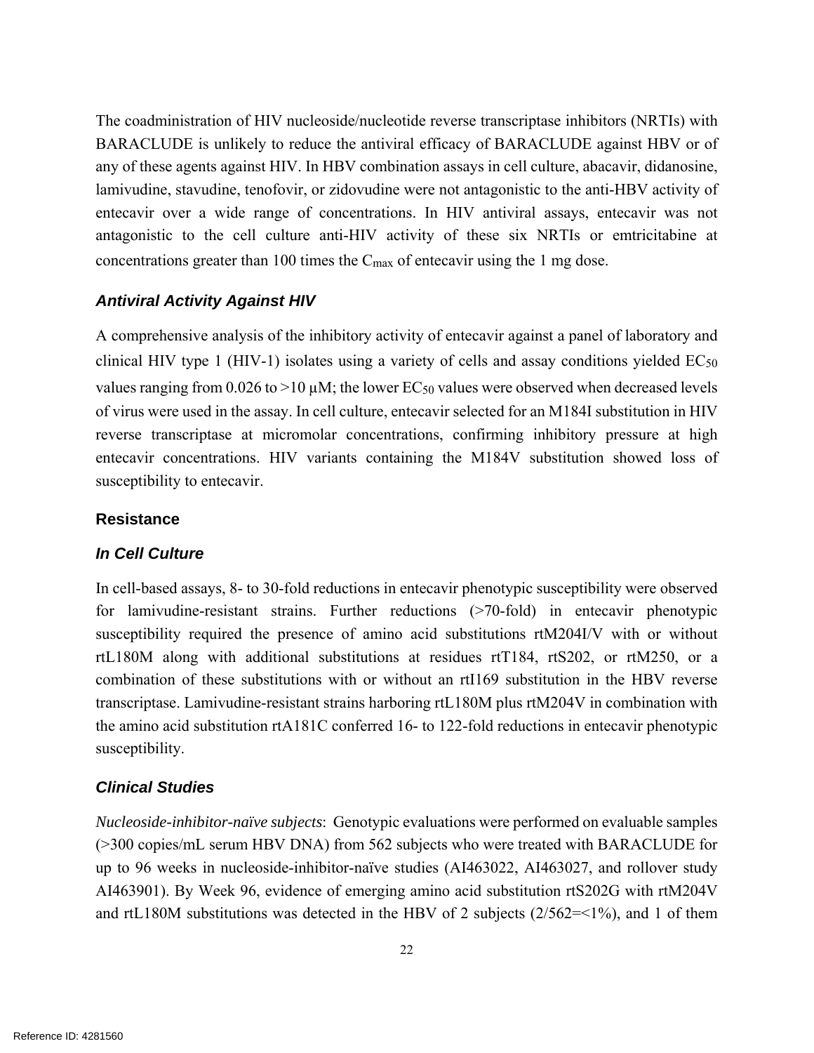The coadministration of HIV nucleoside/nucleotide reverse transcriptase inhibitors (NRTIs) with BARACLUDE is unlikely to reduce the antiviral efficacy of BARACLUDE against HBV or of any of these agents against HIV. In HBV combination assays in cell culture, abacavir, didanosine, lamivudine, stavudine, tenofovir, or zidovudine were not antagonistic to the anti-HBV activity of entecavir over a wide range of concentrations. In HIV antiviral assays, entecavir was not antagonistic to the cell culture anti-HIV activity of these six NRTIs or emtricitabine at concentrations greater than 100 times the $C_{max}$ of entecavir using the 1 mg dose.

### *Antiviral Activity Against HIV*

A comprehensive analysis of the inhibitory activity of entecavir against a panel of laboratory and clinical HIV type 1 (HIV-1) isolates using a variety of cells and assay conditions yielded $EC_{50}$ values ranging from 0.026 to >10 μM; the lower $EC_{50}$ values were observed when decreased levels of virus were used in the assay. In cell culture, entecavir selected for an M184I substitution in HIV reverse transcriptase at micromolar concentrations, confirming inhibitory pressure at high entecavir concentrations. HIV variants containing the M184V substitution showed loss of susceptibility to entecavir.

## Resistance

### *In Cell Culture*

In cell-based assays, 8- to 30-fold reductions in entecavir phenotypic susceptibility were observed for lamivudine-resistant strains. Further reductions (>70-fold) in entecavir phenotypic susceptibility required the presence of amino acid substitutions rtM204I/V with or without rtL180M along with additional substitutions at residues rtT184, rtS202, or rtM250, or a combination of these substitutions with or without an rtI169 substitution in the HBV reverse transcriptase. Lamivudine-resistant strains harboring rtL180M plus rtM204V in combination with the amino acid substitution rtA181C conferred 16- to 122-fold reductions in entecavir phenotypic susceptibility.

### *Clinical Studies*

*Nucleoside-inhibitor-naïve subjects*: Genotypic evaluations were performed on evaluable samples (>300 copies/mL serum HBV DNA) from 562 subjects who were treated with BARACLUDE for up to 96 weeks in nucleoside-inhibitor-naïve studies (AI463022, AI463027, and rollover study AI463901). By Week 96, evidence of emerging amino acid substitution rtS202G with rtM204V and rtL180M substitutions was detected in the HBV of 2 subjects (2/562=<1%), and 1 of them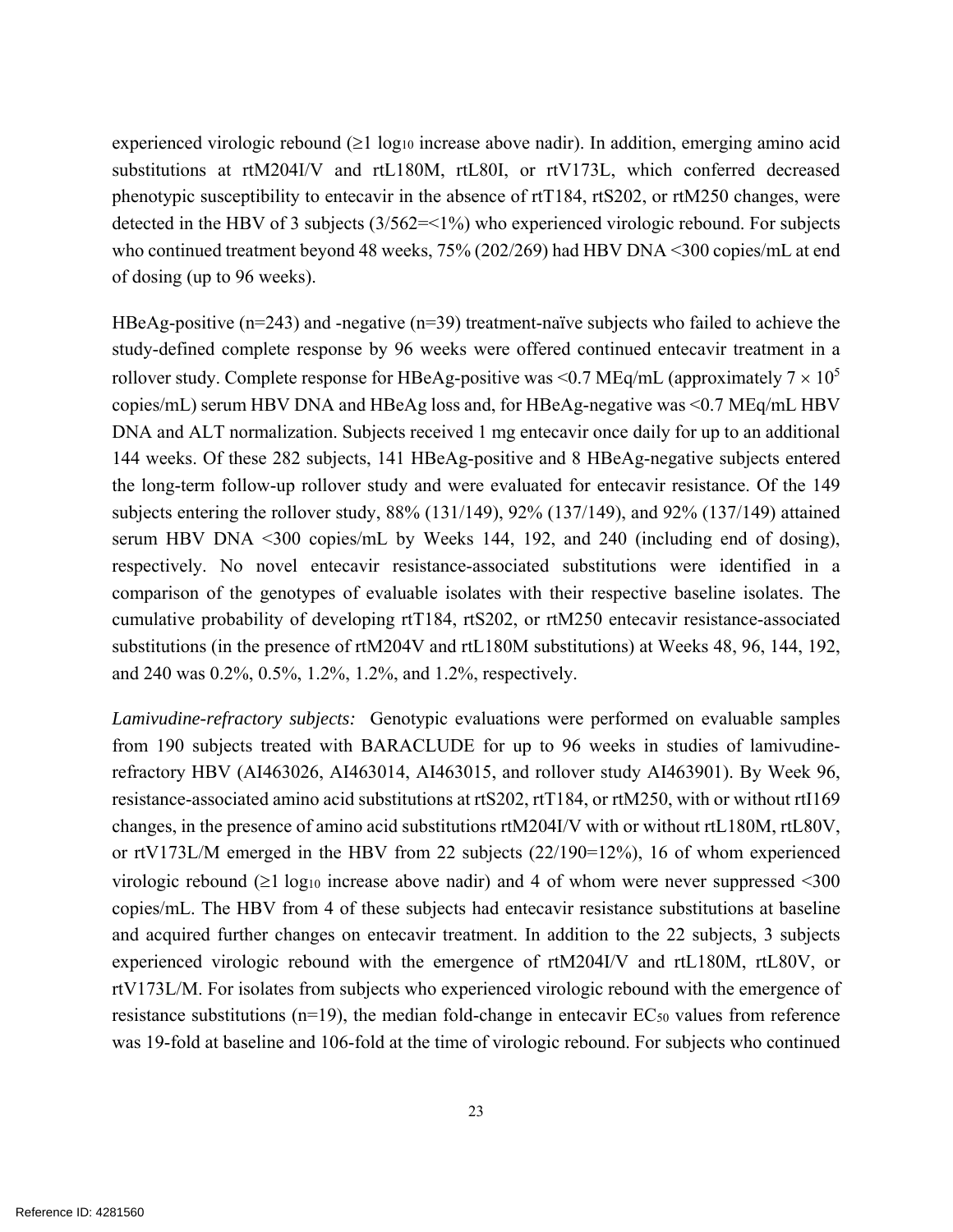experienced virologic rebound (≥1 $log_{10}$ increase above nadir). In addition, emerging amino acid substitutions at rtM204I/V and rtL180M, rtL80I, or rtV173L, which conferred decreased phenotypic susceptibility to entecavir in the absence of rtT184, rtS202, or rtM250 changes, were detected in the HBV of 3 subjects (3/562=<1%) who experienced virologic rebound. For subjects who continued treatment beyond 48 weeks, 75% (202/269) had HBV DNA <300 copies/mL at end of dosing (up to 96 weeks).

HBeAg-positive (n=243) and -negative (n=39) treatment-naïve subjects who failed to achieve the study-defined complete response by 96 weeks were offered continued entecavir treatment in a rollover study. Complete response for HBeAg-positive was <0.7 MEq/mL (approximately $7 \times 10^5$ copies/mL) serum HBV DNA and HBeAg loss and, for HBeAg-negative was <0.7 MEq/mL HBV DNA and ALT normalization. Subjects received 1 mg entecavir once daily for up to an additional 144 weeks. Of these 282 subjects, 141 HBeAg-positive and 8 HBeAg-negative subjects entered the long-term follow-up rollover study and were evaluated for entecavir resistance. Of the 149 subjects entering the rollover study, 88% (131/149), 92% (137/149), and 92% (137/149) attained serum HBV DNA <300 copies/mL by Weeks 144, 192, and 240 (including end of dosing), respectively. No novel entecavir resistance-associated substitutions were identified in a comparison of the genotypes of evaluable isolates with their respective baseline isolates. The cumulative probability of developing rtT184, rtS202, or rtM250 entecavir resistance-associated substitutions (in the presence of rtM204V and rtL180M substitutions) at Weeks 48, 96, 144, 192, and 240 was 0.2%, 0.5%, 1.2%, 1.2%, and 1.2%, respectively.

*Lamivudine-refractory subjects:* Genotypic evaluations were performed on evaluable samples from 190 subjects treated with BARACLUDE for up to 96 weeks in studies of lamivudine-refractory HBV (AI463026, AI463014, AI463015, and rollover study AI463901). By Week 96, resistance-associated amino acid substitutions at rtS202, rtT184, or rtM250, with or without rtI169 changes, in the presence of amino acid substitutions rtM204I/V with or without rtL180M, rtL80V, or rtV173L/M emerged in the HBV from 22 subjects (22/190=12%), 16 of whom experienced virologic rebound (≥1 $log_{10}$ increase above nadir) and 4 of whom were never suppressed <300 copies/mL. The HBV from 4 of these subjects had entecavir resistance substitutions at baseline and acquired further changes on entecavir treatment. In addition to the 22 subjects, 3 subjects experienced virologic rebound with the emergence of rtM204I/V and rtL180M, rtL80V, or rtV173L/M. For isolates from subjects who experienced virologic rebound with the emergence of resistance substitutions (n=19), the median fold-change in entecavir $EC_{50}$ values from reference was 19-fold at baseline and 106-fold at the time of virologic rebound. For subjects who continued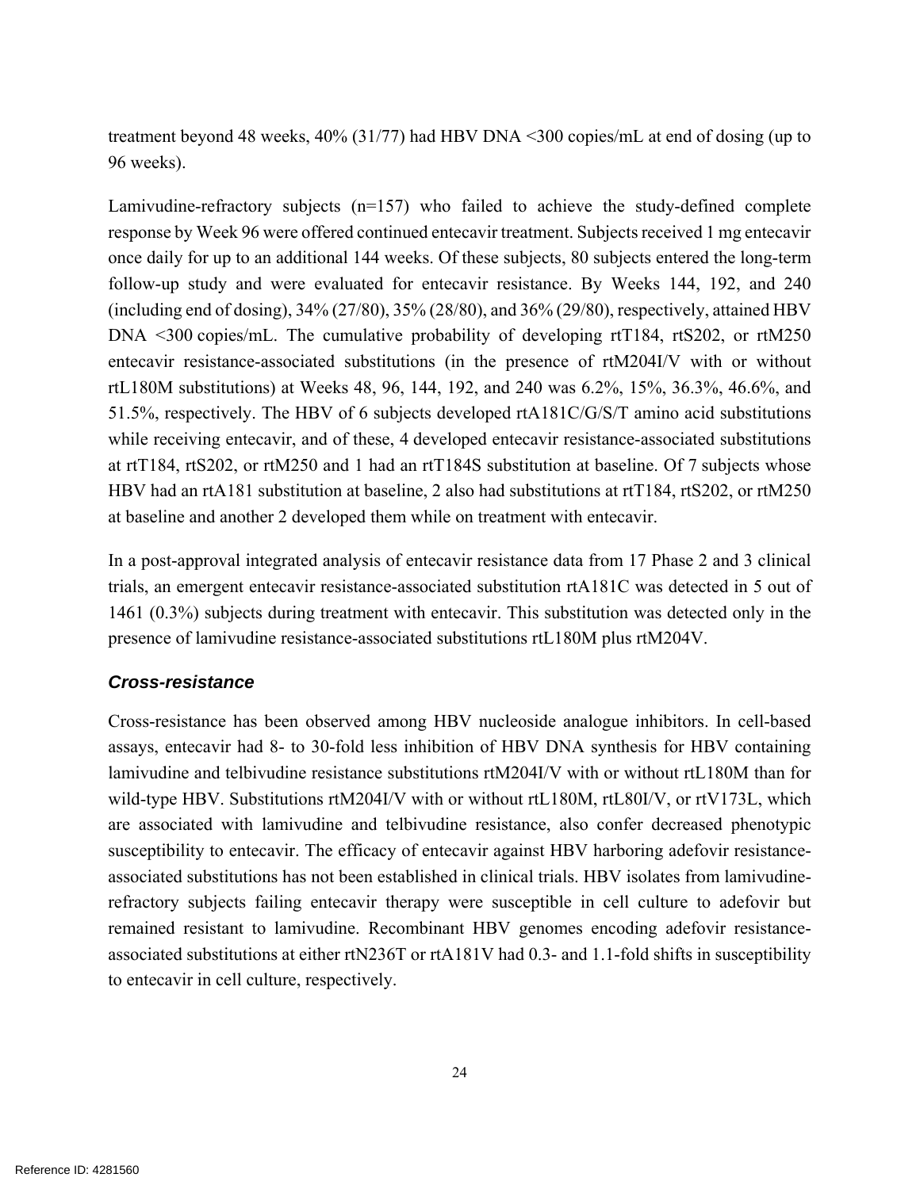treatment beyond 48 weeks, 40% (31/77) had HBV DNA <300 copies/mL at end of dosing (up to 96 weeks).

Lamivudine-refractory subjects (n=157) who failed to achieve the study-defined complete response by Week 96 were offered continued entecavir treatment. Subjects received 1 mg entecavir once daily for up to an additional 144 weeks. Of these subjects, 80 subjects entered the long-term follow-up study and were evaluated for entecavir resistance. By Weeks 144, 192, and 240 (including end of dosing), 34% (27/80), 35% (28/80), and 36% (29/80), respectively, attained HBV DNA <300 copies/mL. The cumulative probability of developing rtT184, rtS202, or rtM250 entecavir resistance-associated substitutions (in the presence of rtM204I/V with or without rtL180M substitutions) at Weeks 48, 96, 144, 192, and 240 was 6.2%, 15%, 36.3%, 46.6%, and 51.5%, respectively. The HBV of 6 subjects developed rtA181C/G/S/T amino acid substitutions while receiving entecavir, and of these, 4 developed entecavir resistance-associated substitutions at rtT184, rtS202, or rtM250 and 1 had an rtT184S substitution at baseline. Of 7 subjects whose HBV had an rtA181 substitution at baseline, 2 also had substitutions at rtT184, rtS202, or rtM250 at baseline and another 2 developed them while on treatment with entecavir.

In a post-approval integrated analysis of entecavir resistance data from 17 Phase 2 and 3 clinical trials, an emergent entecavir resistance-associated substitution rtA181C was detected in 5 out of 1461 (0.3%) subjects during treatment with entecavir. This substitution was detected only in the presence of lamivudine resistance-associated substitutions rtL180M plus rtM204V.

### *Cross-resistance*

Cross-resistance has been observed among HBV nucleoside analogue inhibitors. In cell-based assays, entecavir had 8- to 30-fold less inhibition of HBV DNA synthesis for HBV containing lamivudine and telbivudine resistance substitutions rtM204I/V with or without rtL180M than for wild-type HBV. Substitutions rtM204I/V with or without rtL180M, rtL80I/V, or rtV173L, which are associated with lamivudine and telbivudine resistance, also confer decreased phenotypic susceptibility to entecavir. The efficacy of entecavir against HBV harboring adefovir resistance-associated substitutions has not been established in clinical trials. HBV isolates from lamivudine-refractory subjects failing entecavir therapy were susceptible in cell culture to adefovir but remained resistant to lamivudine. Recombinant HBV genomes encoding adefovir resistance-associated substitutions at either rtN236T or rtA181V had 0.3- and 1.1-fold shifts in susceptibility to entecavir in cell culture, respectively.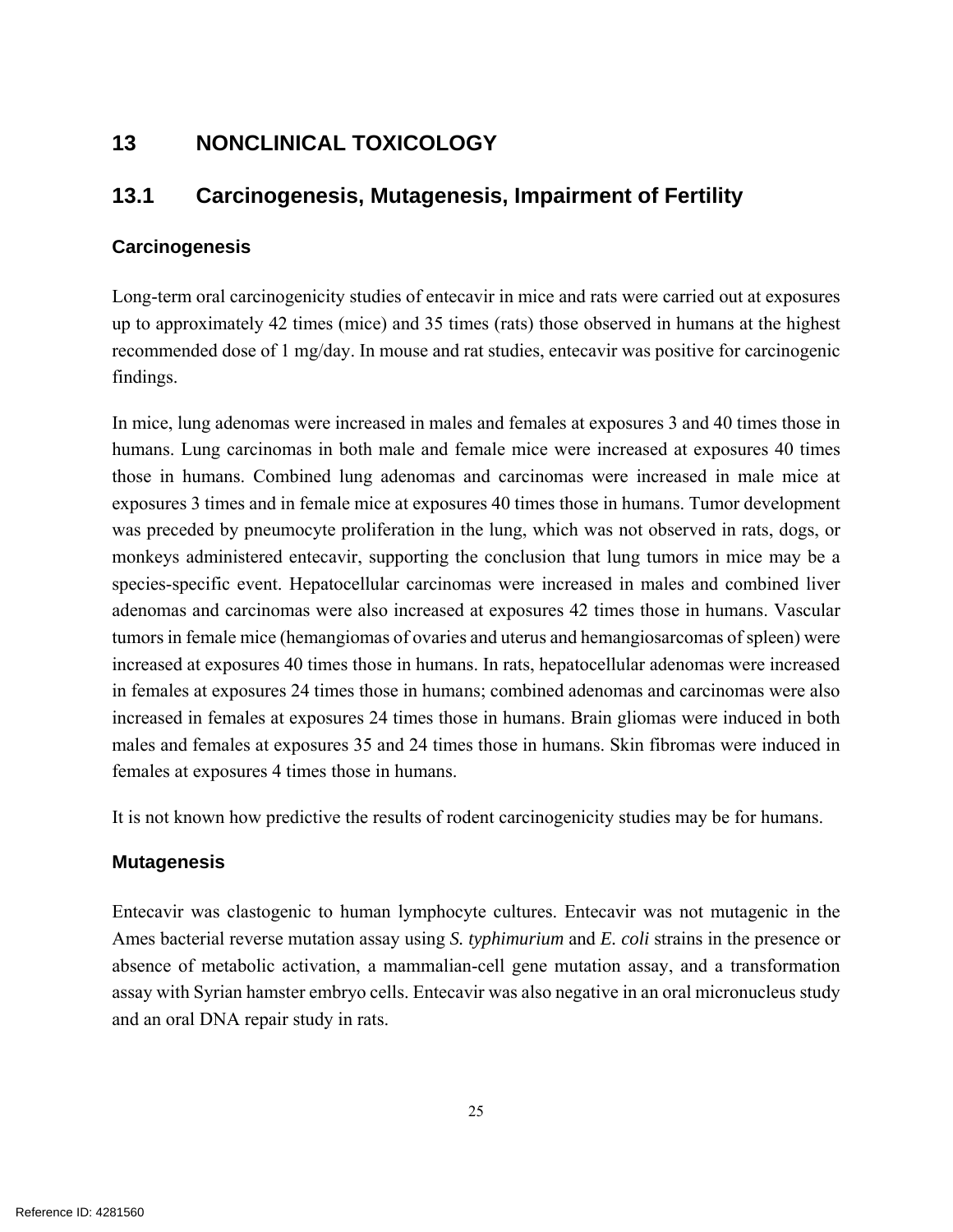# 13 NONCLINICAL TOXICOLOGY

## 13.1 Carcinogenesis, Mutagenesis, Impairment of Fertility

### Carcinogenesis

Long-term oral carcinogenicity studies of entecavir in mice and rats were carried out at exposures up to approximately 42 times (mice) and 35 times (rats) those observed in humans at the highest recommended dose of 1 mg/day. In mouse and rat studies, entecavir was positive for carcinogenic findings.

In mice, lung adenomas were increased in males and females at exposures 3 and 40 times those in humans. Lung carcinomas in both male and female mice were increased at exposures 40 times those in humans. Combined lung adenomas and carcinomas were increased in male mice at exposures 3 times and in female mice at exposures 40 times those in humans. Tumor development was preceded by pneumocyte proliferation in the lung, which was not observed in rats, dogs, or monkeys administered entecavir, supporting the conclusion that lung tumors in mice may be a species-specific event. Hepatocellular carcinomas were increased in males and combined liver adenomas and carcinomas were also increased at exposures 42 times those in humans. Vascular tumors in female mice (hemangiomas of ovaries and uterus and hemangiosarcomas of spleen) were increased at exposures 40 times those in humans. In rats, hepatocellular adenomas were increased in females at exposures 24 times those in humans; combined adenomas and carcinomas were also increased in females at exposures 24 times those in humans. Brain gliomas were induced in both males and females at exposures 35 and 24 times those in humans. Skin fibromas were induced in females at exposures 4 times those in humans.

It is not known how predictive the results of rodent carcinogenicity studies may be for humans.

### Mutagenesis

Entecavir was clastogenic to human lymphocyte cultures. Entecavir was not mutagenic in the Ames bacterial reverse mutation assay using *S. typhimurium* and *E. coli* strains in the presence or absence of metabolic activation, a mammalian-cell gene mutation assay, and a transformation assay with Syrian hamster embryo cells. Entecavir was also negative in an oral micronucleus study and an oral DNA repair study in rats.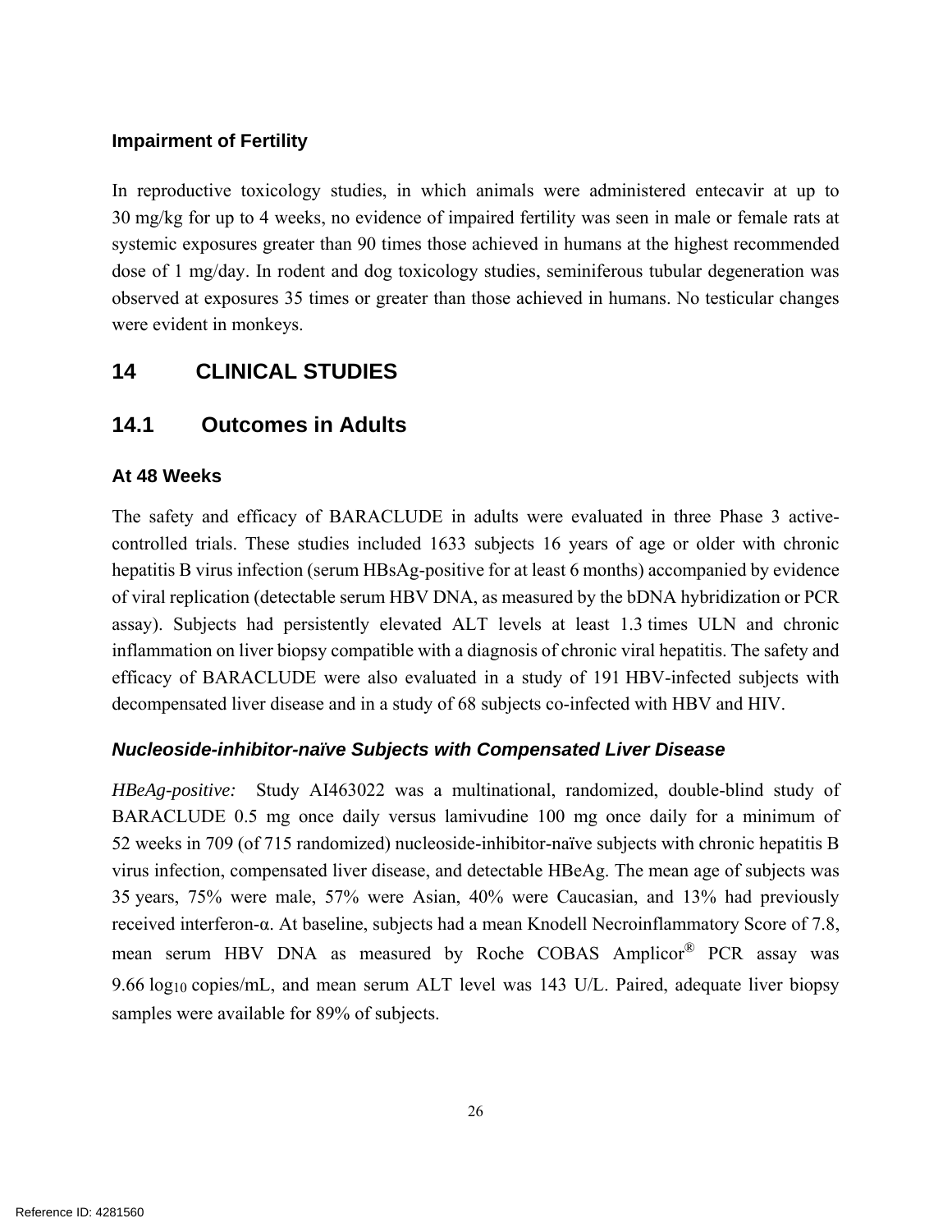### Impairment of Fertility

In reproductive toxicology studies, in which animals were administered entecavir at up to 30 mg/kg for up to 4 weeks, no evidence of impaired fertility was seen in male or female rats at systemic exposures greater than 90 times those achieved in humans at the highest recommended dose of 1 mg/day. In rodent and dog toxicology studies, seminiferous tubular degeneration was observed at exposures 35 times or greater than those achieved in humans. No testicular changes were evident in monkeys.

# 14 CLINICAL STUDIES

## 14.1 Outcomes in Adults

### At 48 Weeks

The safety and efficacy of BARACLUDE in adults were evaluated in three Phase 3 active-controlled trials. These studies included 1633 subjects 16 years of age or older with chronic hepatitis B virus infection (serum HBsAg-positive for at least 6 months) accompanied by evidence of viral replication (detectable serum HBV DNA, as measured by the bDNA hybridization or PCR assay). Subjects had persistently elevated ALT levels at least 1.3 times ULN and chronic inflammation on liver biopsy compatible with a diagnosis of chronic viral hepatitis. The safety and efficacy of BARACLUDE were also evaluated in a study of 191 HBV-infected subjects with decompensated liver disease and in a study of 68 subjects co-infected with HBV and HIV.

### *Nucleoside-inhibitor-naïve Subjects with Compensated Liver Disease*

*HBeAg-positive:* Study AI463022 was a multinational, randomized, double-blind study of BARACLUDE 0.5 mg once daily versus lamivudine 100 mg once daily for a minimum of 52 weeks in 709 (of 715 randomized) nucleoside-inhibitor-naïve subjects with chronic hepatitis B virus infection, compensated liver disease, and detectable HBeAg. The mean age of subjects was 35 years, 75% were male, 57% were Asian, 40% were Caucasian, and 13% had previously received interferon-α. At baseline, subjects had a mean Knodell Necroinflammatory Score of 7.8, mean serum HBV DNA as measured by Roche COBAS Amplicor® PCR assay was 9.66 $\log_{10}$ copies/mL, and mean serum ALT level was 143 U/L. Paired, adequate liver biopsy samples were available for 89% of subjects.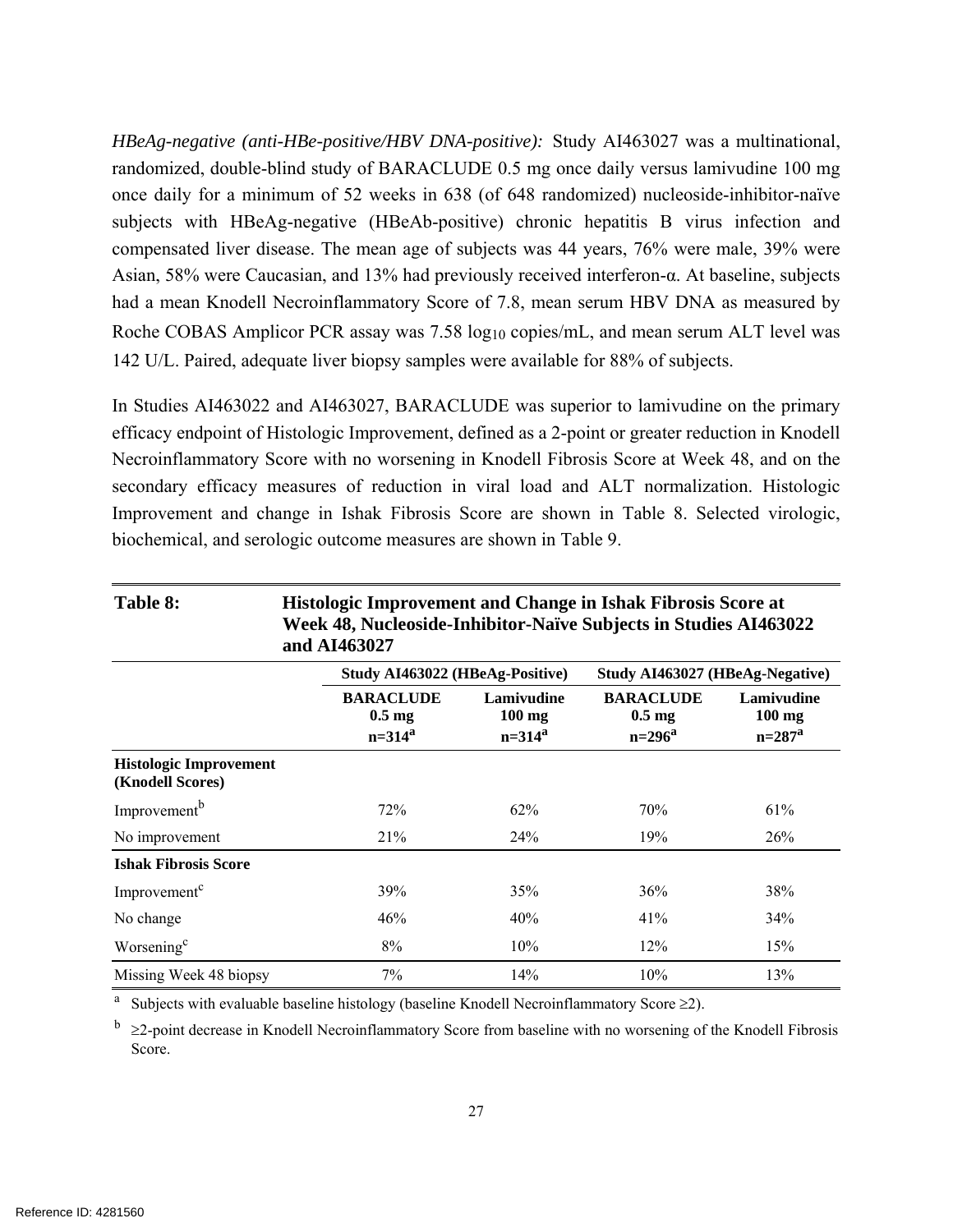*HBeAg-negative (anti-HBe-positive/HBV DNA-positive):* Study AI463027 was a multinational, randomized, double-blind study of BARACLUDE 0.5 mg once daily versus lamivudine 100 mg once daily for a minimum of 52 weeks in 638 (of 648 randomized) nucleoside-inhibitor-naïve subjects with HBeAg-negative (HBeAb-positive) chronic hepatitis B virus infection and compensated liver disease. The mean age of subjects was 44 years, 76% were male, 39% were Asian, 58% were Caucasian, and 13% had previously received interferon-α. At baseline, subjects had a mean Knodell Necroinflammatory Score of 7.8, mean serum HBV DNA as measured by Roche COBAS Amplicor PCR assay was 7.58 $\log_{10}$ copies/mL, and mean serum ALT level was 142 U/L. Paired, adequate liver biopsy samples were available for 88% of subjects.

In Studies AI463022 and AI463027, BARACLUDE was superior to lamivudine on the primary efficacy endpoint of Histologic Improvement, defined as a 2-point or greater reduction in Knodell Necroinflammatory Score with no worsening in Knodell Fibrosis Score at Week 48, and on the secondary efficacy measures of reduction in viral load and ALT normalization. Histologic Improvement and change in Ishak Fibrosis Score are shown in Table 8. Selected virologic, biochemical, and serologic outcome measures are shown in Table 9.

**Table 8: Histologic Improvement and Change in Ishak Fibrosis Score at Week 48, Nucleoside-Inhibitor-Naïve Subjects in Studies AI463022 and AI463027**

| | Study AI463022 (HBeAg-Positive) | | Study AI463027 (HBeAg-Negative) | |
|---|---|---|---|---|
| | **BARACLUDE 0.5 mg n=314[a]** | **Lamivudine 100 mg n=314[a]** | **BARACLUDE 0.5 mg n=296[a]** | **Lamivudine 100 mg n=287[a]** |
| **Histologic Improvement (Knodell Scores)** | | | | |
| Improvement[b] | 72% | 62% | 70% | 61% |
| No improvement | 21% | 24% | 19% | 26% |
| **Ishak Fibrosis Score** | | | | |
| Improvement[c] | 39% | 35% | 36% | 38% |
| No change | 46% | 40% | 41% | 34% |
| Worsening[c] | 8% | 10% | 12% | 15% |
| Missing Week 48 biopsy | 7% | 14% | 10% | 13% |

[a] Subjects with evaluable baseline histology (baseline Knodell Necroinflammatory Score ≥2).

[b] ≥2-point decrease in Knodell Necroinflammatory Score from baseline with no worsening of the Knodell Fibrosis Score.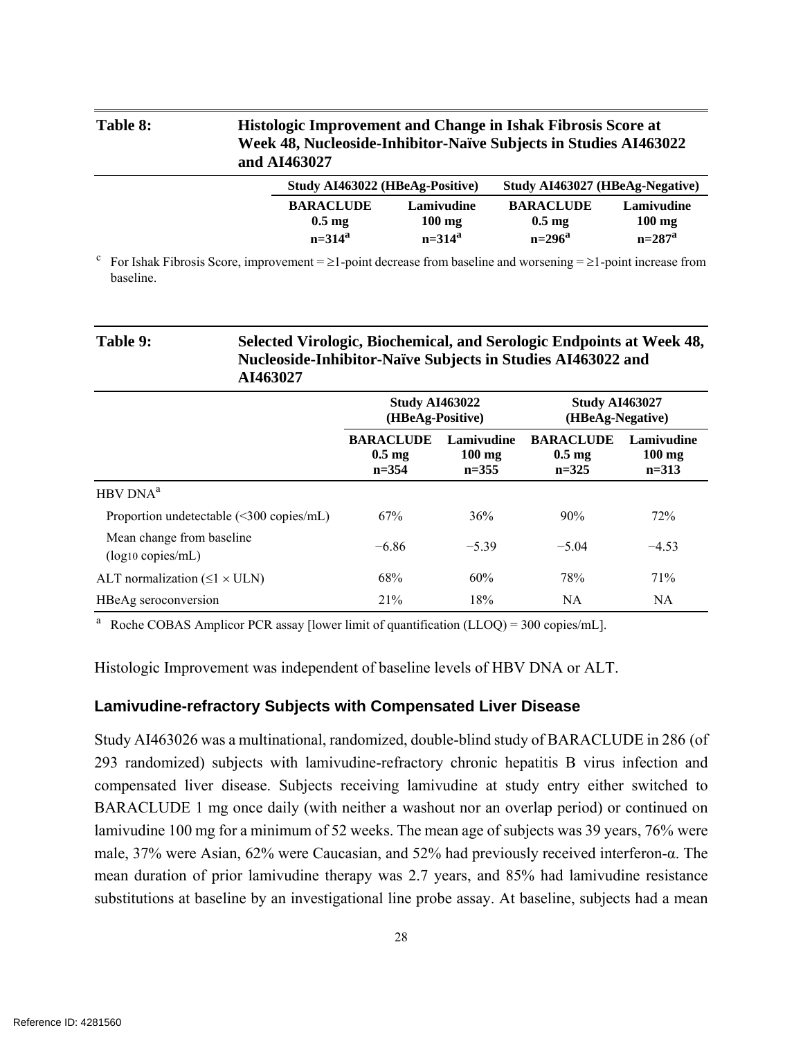**Table 8: Histologic Improvement and Change in Ishak Fibrosis Score at Week 48, Nucleoside-Inhibitor-Naïve Subjects in Studies AI463022 and AI463027**

| | Study AI463022 (HBeAg-Positive) | | Study AI463027 (HBeAg-Negative) | |
|---|---|---|---|---|
| | BARACLUDE 0.5 mg n=314[a] | Lamivudine 100 mg n=314[a] | BARACLUDE 0.5 mg n=296[a] | Lamivudine 100 mg n=287[a] |

[c] For Ishak Fibrosis Score, improvement = ≥1-point decrease from baseline and worsening = ≥1-point increase from baseline.

**Table 9: Selected Virologic, Biochemical, and Serologic Endpoints at Week 48, Nucleoside-Inhibitor-Naïve Subjects in Studies AI463022 and AI463027**

| | Study AI463022 (HBeAg-Positive) | | Study AI463027 (HBeAg-Negative) | |
|---|---|---|---|---|
| | BARACLUDE 0.5 mg n=354 | Lamivudine 100 mg n=355 | BARACLUDE 0.5 mg n=325 | Lamivudine 100 mg n=313 |
| HBV DNA[a] | | | | |
| Proportion undetectable (<300 copies/mL) | 67% | 36% | 90% | 72% |
| Mean change from baseline ($log_{10}$ copies/mL) | −6.86 | −5.39 | −5.04 | −4.53 |
| ALT normalization (≤1 × ULN) | 68% | 60% | 78% | 71% |
| HBeAg seroconversion | 21% | 18% | NA | NA |

[a] Roche COBAS Amplicor PCR assay [lower limit of quantification (LLOQ) = 300 copies/mL].

Histologic Improvement was independent of baseline levels of HBV DNA or ALT.

### Lamivudine-refractory Subjects with Compensated Liver Disease

Study AI463026 was a multinational, randomized, double-blind study of BARACLUDE in 286 (of 293 randomized) subjects with lamivudine-refractory chronic hepatitis B virus infection and compensated liver disease. Subjects receiving lamivudine at study entry either switched to BARACLUDE 1 mg once daily (with neither a washout nor an overlap period) or continued on lamivudine 100 mg for a minimum of 52 weeks. The mean age of subjects was 39 years, 76% were male, 37% were Asian, 62% were Caucasian, and 52% had previously received interferon-α. The mean duration of prior lamivudine therapy was 2.7 years, and 85% had lamivudine resistance substitutions at baseline by an investigational line probe assay. At baseline, subjects had a mean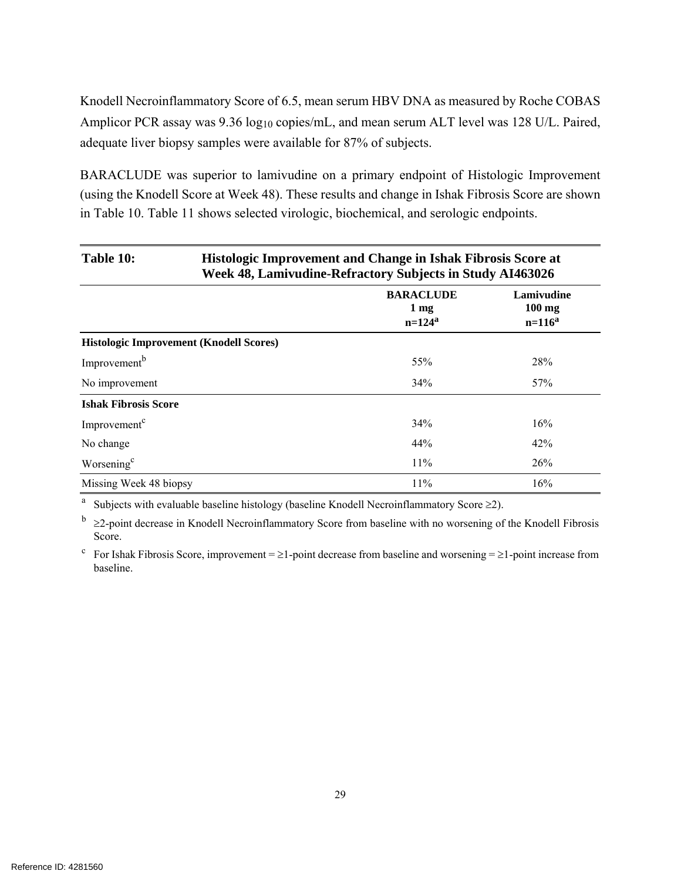Knodell Necroinflammatory Score of 6.5, mean serum HBV DNA as measured by Roche COBAS Amplicor PCR assay was 9.36 $\log_{10}$ copies/mL, and mean serum ALT level was 128 U/L. Paired, adequate liver biopsy samples were available for 87% of subjects.

BARACLUDE was superior to lamivudine on a primary endpoint of Histologic Improvement (using the Knodell Score at Week 48). These results and change in Ishak Fibrosis Score are shown in Table 10. Table 11 shows selected virologic, biochemical, and serologic endpoints.

**Table 10: Histologic Improvement and Change in Ishak Fibrosis Score at Week 48, Lamivudine-Refractory Subjects in Study AI463026**

| | BARACLUDE 1 mg n=124[a] | Lamivudine 100 mg n=116[a] |
|---|---|---|
| **Histologic Improvement (Knodell Scores)** | | |
| Improvement[b] | 55% | 28% |
| No improvement | 34% | 57% |
| **Ishak Fibrosis Score** | | |
| Improvement[c] | 34% | 16% |
| No change | 44% | 42% |
| Worsening[c] | 11% | 26% |
| Missing Week 48 biopsy | 11% | 16% |

[a] Subjects with evaluable baseline histology (baseline Knodell Necroinflammatory Score ≥2).

[b] ≥2-point decrease in Knodell Necroinflammatory Score from baseline with no worsening of the Knodell Fibrosis Score.

[c] For Ishak Fibrosis Score, improvement = ≥1-point decrease from baseline and worsening = ≥1-point increase from baseline.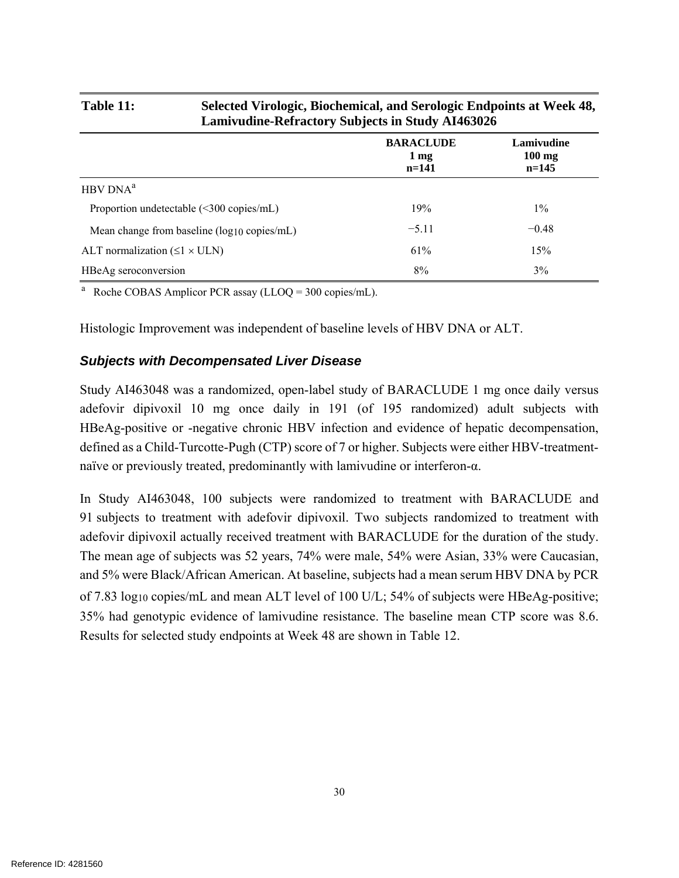**Table 11: Selected Virologic, Biochemical, and Serologic Endpoints at Week 48, Lamivudine-Refractory Subjects in Study AI463026**

| | BARACLUDE 1 mg n=141 | Lamivudine 100 mg n=145 |
|---|---|---|
| HBV DNA[a] | | |
| Proportion undetectable (<300 copies/mL) | 19% | 1% |
| Mean change from baseline ($log_{10}$ copies/mL) | −5.11 | −0.48 |
| ALT normalization (≤1 × ULN) | 61% | 15% |
| HBeAg seroconversion | 8% | 3% |

[a] Roche COBAS Amplicor PCR assay (LLOQ = 300 copies/mL).

Histologic Improvement was independent of baseline levels of HBV DNA or ALT.

### *Subjects with Decompensated Liver Disease*

Study AI463048 was a randomized, open-label study of BARACLUDE 1 mg once daily versus adefovir dipivoxil 10 mg once daily in 191 (of 195 randomized) adult subjects with HBeAg-positive or -negative chronic HBV infection and evidence of hepatic decompensation, defined as a Child-Turcotte-Pugh (CTP) score of 7 or higher. Subjects were either HBV-treatment-naïve or previously treated, predominantly with lamivudine or interferon-α.

In Study AI463048, 100 subjects were randomized to treatment with BARACLUDE and 91 subjects to treatment with adefovir dipivoxil. Two subjects randomized to treatment with adefovir dipivoxil actually received treatment with BARACLUDE for the duration of the study. The mean age of subjects was 52 years, 74% were male, 54% were Asian, 33% were Caucasian, and 5% were Black/African American. At baseline, subjects had a mean serum HBV DNA by PCR of 7.83 $log_{10}$ copies/mL and mean ALT level of 100 U/L; 54% of subjects were HBeAg-positive; 35% had genotypic evidence of lamivudine resistance. The baseline mean CTP score was 8.6. Results for selected study endpoints at Week 48 are shown in Table 12.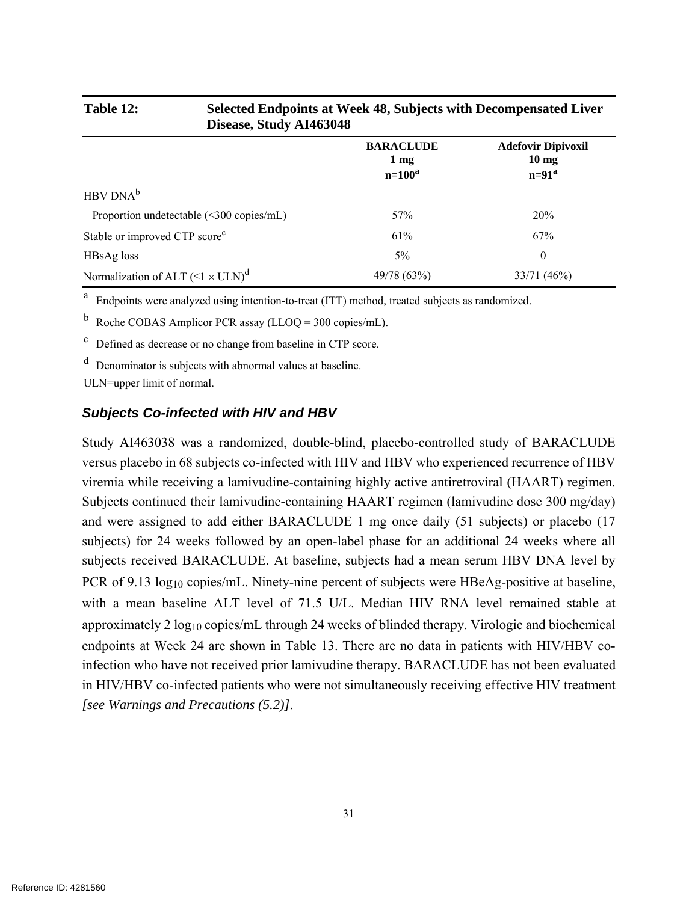**Table 12: Selected Endpoints at Week 48, Subjects with Decompensated Liver Disease, Study AI463048**

| | BARACLUDE 1 mg n=100[a] | Adefovir Dipivoxil 10 mg n=91[a] |
|---|---|---|
| HBV DNA[b] | | |
| Proportion undetectable (<300 copies/mL) | 57% | 20% |
| Stable or improved CTP score[c] | 61% | 67% |
| HBsAg loss | 5% | 0 |
| Normalization of ALT (≤1 × ULN)[d] | 49/78 (63%) | 33/71 (46%) |

[a] Endpoints were analyzed using intention-to-treat (ITT) method, treated subjects as randomized.

[b] Roche COBAS Amplicor PCR assay (LLOQ = 300 copies/mL).

[c] Defined as decrease or no change from baseline in CTP score.

[d] Denominator is subjects with abnormal values at baseline.

ULN=upper limit of normal.

### *Subjects Co-infected with HIV and HBV*

Study AI463038 was a randomized, double-blind, placebo-controlled study of BARACLUDE versus placebo in 68 subjects co-infected with HIV and HBV who experienced recurrence of HBV viremia while receiving a lamivudine-containing highly active antiretroviral (HAART) regimen. Subjects continued their lamivudine-containing HAART regimen (lamivudine dose 300 mg/day) and were assigned to add either BARACLUDE 1 mg once daily (51 subjects) or placebo (17 subjects) for 24 weeks followed by an open-label phase for an additional 24 weeks where all subjects received BARACLUDE. At baseline, subjects had a mean serum HBV DNA level by PCR of 9.13 $\log_{10}$ copies/mL. Ninety-nine percent of subjects were HBeAg-positive at baseline, with a mean baseline ALT level of 71.5 U/L. Median HIV RNA level remained stable at approximately 2 $\log_{10}$ copies/mL through 24 weeks of blinded therapy. Virologic and biochemical endpoints at Week 24 are shown in Table 13. There are no data in patients with HIV/HBV co-infection who have not received prior lamivudine therapy. BARACLUDE has not been evaluated in HIV/HBV co-infected patients who were not simultaneously receiving effective HIV treatment *[see Warnings and Precautions (5.2)]*.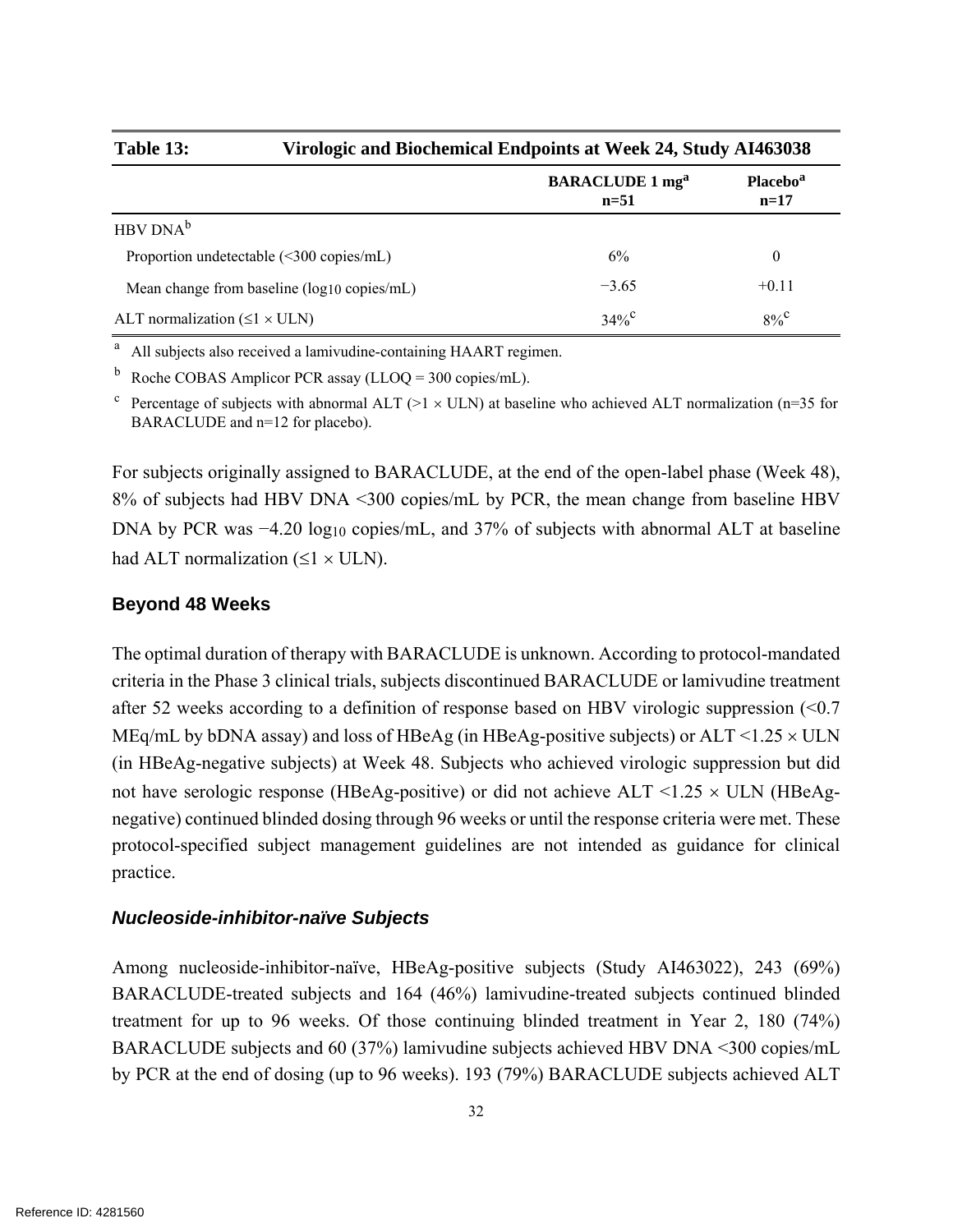**Table 13: Virologic and Biochemical Endpoints at Week 24, Study AI463038**

| | BARACLUDE 1 mg[a] n=51 | Placebo[a] n=17 |
|---|---|---|
| HBV DNA[b] | | |
| Proportion undetectable (<300 copies/mL) | 6% | 0 |
| Mean change from baseline ($\log_{10}$ copies/mL) | −3.65 | +0.11 |
| ALT normalization (≤1 × ULN) | 34%[c] | 8%[c] |

[a] All subjects also received a lamivudine-containing HAART regimen.

[b] Roche COBAS Amplicor PCR assay (LLOQ = 300 copies/mL).

[c] Percentage of subjects with abnormal ALT (>1 × ULN) at baseline who achieved ALT normalization (n=35 for BARACLUDE and n=12 for placebo).

For subjects originally assigned to BARACLUDE, at the end of the open-label phase (Week 48), 8% of subjects had HBV DNA <300 copies/mL by PCR, the mean change from baseline HBV DNA by PCR was −4.20 $\log_{10}$ copies/mL, and 37% of subjects with abnormal ALT at baseline had ALT normalization (≤1 × ULN).

### Beyond 48 Weeks

The optimal duration of therapy with BARACLUDE is unknown. According to protocol-mandated criteria in the Phase 3 clinical trials, subjects discontinued BARACLUDE or lamivudine treatment after 52 weeks according to a definition of response based on HBV virologic suppression (<0.7 MEq/mL by bDNA assay) and loss of HBeAg (in HBeAg-positive subjects) or ALT <1.25 × ULN (in HBeAg-negative subjects) at Week 48. Subjects who achieved virologic suppression but did not have serologic response (HBeAg-positive) or did not achieve ALT <1.25 × ULN (HBeAg-negative) continued blinded dosing through 96 weeks or until the response criteria were met. These protocol-specified subject management guidelines are not intended as guidance for clinical practice.

#### *Nucleoside-inhibitor-naïve Subjects*

Among nucleoside-inhibitor-naïve, HBeAg-positive subjects (Study AI463022), 243 (69%) BARACLUDE-treated subjects and 164 (46%) lamivudine-treated subjects continued blinded treatment for up to 96 weeks. Of those continuing blinded treatment in Year 2, 180 (74%) BARACLUDE subjects and 60 (37%) lamivudine subjects achieved HBV DNA <300 copies/mL by PCR at the end of dosing (up to 96 weeks). 193 (79%) BARACLUDE subjects achieved ALT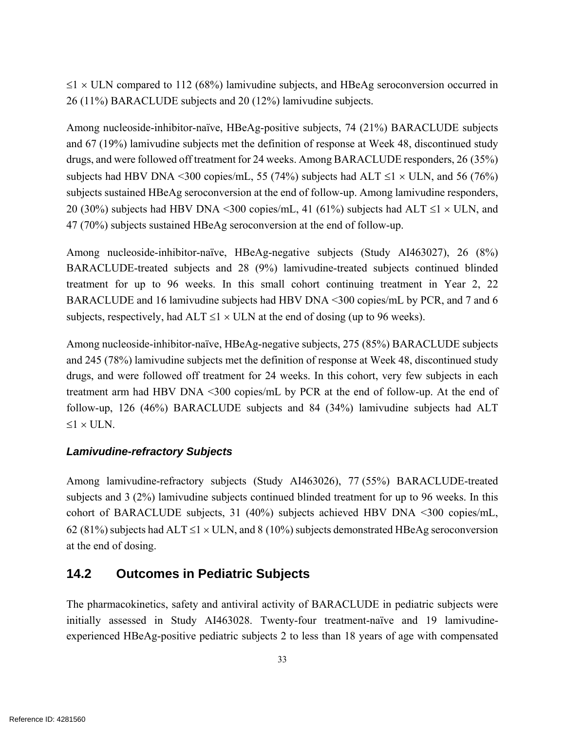$\leq 1 \times$ ULN compared to 112 (68%) lamivudine subjects, and HBeAg seroconversion occurred in 26 (11%) BARACLUDE subjects and 20 (12%) lamivudine subjects.

Among nucleoside-inhibitor-naïve, HBeAg-positive subjects, 74 (21%) BARACLUDE subjects and 67 (19%) lamivudine subjects met the definition of response at Week 48, discontinued study drugs, and were followed off treatment for 24 weeks. Among BARACLUDE responders, 26 (35%) subjects had HBV DNA <300 copies/mL, 55 (74%) subjects had ALT $\leq 1 \times$ ULN, and 56 (76%) subjects sustained HBeAg seroconversion at the end of follow-up. Among lamivudine responders, 20 (30%) subjects had HBV DNA <300 copies/mL, 41 (61%) subjects had ALT $\leq 1 \times$ ULN, and 47 (70%) subjects sustained HBeAg seroconversion at the end of follow-up.

Among nucleoside-inhibitor-naïve, HBeAg-negative subjects (Study AI463027), 26 (8%) BARACLUDE-treated subjects and 28 (9%) lamivudine-treated subjects continued blinded treatment for up to 96 weeks. In this small cohort continuing treatment in Year 2, 22 BARACLUDE and 16 lamivudine subjects had HBV DNA <300 copies/mL by PCR, and 7 and 6 subjects, respectively, had ALT $\leq 1 \times$ ULN at the end of dosing (up to 96 weeks).

Among nucleoside-inhibitor-naïve, HBeAg-negative subjects, 275 (85%) BARACLUDE subjects and 245 (78%) lamivudine subjects met the definition of response at Week 48, discontinued study drugs, and were followed off treatment for 24 weeks. In this cohort, very few subjects in each treatment arm had HBV DNA <300 copies/mL by PCR at the end of follow-up. At the end of follow-up, 126 (46%) BARACLUDE subjects and 84 (34%) lamivudine subjects had ALT $\leq 1 \times$ ULN.

### *Lamivudine-refractory Subjects*

Among lamivudine-refractory subjects (Study AI463026), 77 (55%) BARACLUDE-treated subjects and 3 (2%) lamivudine subjects continued blinded treatment for up to 96 weeks. In this cohort of BARACLUDE subjects, 31 (40%) subjects achieved HBV DNA <300 copies/mL, 62 (81%) subjects had ALT $\leq 1 \times$ ULN, and 8 (10%) subjects demonstrated HBeAg seroconversion at the end of dosing.

## 14.2 Outcomes in Pediatric Subjects

The pharmacokinetics, safety and antiviral activity of BARACLUDE in pediatric subjects were initially assessed in Study AI463028. Twenty-four treatment-naïve and 19 lamivudine-experienced HBeAg-positive pediatric subjects 2 to less than 18 years of age with compensated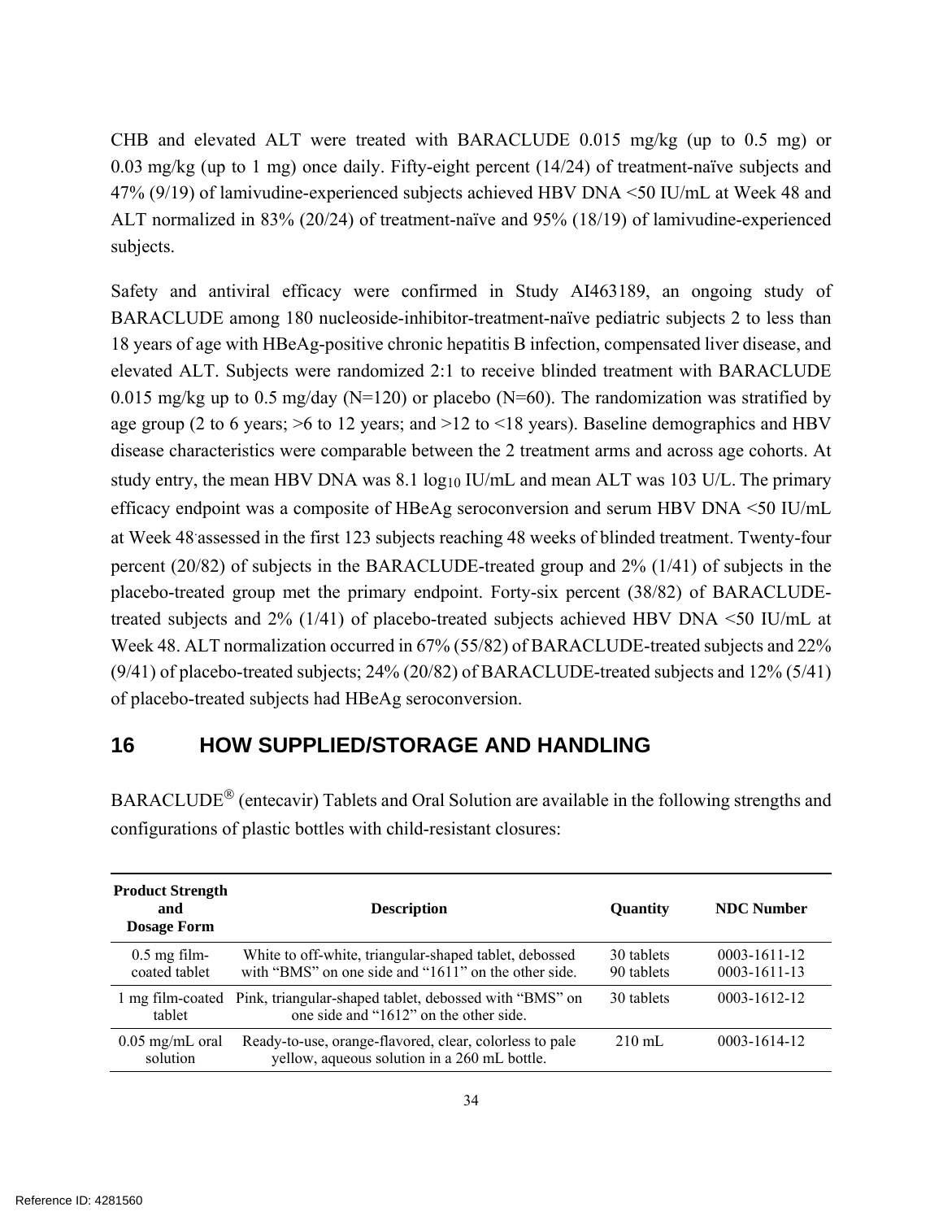CHB and elevated ALT were treated with BARACLUDE 0.015 mg/kg (up to 0.5 mg) or 0.03 mg/kg (up to 1 mg) once daily. Fifty-eight percent (14/24) of treatment-naïve subjects and 47% (9/19) of lamivudine-experienced subjects achieved HBV DNA <50 IU/mL at Week 48 and ALT normalized in 83% (20/24) of treatment-naïve and 95% (18/19) of lamivudine-experienced subjects.

Safety and antiviral efficacy were confirmed in Study AI463189, an ongoing study of BARACLUDE among 180 nucleoside-inhibitor-treatment-naïve pediatric subjects 2 to less than 18 years of age with HBeAg-positive chronic hepatitis B infection, compensated liver disease, and elevated ALT. Subjects were randomized 2:1 to receive blinded treatment with BARACLUDE 0.015 mg/kg up to 0.5 mg/day (N=120) or placebo (N=60). The randomization was stratified by age group (2 to 6 years; >6 to 12 years; and >12 to <18 years). Baseline demographics and HBV disease characteristics were comparable between the 2 treatment arms and across age cohorts. At study entry, the mean HBV DNA was 8.1 $\log_{10}$ IU/mL and mean ALT was 103 U/L. The primary efficacy endpoint was a composite of HBeAg seroconversion and serum HBV DNA <50 IU/mL at Week 48 assessed in the first 123 subjects reaching 48 weeks of blinded treatment. Twenty-four percent (20/82) of subjects in the BARACLUDE-treated group and 2% (1/41) of subjects in the placebo-treated group met the primary endpoint. Forty-six percent (38/82) of BARACLUDE-treated subjects and 2% (1/41) of placebo-treated subjects achieved HBV DNA <50 IU/mL at Week 48. ALT normalization occurred in 67% (55/82) of BARACLUDE-treated subjects and 22% (9/41) of placebo-treated subjects; 24% (20/82) of BARACLUDE-treated subjects and 12% (5/41) of placebo-treated subjects had HBeAg seroconversion.

# 16 HOW SUPPLIED/STORAGE AND HANDLING

BARACLUDE® (entecavir) Tablets and Oral Solution are available in the following strengths and configurations of plastic bottles with child-resistant closures:

| Product Strength and Dosage Form | Description | Quantity | NDC Number |
|---|---|---|---|
| 0.5 mg film-coated tablet | White to off-white, triangular-shaped tablet, debossed with “BMS” on one side and “1611” on the other side. | 30 tablets<br>90 tablets | 0003-1611-12<br>0003-1611-13 |
| 1 mg film-coated tablet | Pink, triangular-shaped tablet, debossed with “BMS” on one side and “1612” on the other side. | 30 tablets | 0003-1612-12 |
| 0.05 mg/mL oral solution | Ready-to-use, orange-flavored, clear, colorless to pale yellow, aqueous solution in a 260 mL bottle. | 210 mL | 0003-1614-12 |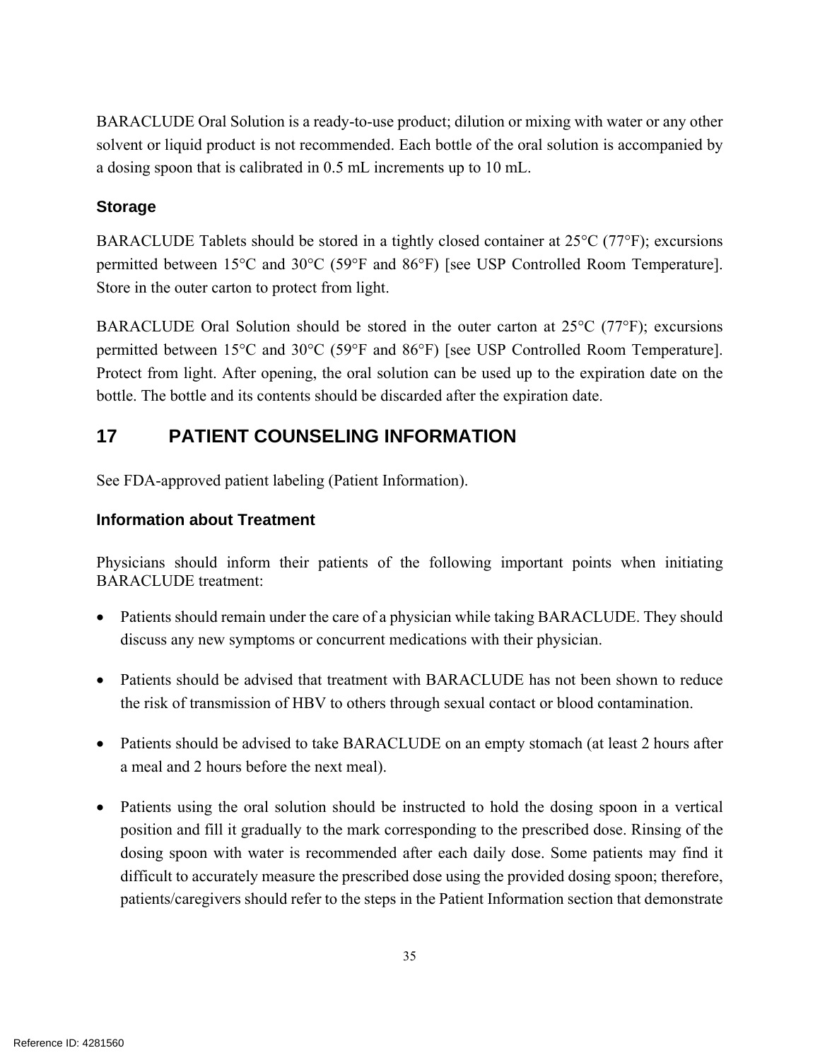BARACLUDE Oral Solution is a ready-to-use product; dilution or mixing with water or any other solvent or liquid product is not recommended. Each bottle of the oral solution is accompanied by a dosing spoon that is calibrated in 0.5 mL increments up to 10 mL.

### Storage

BARACLUDE Tablets should be stored in a tightly closed container at 25°C (77°F); excursions permitted between 15°C and 30°C (59°F and 86°F) [see USP Controlled Room Temperature]. Store in the outer carton to protect from light.

BARACLUDE Oral Solution should be stored in the outer carton at 25°C (77°F); excursions permitted between 15°C and 30°C (59°F and 86°F) [see USP Controlled Room Temperature]. Protect from light. After opening, the oral solution can be used up to the expiration date on the bottle. The bottle and its contents should be discarded after the expiration date.

## 17 PATIENT COUNSELING INFORMATION

See FDA-approved patient labeling (Patient Information).

### Information about Treatment

Physicians should inform their patients of the following important points when initiating BARACLUDE treatment:

- Patients should remain under the care of a physician while taking BARACLUDE. They should discuss any new symptoms or concurrent medications with their physician.

- Patients should be advised that treatment with BARACLUDE has not been shown to reduce the risk of transmission of HBV to others through sexual contact or blood contamination.

- Patients should be advised to take BARACLUDE on an empty stomach (at least 2 hours after a meal and 2 hours before the next meal).

- Patients using the oral solution should be instructed to hold the dosing spoon in a vertical position and fill it gradually to the mark corresponding to the prescribed dose. Rinsing of the dosing spoon with water is recommended after each daily dose. Some patients may find it difficult to accurately measure the prescribed dose using the provided dosing spoon; therefore, patients/caregivers should refer to the steps in the Patient Information section that demonstrate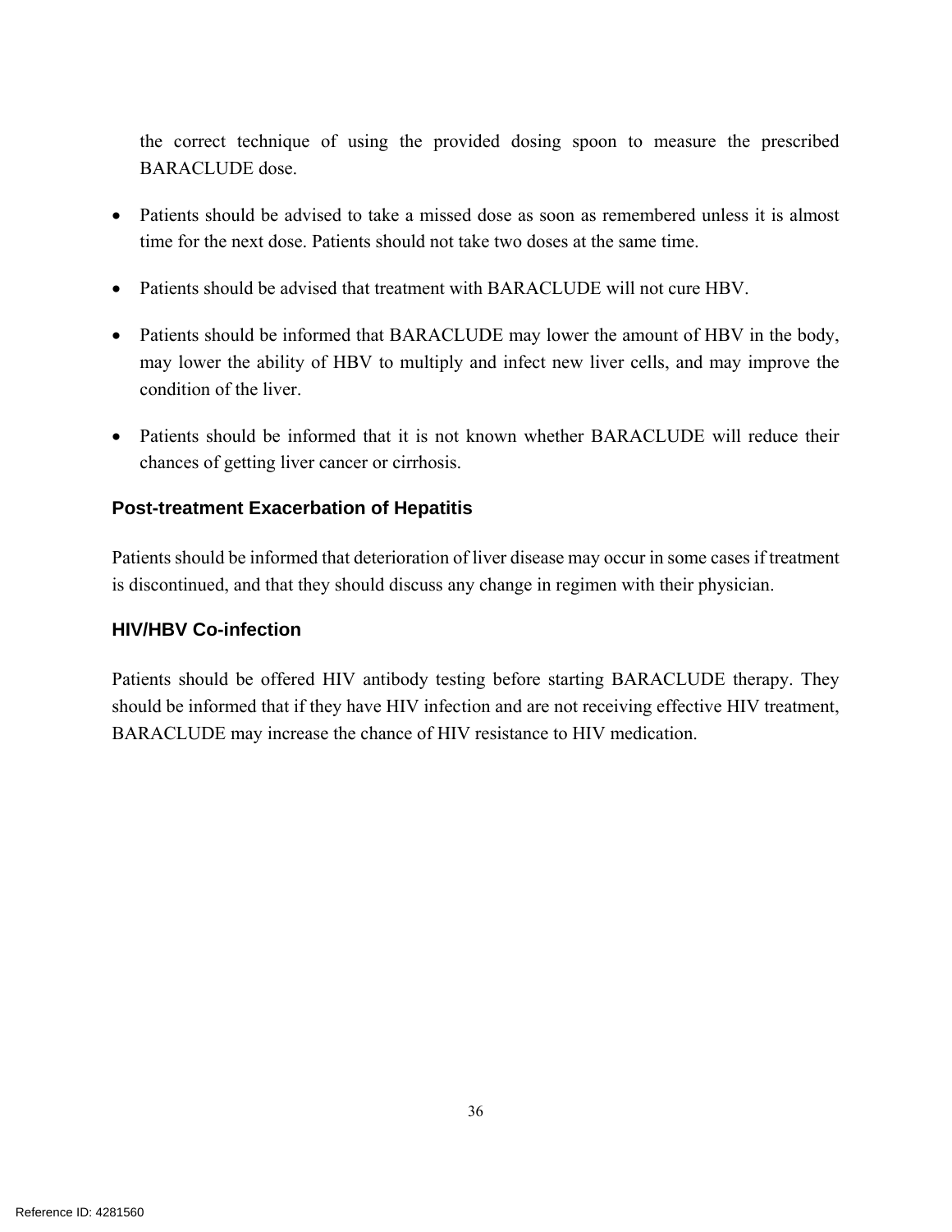the correct technique of using the provided dosing spoon to measure the prescribed BARACLUDE dose.

- Patients should be advised to take a missed dose as soon as remembered unless it is almost time for the next dose. Patients should not take two doses at the same time.
- Patients should be advised that treatment with BARACLUDE will not cure HBV.
- Patients should be informed that BARACLUDE may lower the amount of HBV in the body, may lower the ability of HBV to multiply and infect new liver cells, and may improve the condition of the liver.
- Patients should be informed that it is not known whether BARACLUDE will reduce their chances of getting liver cancer or cirrhosis.

### Post-treatment Exacerbation of Hepatitis

Patients should be informed that deterioration of liver disease may occur in some cases if treatment is discontinued, and that they should discuss any change in regimen with their physician.

### HIV/HBV Co-infection

Patients should be offered HIV antibody testing before starting BARACLUDE therapy. They should be informed that if they have HIV infection and are not receiving effective HIV treatment, BARACLUDE may increase the chance of HIV resistance to HIV medication.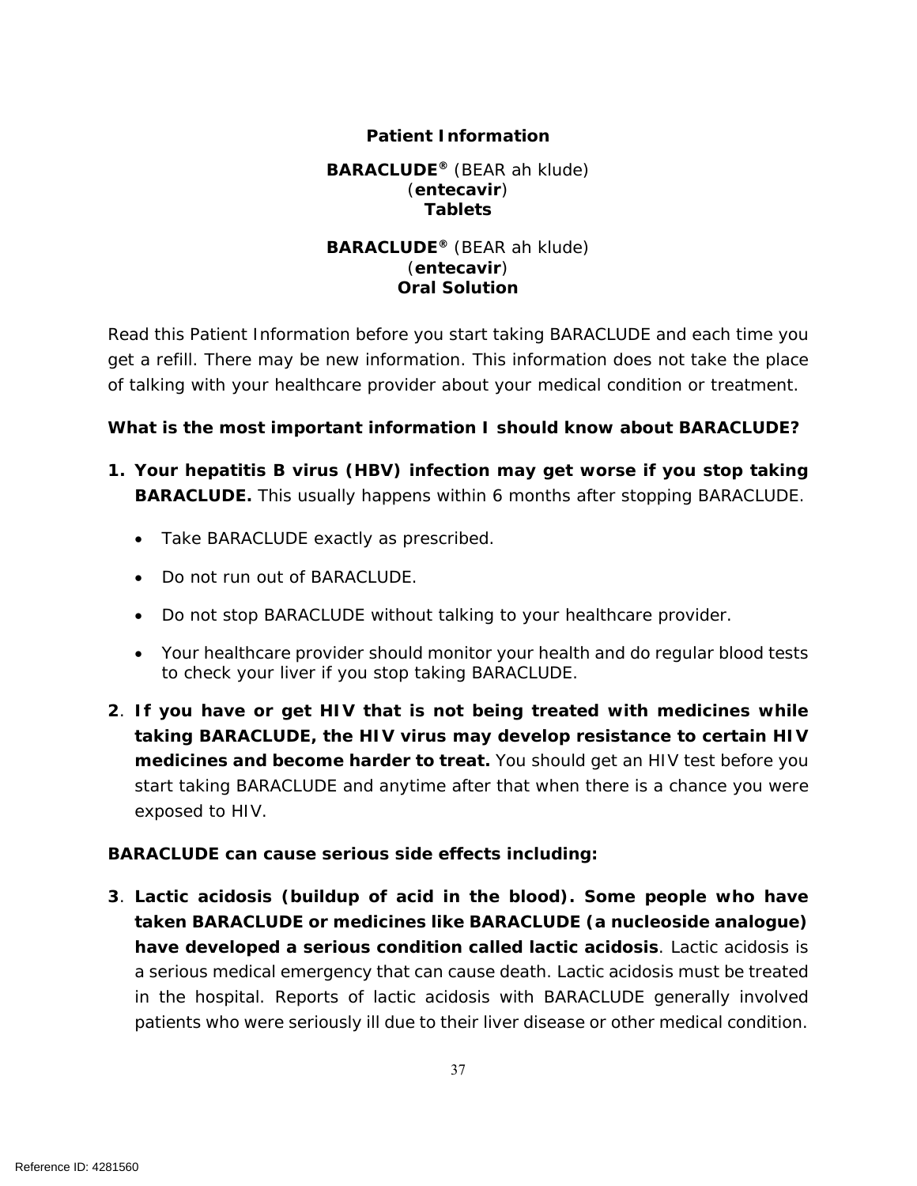# Patient Information

**BARACLUDE®** (BEAR ah klude)
(**entecavir**)
**Tablets**

**BARACLUDE®** (BEAR ah klude)
(**entecavir**)
**Oral Solution**

Read this Patient Information before you start taking BARACLUDE and each time you get a refill. There may be new information. This information does not take the place of talking with your healthcare provider about your medical condition or treatment.

**What is the most important information I should know about BARACLUDE?**

1. **Your hepatitis B virus (HBV) infection may get worse if you stop taking BARACLUDE.** This usually happens within 6 months after stopping BARACLUDE.
   - Take BARACLUDE exactly as prescribed.
   - Do not run out of BARACLUDE.
   - Do not stop BARACLUDE without talking to your healthcare provider.
   - Your healthcare provider should monitor your health and do regular blood tests to check your liver if you stop taking BARACLUDE.

2. **If you have or get HIV that is not being treated with medicines while taking BARACLUDE, the HIV virus may develop resistance to certain HIV medicines and become harder to treat.** You should get an HIV test before you start taking BARACLUDE and anytime after that when there is a chance you were exposed to HIV.

**BARACLUDE can cause serious side effects including:**

3. **Lactic acidosis (buildup of acid in the blood). Some people who have taken BARACLUDE or medicines like BARACLUDE (a nucleoside analogue) have developed a serious condition called lactic acidosis**. Lactic acidosis is a serious medical emergency that can cause death. Lactic acidosis must be treated in the hospital. Reports of lactic acidosis with BARACLUDE generally involved patients who were seriously ill due to their liver disease or other medical condition.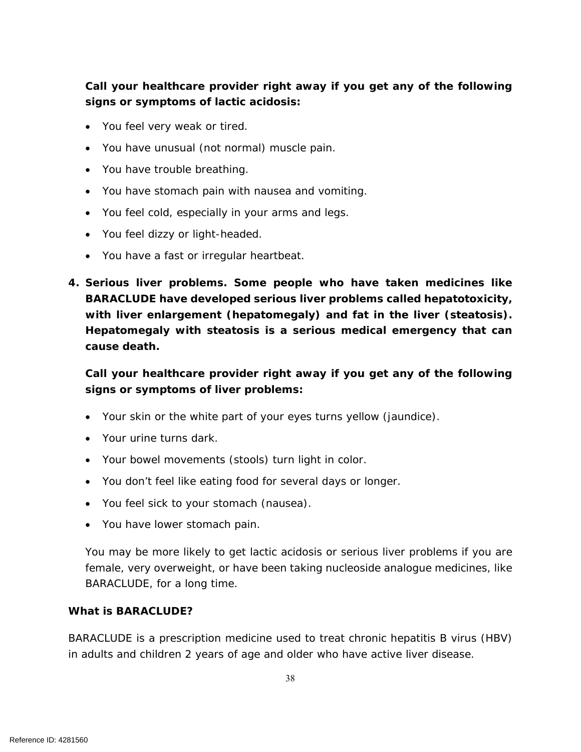**Call your healthcare provider right away if you get any of the following signs or symptoms of lactic acidosis:**

- You feel very weak or tired.
- You have unusual (not normal) muscle pain.
- You have trouble breathing.
- You have stomach pain with nausea and vomiting.
- You feel cold, especially in your arms and legs.
- You feel dizzy or light-headed.
- You have a fast or irregular heartbeat.

4. **Serious liver problems. Some people who have taken medicines like BARACLUDE have developed serious liver problems called hepatotoxicity, with liver enlargement (hepatomegaly) and fat in the liver (steatosis). Hepatomegaly with steatosis is a serious medical emergency that can cause death.**

   **Call your healthcare provider right away if you get any of the following signs or symptoms of liver problems:**

   - Your skin or the white part of your eyes turns yellow (jaundice).
   - Your urine turns dark.
   - Your bowel movements (stools) turn light in color.
   - You don't feel like eating food for several days or longer.
   - You feel sick to your stomach (nausea).
   - You have lower stomach pain.

   You may be more likely to get lactic acidosis or serious liver problems if you are female, very overweight, or have been taking nucleoside analogue medicines, like BARACLUDE, for a long time.

**What is BARACLUDE?**

BARACLUDE is a prescription medicine used to treat chronic hepatitis B virus (HBV) in adults and children 2 years of age and older who have active liver disease.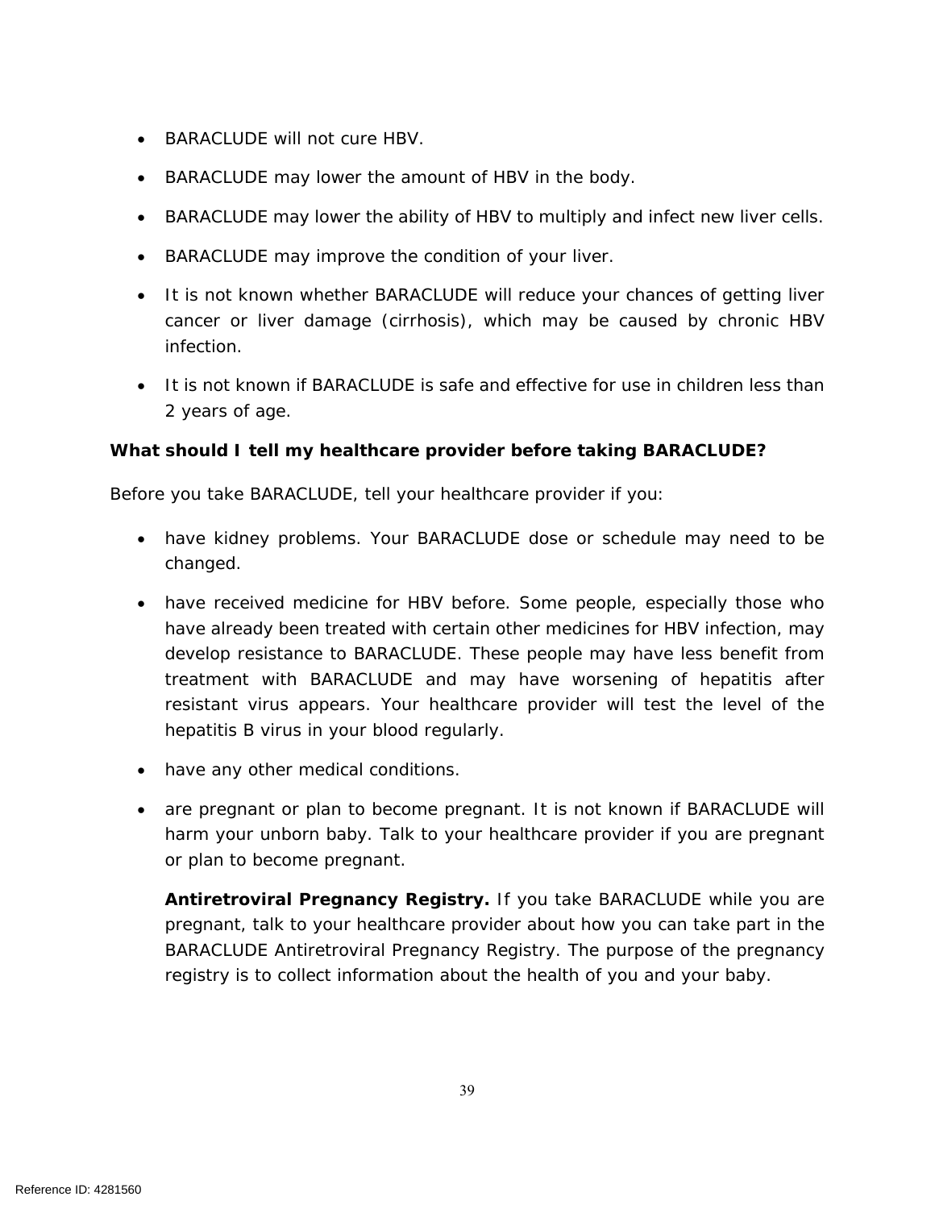- BARACLUDE will not cure HBV.
- BARACLUDE may lower the amount of HBV in the body.
- BARACLUDE may lower the ability of HBV to multiply and infect new liver cells.
- BARACLUDE may improve the condition of your liver.
- It is not known whether BARACLUDE will reduce your chances of getting liver cancer or liver damage (cirrhosis), which may be caused by chronic HBV infection.
- It is not known if BARACLUDE is safe and effective for use in children less than 2 years of age.

**What should I tell my healthcare provider before taking BARACLUDE?**

Before you take BARACLUDE, tell your healthcare provider if you:

- have kidney problems. Your BARACLUDE dose or schedule may need to be changed.
- have received medicine for HBV before. Some people, especially those who have already been treated with certain other medicines for HBV infection, may develop resistance to BARACLUDE. These people may have less benefit from treatment with BARACLUDE and may have worsening of hepatitis after resistant virus appears. Your healthcare provider will test the level of the hepatitis B virus in your blood regularly.
- have any other medical conditions.
- are pregnant or plan to become pregnant. It is not known if BARACLUDE will harm your unborn baby. Talk to your healthcare provider if you are pregnant or plan to become pregnant.

  **Antiretroviral Pregnancy Registry.** If you take BARACLUDE while you are pregnant, talk to your healthcare provider about how you can take part in the BARACLUDE Antiretroviral Pregnancy Registry. The purpose of the pregnancy registry is to collect information about the health of you and your baby.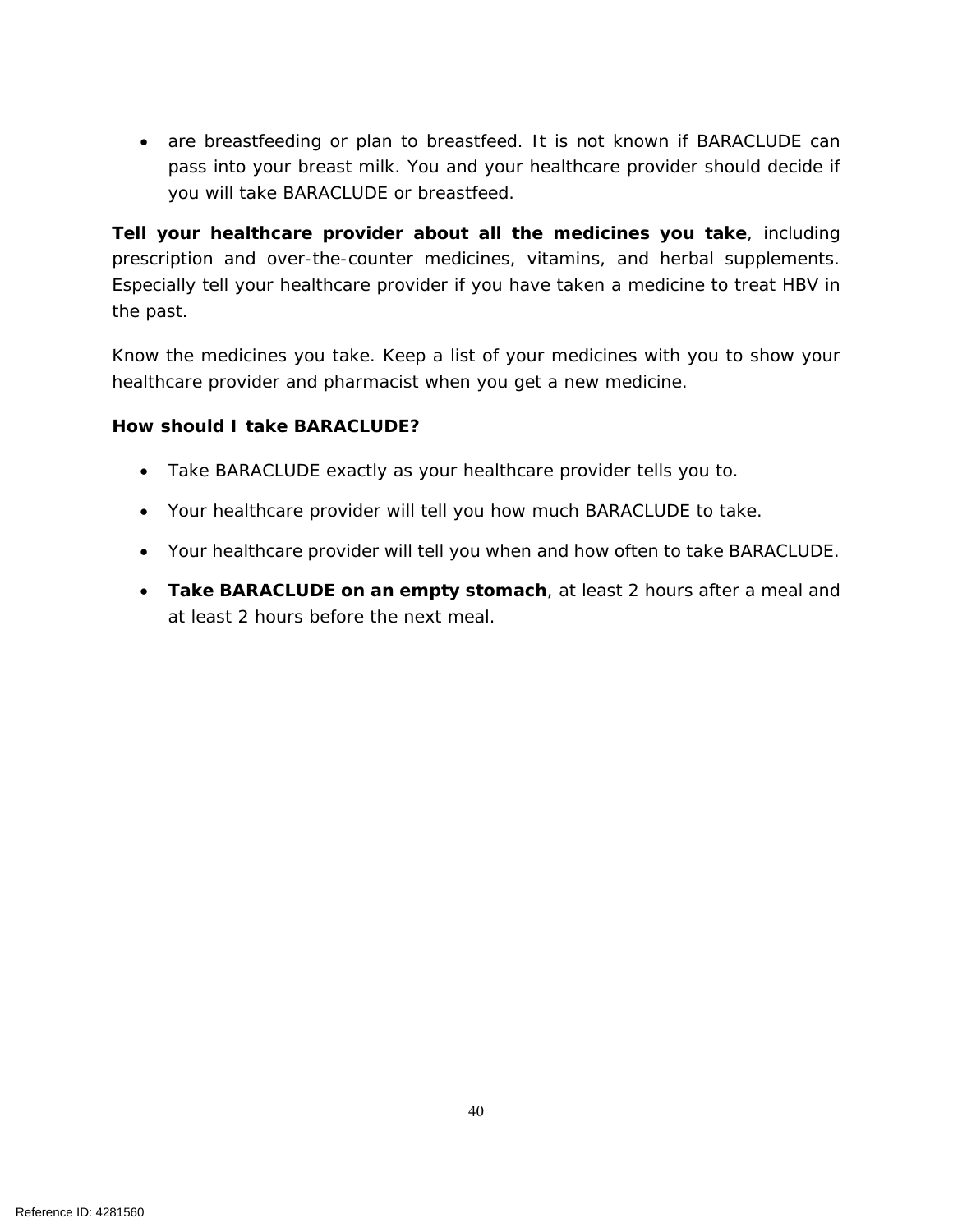- are breastfeeding or plan to breastfeed. It is not known if BARACLUDE can pass into your breast milk. You and your healthcare provider should decide if you will take BARACLUDE or breastfeed.

**Tell your healthcare provider about all the medicines you take**, including prescription and over-the-counter medicines, vitamins, and herbal supplements. Especially tell your healthcare provider if you have taken a medicine to treat HBV in the past.

Know the medicines you take. Keep a list of your medicines with you to show your healthcare provider and pharmacist when you get a new medicine.

**How should I take BARACLUDE?**

- Take BARACLUDE exactly as your healthcare provider tells you to.
- Your healthcare provider will tell you how much BARACLUDE to take.
- Your healthcare provider will tell you when and how often to take BARACLUDE.
- **Take BARACLUDE on an empty stomach**, at least 2 hours after a meal and at least 2 hours before the next meal.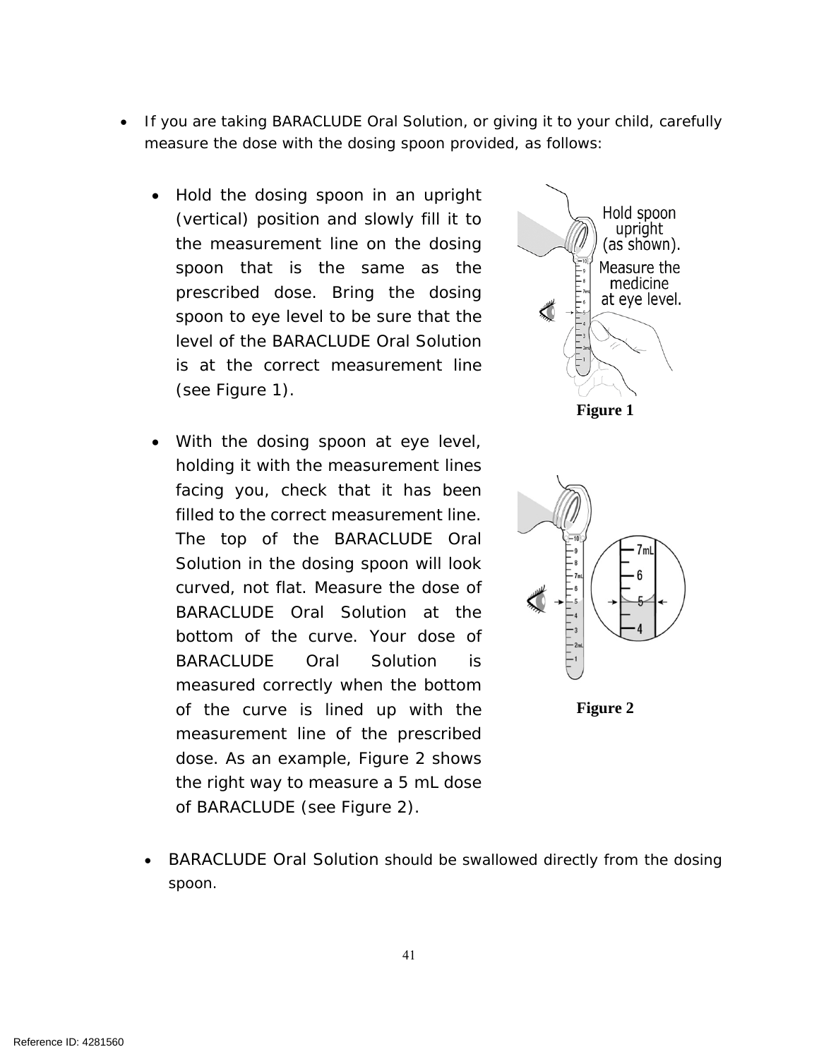- If you are taking BARACLUDE Oral Solution, or giving it to your child, carefully measure the dose with the dosing spoon provided, as follows:

  - Hold the dosing spoon in an upright (vertical) position and slowly fill it to the measurement line on the dosing spoon that is the same as the prescribed dose. Bring the dosing spoon to eye level to be sure that the level of the BARACLUDE Oral Solution is at the correct measurement line (see Figure 1).

Figure 1

  - With the dosing spoon at eye level, holding it with the measurement lines facing you, check that it has been filled to the correct measurement line. The top of the BARACLUDE Oral Solution in the dosing spoon will look curved, not flat. Measure the dose of BARACLUDE Oral Solution at the bottom of the curve. Your dose of BARACLUDE Oral Solution is measured correctly when the bottom of the curve is lined up with the measurement line of the prescribed dose. As an example, Figure 2 shows the right way to measure a 5 mL dose of BARACLUDE (see Figure 2).

Figure 2

- BARACLUDE Oral Solution should be swallowed directly from the dosing spoon.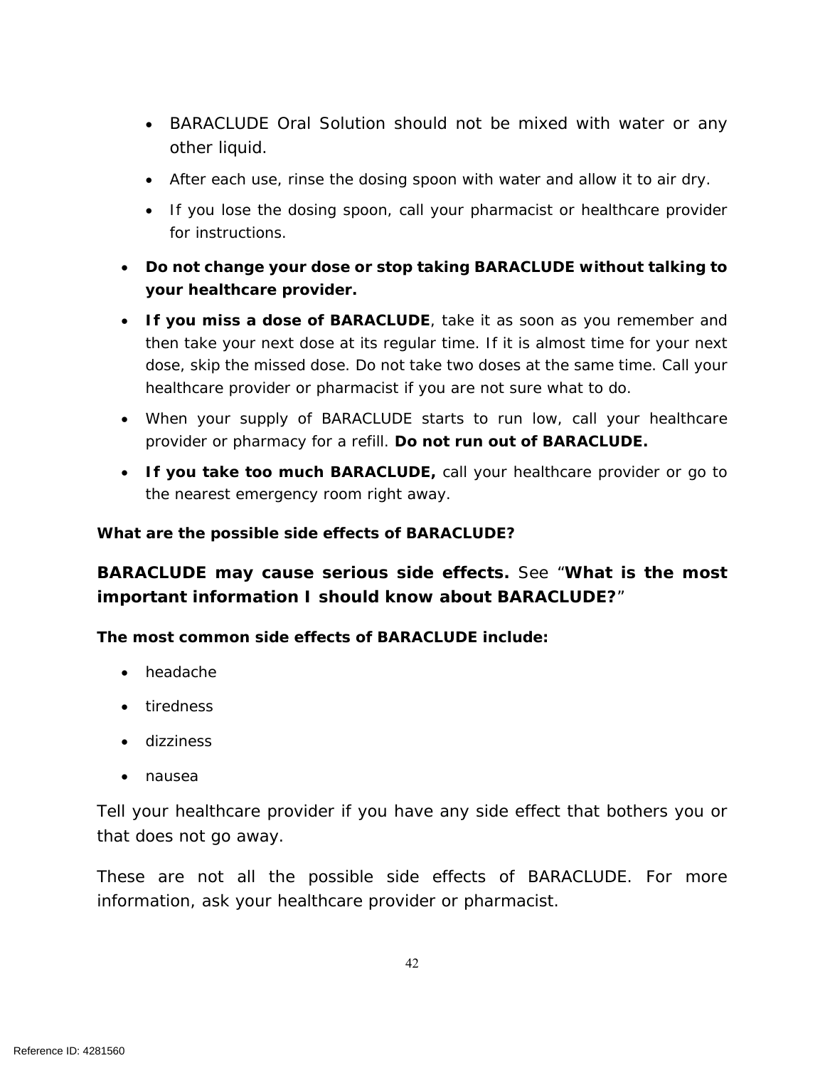- BARACLUDE Oral Solution should not be mixed with water or any other liquid.
  - After each use, rinse the dosing spoon with water and allow it to air dry.
  - If you lose the dosing spoon, call your pharmacist or healthcare provider for instructions.
- **Do not change your dose or stop taking BARACLUDE without talking to your healthcare provider.**
- **If you miss a dose of BARACLUDE**, take it as soon as you remember and then take your next dose at its regular time. If it is almost time for your next dose, skip the missed dose. Do not take two doses at the same time. Call your healthcare provider or pharmacist if you are not sure what to do.
- When your supply of BARACLUDE starts to run low, call your healthcare provider or pharmacy for a refill. **Do not run out of BARACLUDE.**
- **If you take too much BARACLUDE,** call your healthcare provider or go to the nearest emergency room right away.

**What are the possible side effects of BARACLUDE?**

**BARACLUDE may cause serious side effects.** See "**What is the most important information I should know about BARACLUDE?**"

**The most common side effects of BARACLUDE include:**

- headache
- tiredness
- dizziness
- nausea

Tell your healthcare provider if you have any side effect that bothers you or that does not go away.

These are not all the possible side effects of BARACLUDE. For more information, ask your healthcare provider or pharmacist.

Reference ID: 4281560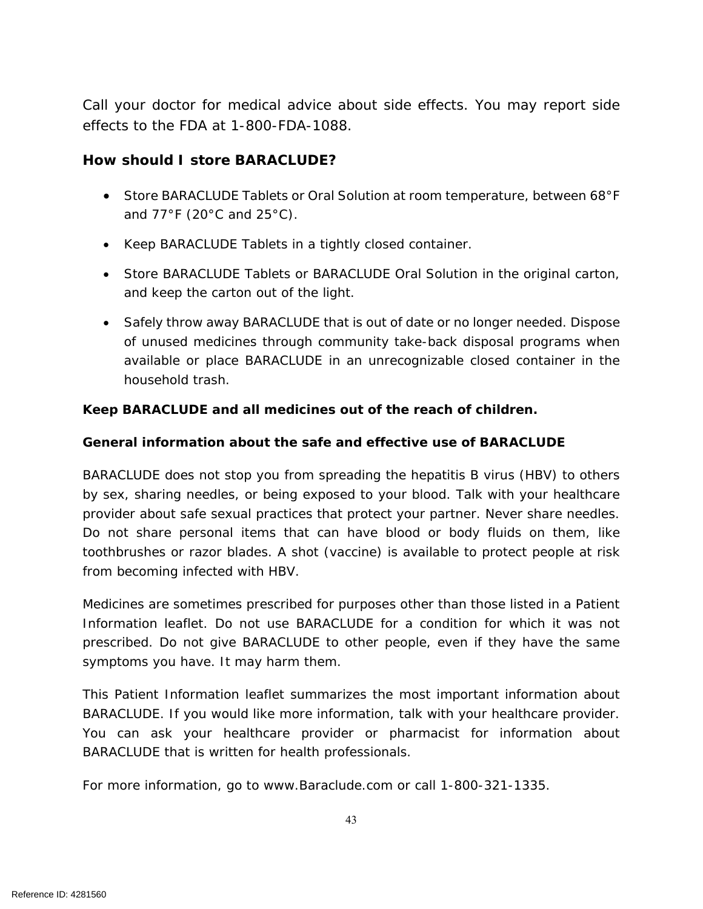Call your doctor for medical advice about side effects. You may report side effects to the FDA at 1-800-FDA-1088.

**How should I store BARACLUDE?**

- Store BARACLUDE Tablets or Oral Solution at room temperature, between 68°F and 77°F (20°C and 25°C).
- Keep BARACLUDE Tablets in a tightly closed container.
- Store BARACLUDE Tablets or BARACLUDE Oral Solution in the original carton, and keep the carton out of the light.
- Safely throw away BARACLUDE that is out of date or no longer needed. Dispose of unused medicines through community take-back disposal programs when available or place BARACLUDE in an unrecognizable closed container in the household trash.

**Keep BARACLUDE and all medicines out of the reach of children.**

**General information about the safe and effective use of BARACLUDE**

BARACLUDE does not stop you from spreading the hepatitis B virus (HBV) to others by sex, sharing needles, or being exposed to your blood. Talk with your healthcare provider about safe sexual practices that protect your partner. Never share needles. Do not share personal items that can have blood or body fluids on them, like toothbrushes or razor blades. A shot (vaccine) is available to protect people at risk from becoming infected with HBV.

Medicines are sometimes prescribed for purposes other than those listed in a Patient Information leaflet. Do not use BARACLUDE for a condition for which it was not prescribed. Do not give BARACLUDE to other people, even if they have the same symptoms you have. It may harm them.

This Patient Information leaflet summarizes the most important information about BARACLUDE. If you would like more information, talk with your healthcare provider. You can ask your healthcare provider or pharmacist for information about BARACLUDE that is written for health professionals.

For more information, go to www.Baraclude.com or call 1-800-321-1335.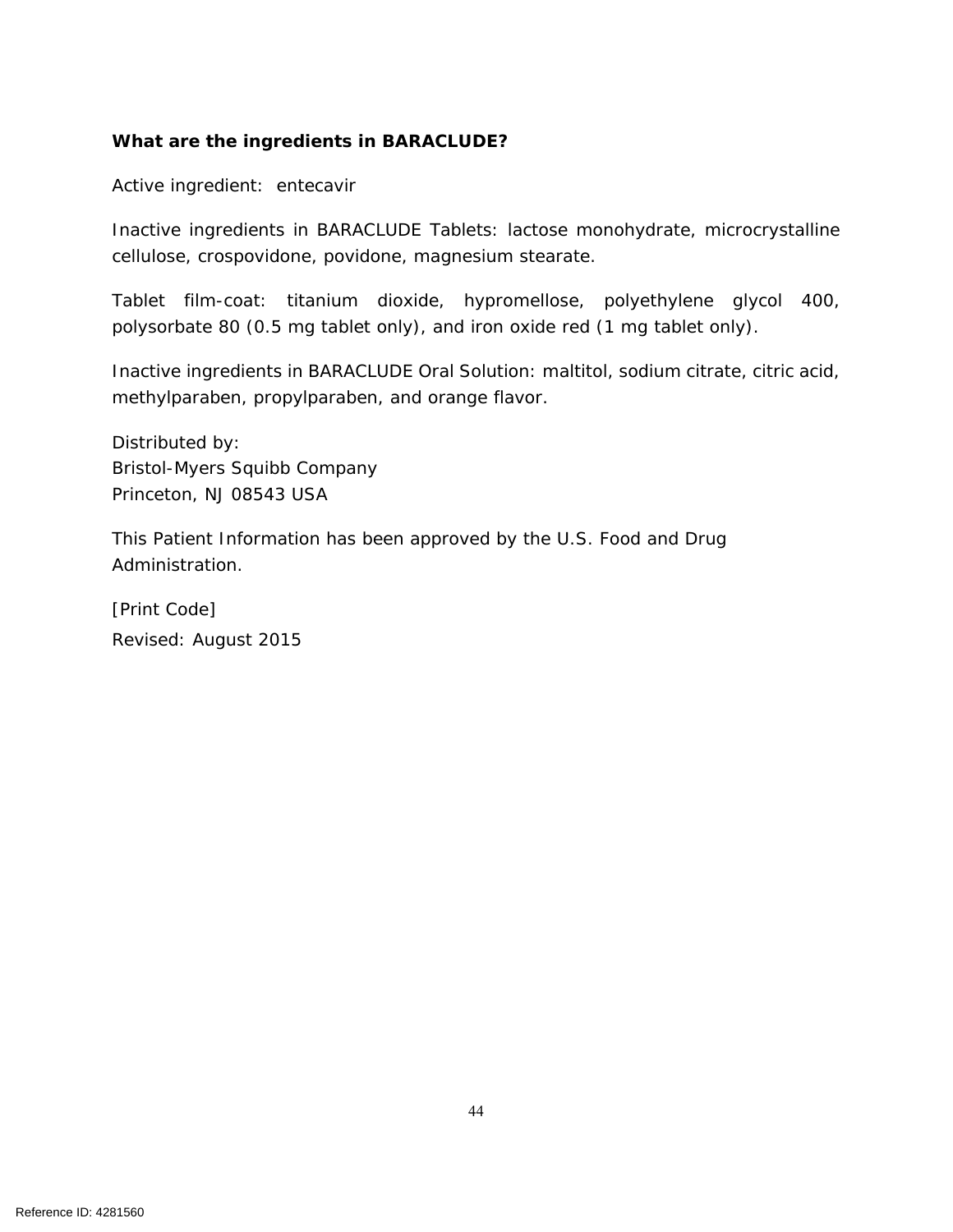**What are the ingredients in BARACLUDE?**

Active ingredient: entecavir

Inactive ingredients in BARACLUDE Tablets: lactose monohydrate, microcrystalline cellulose, crospovidone, povidone, magnesium stearate.

Tablet film-coat: titanium dioxide, hypromellose, polyethylene glycol 400, polysorbate 80 (0.5 mg tablet only), and iron oxide red (1 mg tablet only).

Inactive ingredients in BARACLUDE Oral Solution: maltitol, sodium citrate, citric acid, methylparaben, propylparaben, and orange flavor.

Distributed by:
Bristol-Myers Squibb Company
Princeton, NJ 08543 USA

This Patient Information has been approved by the U.S. Food and Drug Administration.

[Print Code]
Revised: August 2015